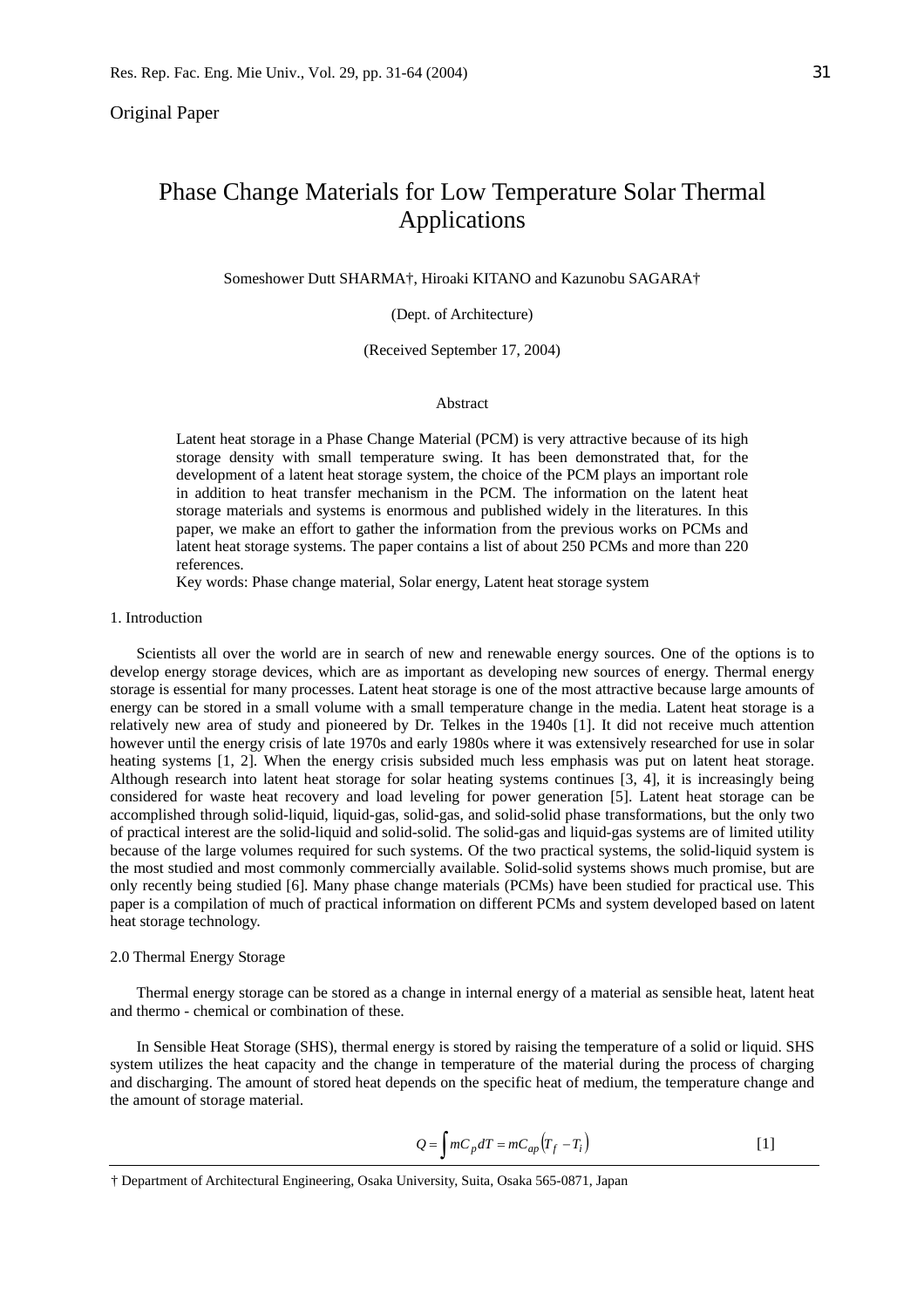Original Paper

# Phase Change Materials for Low Temperature Solar Thermal Applications

Someshower Dutt SHARMA†, Hiroaki KITANO and Kazunobu SAGARA†

(Dept. of Architecture)

(Received September 17, 2004)

## Abstract

Latent heat storage in a Phase Change Material (PCM) is very attractive because of its high storage density with small temperature swing. It has been demonstrated that, for the development of a latent heat storage system, the choice of the PCM plays an important role in addition to heat transfer mechanism in the PCM. The information on the latent heat storage materials and systems is enormous and published widely in the literatures. In this paper, we make an effort to gather the information from the previous works on PCMs and latent heat storage systems. The paper contains a list of about 250 PCMs and more than 220 references.

Key words: Phase change material, Solar energy, Latent heat storage system

## 1. Introduction

Scientists all over the world are in search of new and renewable energy sources. One of the options is to develop energy storage devices, which are as important as developing new sources of energy. Thermal energy storage is essential for many processes. Latent heat storage is one of the most attractive because large amounts of energy can be stored in a small volume with a small temperature change in the media. Latent heat storage is a relatively new area of study and pioneered by Dr. Telkes in the 1940s [1]. It did not receive much attention however until the energy crisis of late 1970s and early 1980s where it was extensively researched for use in solar heating systems [1, 2]. When the energy crisis subsided much less emphasis was put on latent heat storage. Although research into latent heat storage for solar heating systems continues [3, 4], it is increasingly being considered for waste heat recovery and load leveling for power generation [5]. Latent heat storage can be accomplished through solid-liquid, liquid-gas, solid-gas, and solid-solid phase transformations, but the only two of practical interest are the solid-liquid and solid-solid. The solid-gas and liquid-gas systems are of limited utility because of the large volumes required for such systems. Of the two practical systems, the solid-liquid system is the most studied and most commonly commercially available. Solid-solid systems shows much promise, but are only recently being studied [6]. Many phase change materials (PCMs) have been studied for practical use. This paper is a compilation of much of practical information on different PCMs and system developed based on latent heat storage technology.

## 2.0 Thermal Energy Storage

Thermal energy storage can be stored as a change in internal energy of a material as sensible heat, latent heat and thermo - chemical or combination of these.

In Sensible Heat Storage (SHS), thermal energy is stored by raising the temperature of a solid or liquid. SHS system utilizes the heat capacity and the change in temperature of the material during the process of charging and discharging. The amount of stored heat depends on the specific heat of medium, the temperature change and the amount of storage material.

$$Q = \int mC_p dT = mC_{ap}\left(T_f - T_i\right) \qquad [1]$$

† Department of Architectural Engineering, Osaka University, Suita, Osaka 565-0871, Japan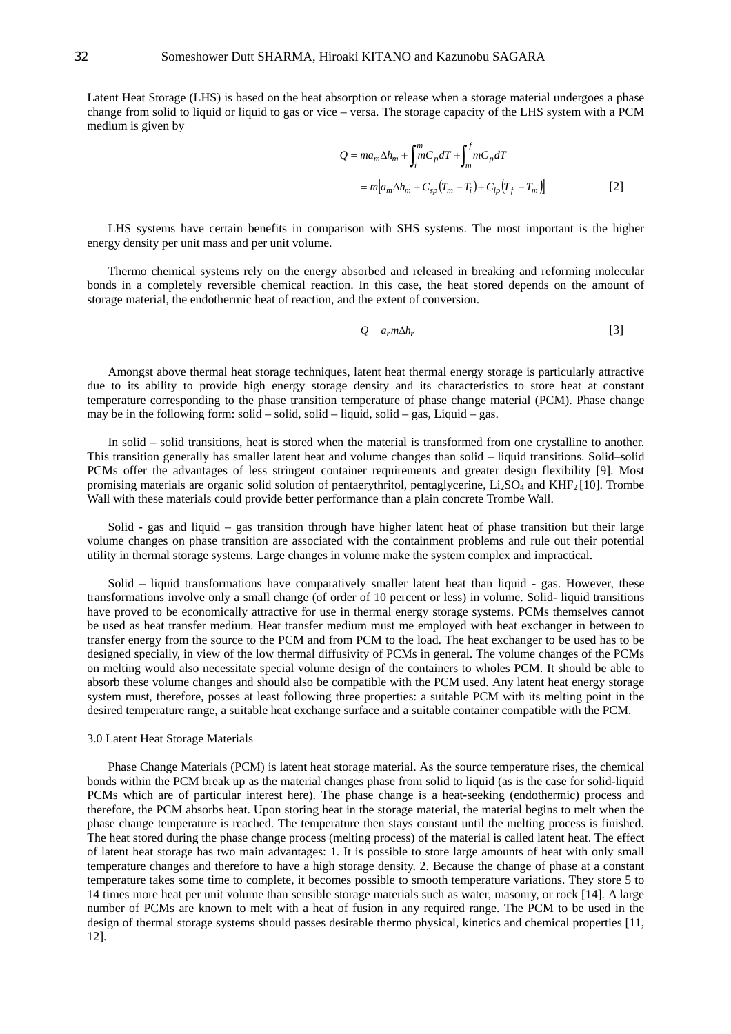Latent Heat Storage (LHS) is based on the heat absorption or release when a storage material undergoes a phase change from solid to liquid or liquid to gas or vice – versa. The storage capacity of the LHS system with a PCM medium is given by

$$Q = ma_m\Delta h_m + \int_i^m mC_p dT + \int_m^f mC_p dT$$

$$= m\left[a_m\Delta h_m + C_{sp}\left(T_m - T_i\right) + C_{lp}\left(T_f - T_m\right)\right] \quad [2]$$

LHS systems have certain benefits in comparison with SHS systems. The most important is the higher energy density per unit mass and per unit volume.

Thermo chemical systems rely on the energy absorbed and released in breaking and reforming molecular bonds in a completely reversible chemical reaction. In this case, the heat stored depends on the amount of storage material, the endothermic heat of reaction, and the extent of conversion.

$$Q = a_r m\Delta h_r \quad [3]$$

Amongst above thermal heat storage techniques, latent heat thermal energy storage is particularly attractive due to its ability to provide high energy storage density and its characteristics to store heat at constant temperature corresponding to the phase transition temperature of phase change material (PCM). Phase change may be in the following form: solid – solid, solid – liquid, solid – gas, Liquid – gas.

In solid – solid transitions, heat is stored when the material is transformed from one crystalline to another. This transition generally has smaller latent heat and volume changes than solid – liquid transitions. Solid–solid PCMs offer the advantages of less stringent container requirements and greater design flexibility [9]. Most promising materials are organic solid solution of pentaerythritol, pentaglycerine, $Li_2SO_4$ and $KHF_2$ [10]. Trombe Wall with these materials could provide better performance than a plain concrete Trombe Wall.

Solid - gas and liquid – gas transition through have higher latent heat of phase transition but their large volume changes on phase transition are associated with the containment problems and rule out their potential utility in thermal storage systems. Large changes in volume make the system complex and impractical.

Solid – liquid transformations have comparatively smaller latent heat than liquid - gas. However, these transformations involve only a small change (of order of 10 percent or less) in volume. Solid- liquid transitions have proved to be economically attractive for use in thermal energy storage systems. PCMs themselves cannot be used as heat transfer medium. Heat transfer medium must me employed with heat exchanger in between to transfer energy from the source to the PCM and from PCM to the load. The heat exchanger to be used has to be designed specially, in view of the low thermal diffusivity of PCMs in general. The volume changes of the PCMs on melting would also necessitate special volume design of the containers to wholes PCM. It should be able to absorb these volume changes and should also be compatible with the PCM used. Any latent heat energy storage system must, therefore, posses at least following three properties: a suitable PCM with its melting point in the desired temperature range, a suitable heat exchange surface and a suitable container compatible with the PCM.

## 3.0 Latent Heat Storage Materials

Phase Change Materials (PCM) is latent heat storage material. As the source temperature rises, the chemical bonds within the PCM break up as the material changes phase from solid to liquid (as is the case for solid-liquid PCMs which are of particular interest here). The phase change is a heat-seeking (endothermic) process and therefore, the PCM absorbs heat. Upon storing heat in the storage material, the material begins to melt when the phase change temperature is reached. The temperature then stays constant until the melting process is finished. The heat stored during the phase change process (melting process) of the material is called latent heat. The effect of latent heat storage has two main advantages: 1. It is possible to store large amounts of heat with only small temperature changes and therefore to have a high storage density. 2. Because the change of phase at a constant temperature takes some time to complete, it becomes possible to smooth temperature variations. They store 5 to 14 times more heat per unit volume than sensible storage materials such as water, masonry, or rock [14]. A large number of PCMs are known to melt with a heat of fusion in any required range. The PCM to be used in the design of thermal storage systems should passes desirable thermo physical, kinetics and chemical properties [11, 12].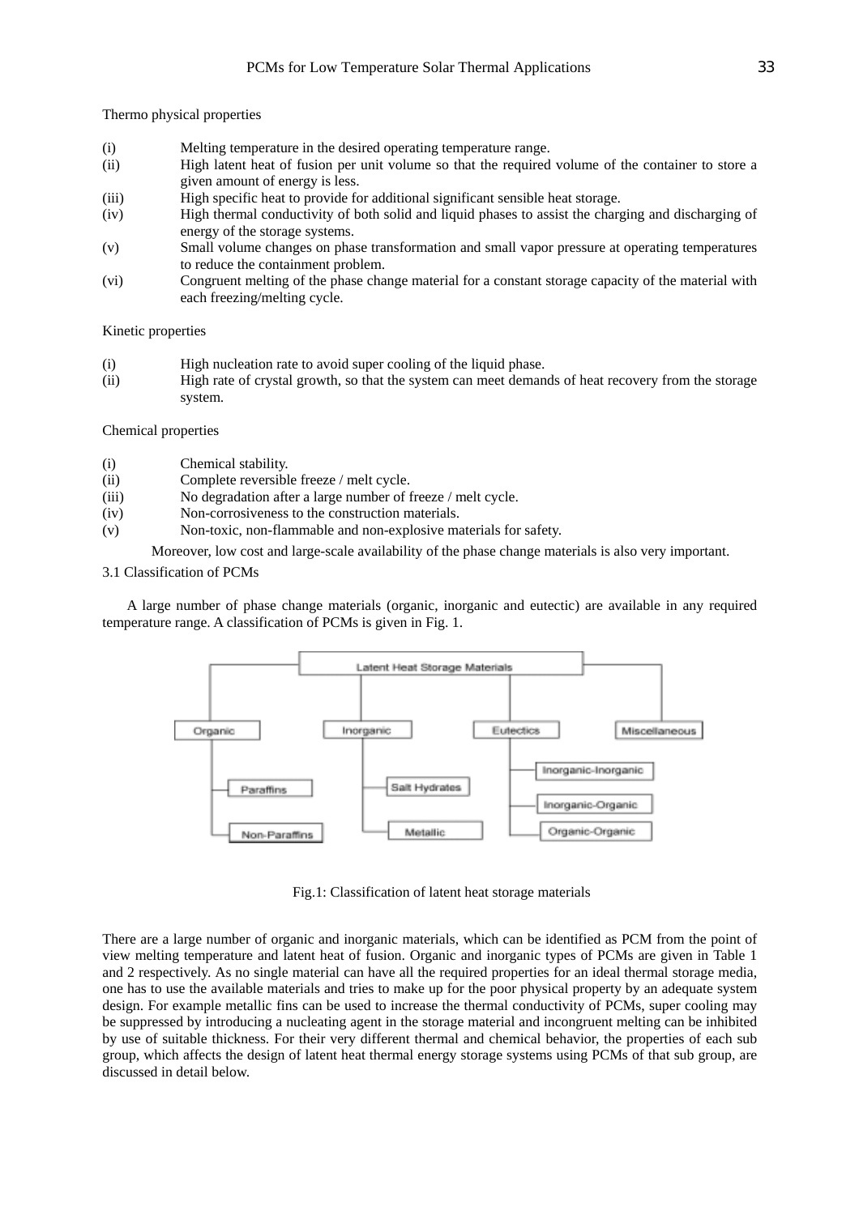Thermo physical properties

(i) Melting temperature in the desired operating temperature range.
(ii) High latent heat of fusion per unit volume so that the required volume of the container to store a given amount of energy is less.
(iii) High specific heat to provide for additional significant sensible heat storage.
(iv) High thermal conductivity of both solid and liquid phases to assist the charging and discharging of energy of the storage systems.
(v) Small volume changes on phase transformation and small vapor pressure at operating temperatures to reduce the containment problem.
(vi) Congruent melting of the phase change material for a constant storage capacity of the material with each freezing/melting cycle.

Kinetic properties

(i) High nucleation rate to avoid super cooling of the liquid phase.
(ii) High rate of crystal growth, so that the system can meet demands of heat recovery from the storage system.

Chemical properties

(i) Chemical stability.
(ii) Complete reversible freeze / melt cycle.
(iii) No degradation after a large number of freeze / melt cycle.
(iv) Non-corrosiveness to the construction materials.
(v) Non-toxic, non-flammable and non-explosive materials for safety.

Moreover, low cost and large-scale availability of the phase change materials is also very important.

3.1 Classification of PCMs

A large number of phase change materials (organic, inorganic and eutectic) are available in any required temperature range. A classification of PCMs is given in Fig. 1.

- Latent Heat Storage Materials
  - Organic
    - Paraffins
    - Non-Paraffins
  - Inorganic
    - Salt Hydrates
    - Metallic
  - Eutectics
    - Inorganic-Inorganic
    - Inorganic-Organic
    - Organic-Organic
  - Miscellaneous

Fig.1: Classification of latent heat storage materials

There are a large number of organic and inorganic materials, which can be identified as PCM from the point of view melting temperature and latent heat of fusion. Organic and inorganic types of PCMs are given in Table 1 and 2 respectively. As no single material can have all the required properties for an ideal thermal storage media, one has to use the available materials and tries to make up for the poor physical property by an adequate system design. For example metallic fins can be used to increase the thermal conductivity of PCMs, super cooling may be suppressed by introducing a nucleating agent in the storage material and incongruent melting can be inhibited by use of suitable thickness. For their very different thermal and chemical behavior, the properties of each sub group, which affects the design of latent heat thermal energy storage systems using PCMs of that sub group, are discussed in detail below.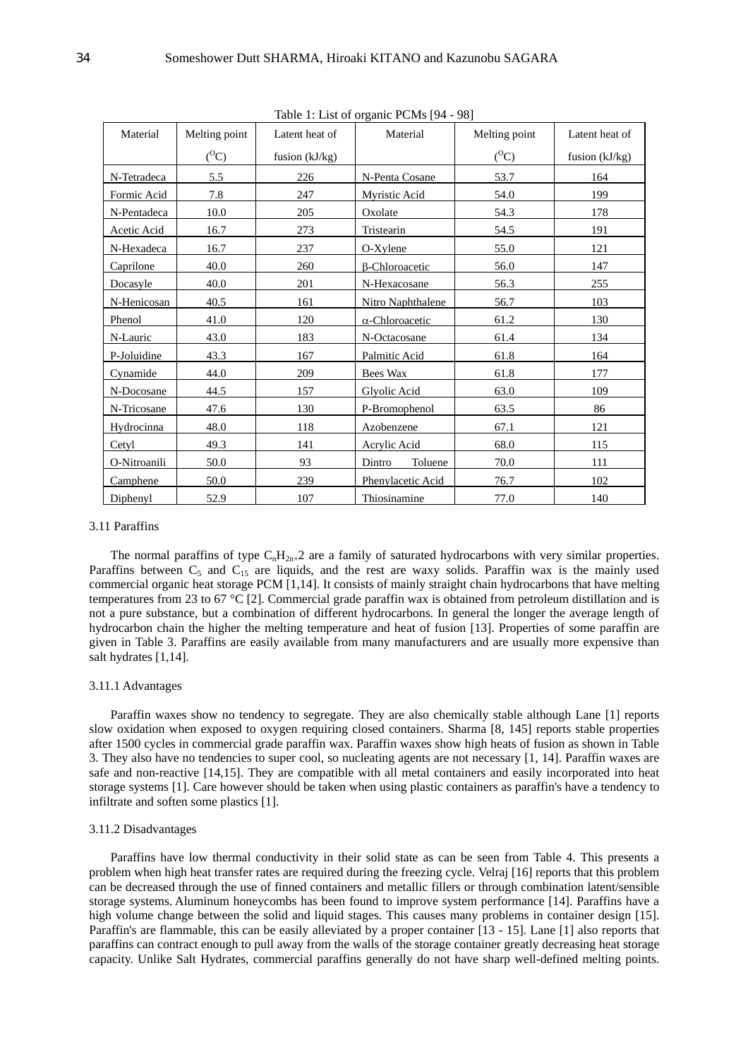Table 1: List of organic PCMs [94 - 98]

| Material | Melting point ($^{O}$C) | Latent heat of fusion (kJ/kg) | Material | Melting point ($^{O}$C) | Latent heat of fusion (kJ/kg) |
|---|---|---|---|---|---|
| N-Tetradeca | 5.5 | 226 | N-Penta Cosane | 53.7 | 164 |
| Formic Acid | 7.8 | 247 | Myristic Acid | 54.0 | 199 |
| N-Pentadeca | 10.0 | 205 | Oxolate | 54.3 | 178 |
| Acetic Acid | 16.7 | 273 | Tristearin | 54.5 | 191 |
| N-Hexadeca | 16.7 | 237 | O-Xylene | 55.0 | 121 |
| Caprilone | 40.0 | 260 | β-Chloroacetic | 56.0 | 147 |
| Docasyle | 40.0 | 201 | N-Hexacosane | 56.3 | 255 |
| N-Henicosan | 40.5 | 161 | Nitro Naphthalene | 56.7 | 103 |
| Phenol | 41.0 | 120 | α-Chloroacetic | 61.2 | 130 |
| N-Lauric | 43.0 | 183 | N-Octacosane | 61.4 | 134 |
| P-Joluidine | 43.3 | 167 | Palmitic Acid | 61.8 | 164 |
| Cynamide | 44.0 | 209 | Bees Wax | 61.8 | 177 |
| N-Docosane | 44.5 | 157 | Glyolic Acid | 63.0 | 109 |
| N-Tricosane | 47.6 | 130 | P-Bromophenol | 63.5 | 86 |
| Hydrocinna | 48.0 | 118 | Azobenzene | 67.1 | 121 |
| Cetyl | 49.3 | 141 | Acrylic Acid | 68.0 | 115 |
| O-Nitroanili | 50.0 | 93 | Dintro Toluene | 70.0 | 111 |
| Camphene | 50.0 | 239 | Phenylacetic Acid | 76.7 | 102 |
| Diphenyl | 52.9 | 107 | Thiosinamine | 77.0 | 140 |

3.11 Paraffins

The normal paraffins of type $C_nH_{2n+}2$ are a family of saturated hydrocarbons with very similar properties. Paraffins between $C_5$ and $C_{15}$ are liquids, and the rest are waxy solids. Paraffin wax is the mainly used commercial organic heat storage PCM [1,14]. It consists of mainly straight chain hydrocarbons that have melting temperatures from 23 to 67 °C [2]. Commercial grade paraffin wax is obtained from petroleum distillation and is not a pure substance, but a combination of different hydrocarbons. In general the longer the average length of hydrocarbon chain the higher the melting temperature and heat of fusion [13]. Properties of some paraffin are given in Table 3. Paraffins are easily available from many manufacturers and are usually more expensive than salt hydrates [1,14].

3.11.1 Advantages

Paraffin waxes show no tendency to segregate. They are also chemically stable although Lane [1] reports slow oxidation when exposed to oxygen requiring closed containers. Sharma [8, 145] reports stable properties after 1500 cycles in commercial grade paraffin wax. Paraffin waxes show high heats of fusion as shown in Table 3. They also have no tendencies to super cool, so nucleating agents are not necessary [1, 14]. Paraffin waxes are safe and non-reactive [14,15]. They are compatible with all metal containers and easily incorporated into heat storage systems [1]. Care however should be taken when using plastic containers as paraffin's have a tendency to infiltrate and soften some plastics [1].

3.11.2 Disadvantages

Paraffins have low thermal conductivity in their solid state as can be seen from Table 4. This presents a problem when high heat transfer rates are required during the freezing cycle. Velraj [16] reports that this problem can be decreased through the use of finned containers and metallic fillers or through combination latent/sensible storage systems. Aluminum honeycombs has been found to improve system performance [14]. Paraffins have a high volume change between the solid and liquid stages. This causes many problems in container design [15]. Paraffin's are flammable, this can be easily alleviated by a proper container [13 - 15]. Lane [1] also reports that paraffins can contract enough to pull away from the walls of the storage container greatly decreasing heat storage capacity. Unlike Salt Hydrates, commercial paraffins generally do not have sharp well-defined melting points.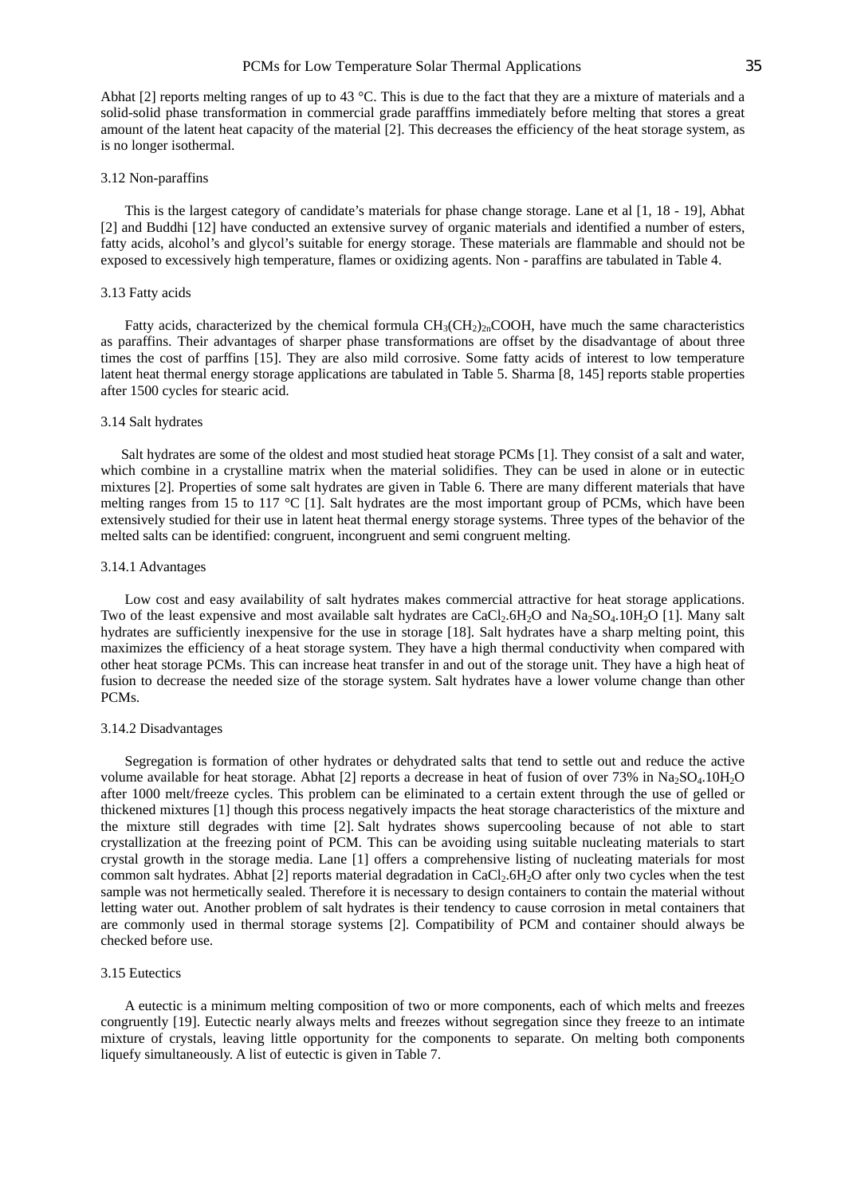Abhat [2] reports melting ranges of up to 43 °C. This is due to the fact that they are a mixture of materials and a solid-solid phase transformation in commercial grade parafffins immediately before melting that stores a great amount of the latent heat capacity of the material [2]. This decreases the efficiency of the heat storage system, as is no longer isothermal.

### 3.12 Non-paraffins

This is the largest category of candidate's materials for phase change storage. Lane et al [1, 18 - 19], Abhat [2] and Buddhi [12] have conducted an extensive survey of organic materials and identified a number of esters, fatty acids, alcohol's and glycol's suitable for energy storage. These materials are flammable and should not be exposed to excessively high temperature, flames or oxidizing agents. Non - paraffins are tabulated in Table 4.

### 3.13 Fatty acids

Fatty acids, characterized by the chemical formula $CH_3(CH_2)_{2n}COOH$, have much the same characteristics as paraffins. Their advantages of sharper phase transformations are offset by the disadvantage of about three times the cost of parffins [15]. They are also mild corrosive. Some fatty acids of interest to low temperature latent heat thermal energy storage applications are tabulated in Table 5. Sharma [8, 145] reports stable properties after 1500 cycles for stearic acid.

### 3.14 Salt hydrates

Salt hydrates are some of the oldest and most studied heat storage PCMs [1]. They consist of a salt and water, which combine in a crystalline matrix when the material solidifies. They can be used in alone or in eutectic mixtures [2]. Properties of some salt hydrates are given in Table 6. There are many different materials that have melting ranges from 15 to 117 °C [1]. Salt hydrates are the most important group of PCMs, which have been extensively studied for their use in latent heat thermal energy storage systems. Three types of the behavior of the melted salts can be identified: congruent, incongruent and semi congruent melting.

#### 3.14.1 Advantages

Low cost and easy availability of salt hydrates makes commercial attractive for heat storage applications. Two of the least expensive and most available salt hydrates are $CaCl_2.6H_2O$ and $Na_2SO_4.10H_2O$ [1]. Many salt hydrates are sufficiently inexpensive for the use in storage [18]. Salt hydrates have a sharp melting point, this maximizes the efficiency of a heat storage system. They have a high thermal conductivity when compared with other heat storage PCMs. This can increase heat transfer in and out of the storage unit. They have a high heat of fusion to decrease the needed size of the storage system. Salt hydrates have a lower volume change than other PCMs.

#### 3.14.2 Disadvantages

Segregation is formation of other hydrates or dehydrated salts that tend to settle out and reduce the active volume available for heat storage. Abhat [2] reports a decrease in heat of fusion of over 73% in $Na_2SO_4.10H_2O$ after 1000 melt/freeze cycles. This problem can be eliminated to a certain extent through the use of gelled or thickened mixtures [1] though this process negatively impacts the heat storage characteristics of the mixture and the mixture still degrades with time [2]. Salt hydrates shows supercooling because of not able to start crystallization at the freezing point of PCM. This can be avoiding using suitable nucleating materials to start crystal growth in the storage media. Lane [1] offers a comprehensive listing of nucleating materials for most common salt hydrates. Abhat [2] reports material degradation in $CaCl_2.6H_2O$ after only two cycles when the test sample was not hermetically sealed. Therefore it is necessary to design containers to contain the material without letting water out. Another problem of salt hydrates is their tendency to cause corrosion in metal containers that are commonly used in thermal storage systems [2]. Compatibility of PCM and container should always be checked before use.

### 3.15 Eutectics

A eutectic is a minimum melting composition of two or more components, each of which melts and freezes congruently [19]. Eutectic nearly always melts and freezes without segregation since they freeze to an intimate mixture of crystals, leaving little opportunity for the components to separate. On melting both components liquefy simultaneously. A list of eutectic is given in Table 7.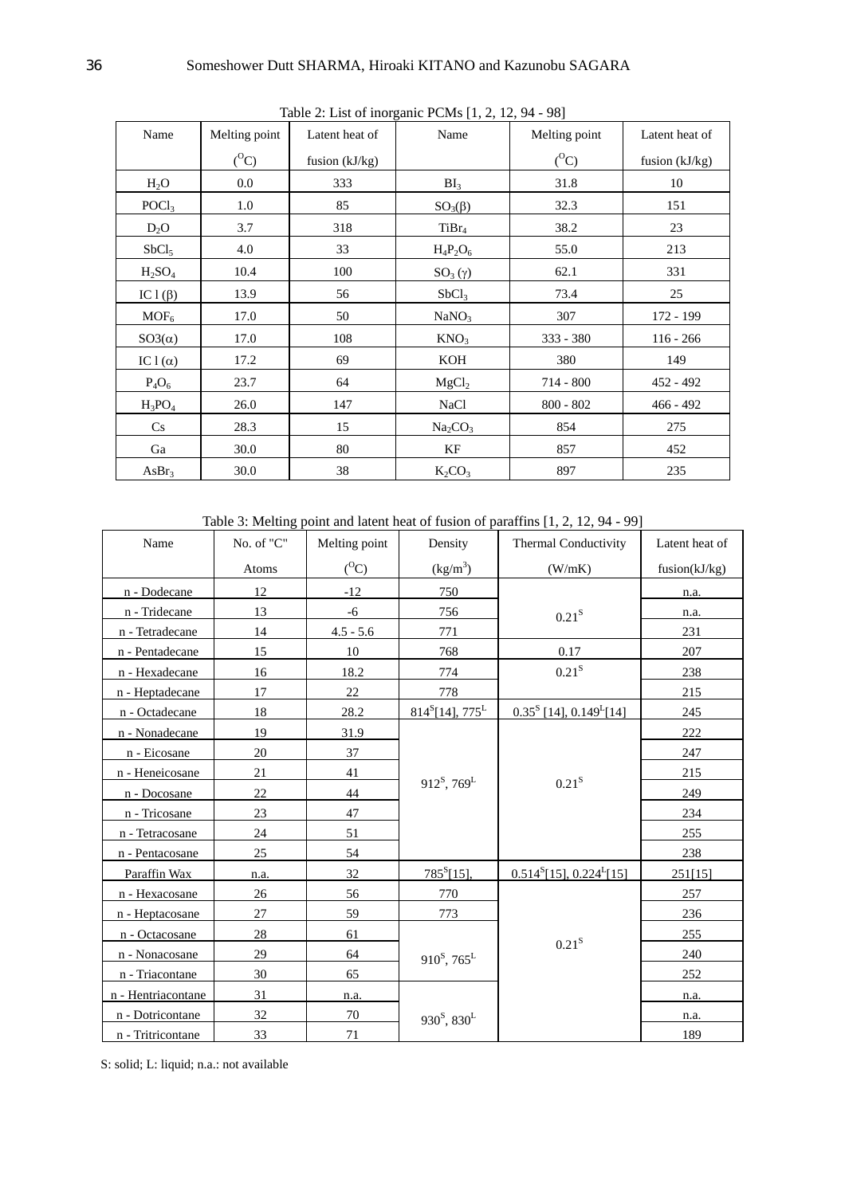Table 2: List of inorganic PCMs [1, 2, 12, 94 - 98]

| Name | Melting point ($^{O}C$) | Latent heat of fusion (kJ/kg) | Name | Melting point ($^{O}C$) | Latent heat of fusion (kJ/kg) |
|---|---|---|---|---|---|
| $H_2O$ | 0.0 | 333 | $BI_3$ | 31.8 | 10 |
| $POCl_3$ | 1.0 | 85 | $SO_3(\beta)$ | 32.3 | 151 |
| $D_2O$ | 3.7 | 318 | $TiBr_4$ | 38.2 | 23 |
| $SbCl_5$ | 4.0 | 33 | $H_4P_2O_6$ | 55.0 | 213 |
| $H_2SO_4$ | 10.4 | 100 | $SO_3(\gamma)$ | 62.1 | 331 |
| IC l ($\beta$) | 13.9 | 56 | $SbCl_3$ | 73.4 | 25 |
| $MOF_6$ | 17.0 | 50 | $NaNO_3$ | 307 | 172 - 199 |
| SO3($\alpha$) | 17.0 | 108 | $KNO_3$ | 333 - 380 | 116 - 266 |
| IC l ($\alpha$) | 17.2 | 69 | KOH | 380 | 149 |
| $P_4O_6$ | 23.7 | 64 | $MgCl_2$ | 714 - 800 | 452 - 492 |
| $H_3PO_4$ | 26.0 | 147 | NaCl | 800 - 802 | 466 - 492 |
| Cs | 28.3 | 15 | $Na_2CO_3$ | 854 | 275 |
| Ga | 30.0 | 80 | KF | 857 | 452 |
| $AsBr_3$ | 30.0 | 38 | $K_2CO_3$ | 897 | 235 |

Table 3: Melting point and latent heat of fusion of paraffins [1, 2, 12, 94 - 99]

| Name | No. of "C" Atoms | Melting point ($^{O}C$) | Density ($kg/m^3$) | Thermal Conductivity (W/mK) | Latent heat of fusion(kJ/kg) |
|---|---|---|---|---|---|
| n - Dodecane | 12 | -12 | 750 | $0.21^S$ | n.a. |
| n - Tridecane | 13 | -6 | 756 | | n.a. |
| n - Tetradecane | 14 | 4.5 - 5.6 | 771 | | 231 |
| n - Pentadecane | 15 | 10 | 768 | 0.17 | 207 |
| n - Hexadecane | 16 | 18.2 | 774 | $0.21^S$ | 238 |
| n - Heptadecane | 17 | 22 | 778 | | 215 |
| n - Octadecane | 18 | 28.2 | $814^S$[14], $775^L$ | $0.35^S$ [14], $0.149^L$[14] | 245 |
| n - Nonadecane | 19 | 31.9 | $912^S$, $769^L$ | $0.21^S$ | 222 |
| n - Eicosane | 20 | 37 | | | 247 |
| n - Heneicosane | 21 | 41 | | | 215 |
| n - Docosane | 22 | 44 | | | 249 |
| n - Tricosane | 23 | 47 | | | 234 |
| n - Tetracosane | 24 | 51 | | | 255 |
| n - Pentacosane | 25 | 54 | | | 238 |
| Paraffin Wax | n.a. | 32 | $785^S$[15], | $0.514^S$[15], $0.224^L$[15] | 251[15] |
| n - Hexacosane | 26 | 56 | 770 | $0.21^S$ | 257 |
| n - Heptacosane | 27 | 59 | 773 | | 236 |
| n - Octacosane | 28 | 61 | $910^S$, $765^L$ | | 255 |
| n - Nonacosane | 29 | 64 | | | 240 |
| n - Triacontane | 30 | 65 | | | 252 |
| n - Hentriacontane | 31 | n.a. | $930^S$, $830^L$ | | n.a. |
| n - Dotricontane | 32 | 70 | | | n.a. |
| n - Tritricontane | 33 | 71 | | | 189 |

S: solid; L: liquid; n.a.: not available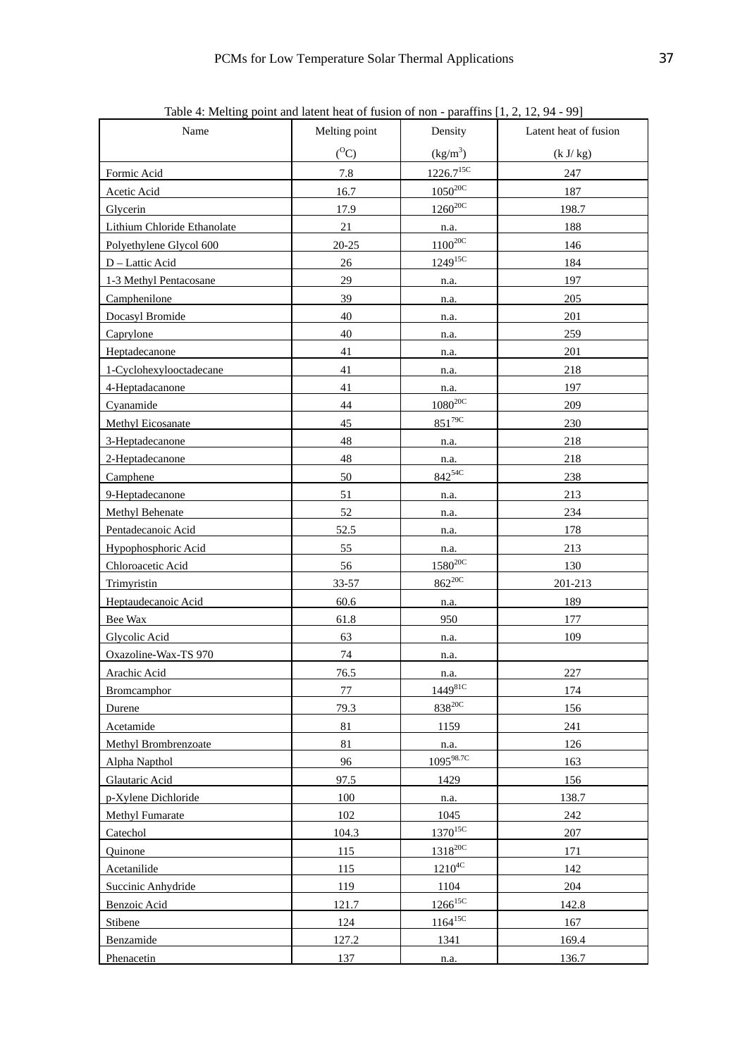Table 4: Melting point and latent heat of fusion of non - paraffins [1, 2, 12, 94 - 99]

| Name | Melting point ($^{O}C$) | Density ($kg/m^3$) | Latent heat of fusion (k J/ kg) |
|---|---|---|---|
| Formic Acid | 7.8 | $1226.7^{15C}$ | 247 |
| Acetic Acid | 16.7 | $1050^{20C}$ | 187 |
| Glycerin | 17.9 | $1260^{20C}$ | 198.7 |
| Lithium Chloride Ethanolate | 21 | n.a. | 188 |
| Polyethylene Glycol 600 | 20-25 | $1100^{20C}$ | 146 |
| D – Lattic Acid | 26 | $1249^{15C}$ | 184 |
| 1-3 Methyl Pentacosane | 29 | n.a. | 197 |
| Camphenilone | 39 | n.a. | 205 |
| Docasyl Bromide | 40 | n.a. | 201 |
| Caprylone | 40 | n.a. | 259 |
| Heptadecanone | 41 | n.a. | 201 |
| 1-Cyclohexylooctadecane | 41 | n.a. | 218 |
| 4-Heptadacanone | 41 | n.a. | 197 |
| Cyanamide | 44 | $1080^{20C}$ | 209 |
| Methyl Eicosanate | 45 | $851^{79C}$ | 230 |
| 3-Heptadecanone | 48 | n.a. | 218 |
| 2-Heptadecanone | 48 | n.a. | 218 |
| Camphene | 50 | $842^{54C}$ | 238 |
| 9-Heptadecanone | 51 | n.a. | 213 |
| Methyl Behenate | 52 | n.a. | 234 |
| Pentadecanoic Acid | 52.5 | n.a. | 178 |
| Hypophosphoric Acid | 55 | n.a. | 213 |
| Chloroacetic Acid | 56 | $1580^{20C}$ | 130 |
| Trimyristin | 33-57 | $862^{20C}$ | 201-213 |
| Heptaudecanoic Acid | 60.6 | n.a. | 189 |
| Bee Wax | 61.8 | 950 | 177 |
| Glycolic Acid | 63 | n.a. | 109 |
| Oxazoline-Wax-TS 970 | 74 | n.a. | |
| Arachic Acid | 76.5 | n.a. | 227 |
| Bromcamphor | 77 | $1449^{81C}$ | 174 |
| Durene | 79.3 | $838^{20C}$ | 156 |
| Acetamide | 81 | 1159 | 241 |
| Methyl Brombrenzoate | 81 | n.a. | 126 |
| Alpha Napthol | 96 | $1095^{98.7C}$ | 163 |
| Glautaric Acid | 97.5 | 1429 | 156 |
| p-Xylene Dichloride | 100 | n.a. | 138.7 |
| Methyl Fumarate | 102 | 1045 | 242 |
| Catechol | 104.3 | $1370^{15C}$ | 207 |
| Quinone | 115 | $1318^{20C}$ | 171 |
| Acetanilide | 115 | $1210^{4C}$ | 142 |
| Succinic Anhydride | 119 | 1104 | 204 |
| Benzoic Acid | 121.7 | $1266^{15C}$ | 142.8 |
| Stibene | 124 | $1164^{15C}$ | 167 |
| Benzamide | 127.2 | 1341 | 169.4 |
| Phenacetin | 137 | n.a. | 136.7 |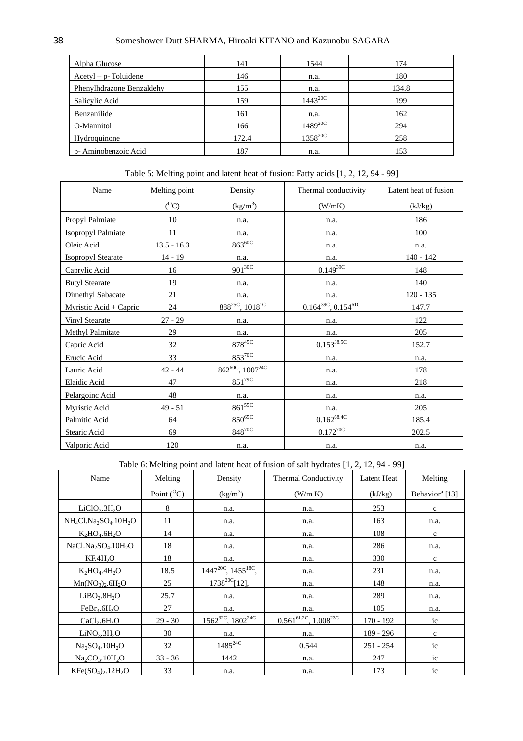| | | | |
|---|---|---|---|
| Alpha Glucose | 141 | 1544 | 174 |
| Acetyl – p- Toluidene | 146 | n.a. | 180 |
| Phenylhdrazone Benzaldehy | 155 | n.a. | 134.8 |
| Salicylic Acid | 159 | $1443^{20C}$ | 199 |
| Benzanilide | 161 | n.a. | 162 |
| O-Mannitol | 166 | $1489^{20C}$ | 294 |
| Hydroquinone | 172.4 | $1358^{20C}$ | 258 |
| p- Aminobenzoic Acid | 187 | n.a. | 153 |

Table 5: Melting point and latent heat of fusion: Fatty acids [1, 2, 12, 94 - 99]

| Name | Melting point ($^{O}$C) | Density (kg/m$^3$) | Thermal conductivity (W/mK) | Latent heat of fusion (kJ/kg) |
|---|---|---|---|---|
| Propyl Palmiate | 10 | n.a. | n.a. | 186 |
| Isopropyl Palmiate | 11 | n.a. | n.a. | 100 |
| Oleic Acid | 13.5 - 16.3 | $863^{60C}$ | n.a. | n.a. |
| Isopropyl Stearate | 14 - 19 | n.a. | n.a. | 140 - 142 |
| Caprylic Acid | 16 | $901^{30C}$ | $0.149^{39C}$ | 148 |
| Butyl Stearate | 19 | n.a. | n.a. | 140 |
| Dimethyl Sabacate | 21 | n.a. | n.a. | 120 - 135 |
| Myristic Acid + Capric | 24 | $888^{25C}$, $1018^{1C}$ | $0.164^{39C}$, $0.154^{61C}$ | 147.7 |
| Vinyl Stearate | 27 - 29 | n.a. | n.a. | 122 |
| Methyl Palmitate | 29 | n.a. | n.a. | 205 |
| Capric Acid | 32 | $878^{45C}$ | $0.153^{38.5C}$ | 152.7 |
| Erucic Acid | 33 | $853^{70C}$ | n.a. | n.a. |
| Lauric Acid | 42 - 44 | $862^{60C}$, $1007^{24C}$ | n.a. | 178 |
| Elaidic Acid | 47 | $851^{79C}$ | n.a. | 218 |
| Pelargoinc Acid | 48 | n.a. | n.a. | n.a. |
| Myristic Acid | 49 - 51 | $861^{55C}$ | n.a. | 205 |
| Palmitic Acid | 64 | $850^{65C}$ | $0.162^{68.4C}$ | 185.4 |
| Stearic Acid | 69 | $848^{70C}$ | $0.172^{70C}$ | 202.5 |
| Valporic Acid | 120 | n.a. | n.a. | n.a. |

Table 6: Melting point and latent heat of fusion of salt hydrates [1, 2, 12, 94 - 99]

| Name | Melting Point ($^{O}$C) | Density (kg/m$^3$) | Thermal Conductivity (W/m K) | Latent Heat (kJ/kg) | Melting Behavior[a] [13] |
|---|---|---|---|---|---|
| $LiClO_3.3H_2O$ | 8 | n.a. | n.a. | 253 | c |
| $NH_4Cl.Na_2SO_4.10H_2O$ | 11 | n.a. | n.a. | 163 | n.a. |
| $K_2HO_4.6H_2O$ | 14 | n.a. | n.a. | 108 | c |
| $NaCl.Na_2SO_4.10H_2O$ | 18 | n.a. | n.a. | 286 | n.a. |
| $KF.4H_2O$ | 18 | n.a. | n.a. | 330 | c |
| $K_2HO_4.4H_2O$ | 18.5 | $1447^{20C}$, $1455^{18C}$, | n.a. | 231 | n.a. |
| $Mn(NO_3)_2.6H_2O$ | 25 | $1738^{20C}$[12], | n.a. | 148 | n.a. |
| $LiBO_2.8H_2O$ | 25.7 | n.a. | n.a. | 289 | n.a. |
| $FeBr_3.6H_2O$ | 27 | n.a. | n.a. | 105 | n.a. |
| $CaCl_2.6H_2O$ | 29 - 30 | $1562^{32C}$, $1802^{24C}$ | $0.561^{61.2C}$, $1.008^{23C}$ | 170 - 192 | ic |
| $LiNO_3.3H_2O$ | 30 | n.a. | n.a. | 189 - 296 | c |
| $Na_2SO_4.10H_2O$ | 32 | $1485^{24C}$ | 0.544 | 251 - 254 | ic |
| $Na_2CO_3.10H_2O$ | 33 - 36 | 1442 | n.a. | 247 | ic |
| $KFe(SO_4)_2.12H_2O$ | 33 | n.a. | n.a. | 173 | ic |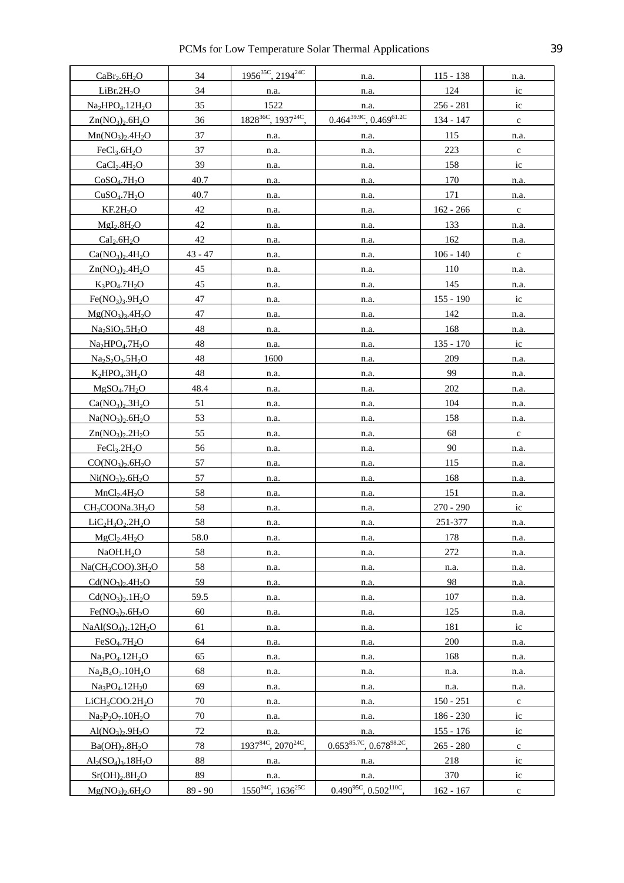| | | | | | |
|---|---|---|---|---|---|
| $CaBr_2.6H_2O$ | 34 | $1956^{35C}$, $2194^{24C}$ | n.a. | 115 - 138 | n.a. |
| $LiBr.2H_2O$ | 34 | n.a. | n.a. | 124 | ic |
| $Na_2HPO_4.12H_2O$ | 35 | 1522 | n.a. | 256 - 281 | ic |
| $Zn(NO_3)_2.6H_2O$ | 36 | $1828^{36C}$, $1937^{24C}$, | $0.464^{39.9C}$, $0.469^{61.2C}$ | 134 - 147 | c |
| $Mn(NO_3)_2.4H_2O$ | 37 | n.a. | n.a. | 115 | n.a. |
| $FeCl_3.6H_2O$ | 37 | n.a. | n.a. | 223 | c |
| $CaCl_2.4H_2O$ | 39 | n.a. | n.a. | 158 | ic |
| $CoSO_4.7H_2O$ | 40.7 | n.a. | n.a. | 170 | n.a. |
| $CuSO_4.7H_2O$ | 40.7 | n.a. | n.a. | 171 | n.a. |
| $KF.2H_2O$ | 42 | n.a. | n.a. | 162 - 266 | c |
| $MgI_2.8H_2O$ | 42 | n.a. | n.a. | 133 | n.a. |
| $CaI_2.6H_2O$ | 42 | n.a. | n.a. | 162 | n.a. |
| $Ca(NO_3)_2.4H_2O$ | 43 - 47 | n.a. | n.a. | 106 - 140 | c |
| $Zn(NO_3)_2.4H_2O$ | 45 | n.a. | n.a. | 110 | n.a. |
| $K_3PO_4.7H_2O$ | 45 | n.a. | n.a. | 145 | n.a. |
| $Fe(NO_3)_3.9H_2O$ | 47 | n.a. | n.a. | 155 - 190 | ic |
| $Mg(NO_3)_3.4H_2O$ | 47 | n.a. | n.a. | 142 | n.a. |
| $Na_2SiO_3.5H_2O$ | 48 | n.a. | n.a. | 168 | n.a. |
| $Na_2HPO_4.7H_2O$ | 48 | n.a. | n.a. | 135 - 170 | ic |
| $Na_2S_2O_3.5H_2O$ | 48 | 1600 | n.a. | 209 | n.a. |
| $K_2HPO_4.3H_2O$ | 48 | n.a. | n.a. | 99 | n.a. |
| $MgSO_4.7H_2O$ | 48.4 | n.a. | n.a. | 202 | n.a. |
| $Ca(NO_3)_2.3H_2O$ | 51 | n.a. | n.a. | 104 | n.a. |
| $Na(NO_3)_2.6H_2O$ | 53 | n.a. | n.a. | 158 | n.a. |
| $Zn(NO_3)_2.2H_2O$ | 55 | n.a. | n.a. | 68 | c |
| $FeCl_3.2H_2O$ | 56 | n.a. | n.a. | 90 | n.a. |
| $CO(NO_3)_2.6H_2O$ | 57 | n.a. | n.a. | 115 | n.a. |
| $Ni(NO_3)_2.6H_2O$ | 57 | n.a. | n.a. | 168 | n.a. |
| $MnCl_2.4H_2O$ | 58 | n.a. | n.a. | 151 | n.a. |
| $CH_3COONa.3H_2O$ | 58 | n.a. | n.a. | 270 - 290 | ic |
| $LiC_2H_3O_2.2H_2O$ | 58 | n.a. | n.a. | 251-377 | n.a. |
| $MgCl_2.4H_2O$ | 58.0 | n.a. | n.a. | 178 | n.a. |
| $NaOH.H_2O$ | 58 | n.a. | n.a. | 272 | n.a. |
| $Na(CH_3COO).3H_2O$ | 58 | n.a. | n.a. | n.a. | n.a. |
| $Cd(NO_3)_2.4H_2O$ | 59 | n.a. | n.a. | 98 | n.a. |
| $Cd(NO_3)_2.1H_2O$ | 59.5 | n.a. | n.a. | 107 | n.a. |
| $Fe(NO_3)_2.6H_2O$ | 60 | n.a. | n.a. | 125 | n.a. |
| $NaAl(SO_4)_2.12H_2O$ | 61 | n.a. | n.a. | 181 | ic |
| $FeSO_4.7H_2O$ | 64 | n.a. | n.a. | 200 | n.a. |
| $Na_3PO_4.12H_2O$ | 65 | n.a. | n.a. | 168 | n.a. |
| $Na_2B_4O_7.10H_2O$ | 68 | n.a. | n.a. | n.a. | n.a. |
| $Na_3PO_4.12H_20$ | 69 | n.a. | n.a. | n.a. | n.a. |
| $LiCH_3COO.2H_2O$ | 70 | n.a. | n.a. | 150 - 251 | c |
| $Na_2P_2O_7.10H_2O$ | 70 | n.a. | n.a. | 186 - 230 | ic |
| $Al(NO_3)_2.9H_2O$ | 72 | n.a. | n.a. | 155 - 176 | ic |
| $Ba(OH)_2.8H_2O$ | 78 | $1937^{84C}$, $2070^{24C}$, | $0.653^{85.7C}$, $0.678^{98.2C}$, | 265 - 280 | c |
| $Al_2(SO_4)_3.18H_2O$ | 88 | n.a. | n.a. | 218 | ic |
| $Sr(OH)_2.8H_2O$ | 89 | n.a. | n.a. | 370 | ic |
| $Mg(NO_3)_2.6H_2O$ | 89 - 90 | $1550^{94C}$, $1636^{25C}$ | $0.490^{95C}$, $0.502^{110C}$, | 162 - 167 | c |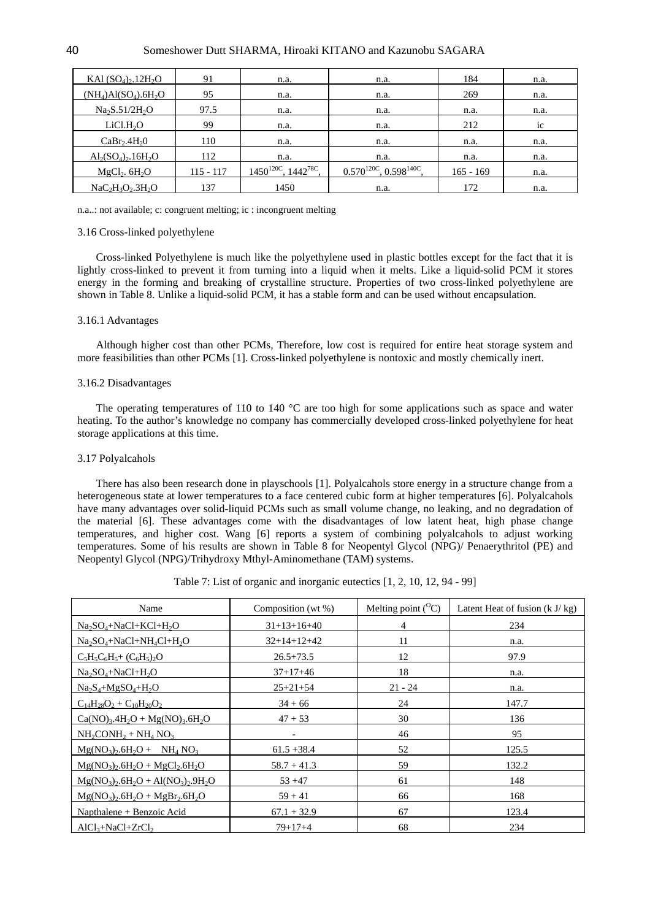| $KAl(SO_4)_2.12H_2O$ | 91 | n.a. | n.a. | 184 | n.a. |
|---|---|---|---|---|---|
| $(NH_4)Al(SO_4).6H_2O$ | 95 | n.a. | n.a. | 269 | n.a. |
| $Na_2S.51/2H_2O$ | 97.5 | n.a. | n.a. | n.a. | n.a. |
| $LiCl.H_2O$ | 99 | n.a. | n.a. | 212 | ic |
| $CaBr_2.4H_20$ | 110 | n.a. | n.a. | n.a. | n.a. |
| $Al_2(SO_4)_2.16H_2O$ | 112 | n.a. | n.a. | n.a. | n.a. |
| $MgCl_2.6H_2O$ | 115 - 117 | $1450^{120C}$, $1442^{78C}$, | $0.570^{120C}$, $0.598^{140C}$, | 165 - 169 | n.a. |
| $NaC_2H_3O_2.3H_2O$ | 137 | 1450 | n.a. | 172 | n.a. |

n.a..: not available; c: congruent melting; ic : incongruent melting

### 3.16 Cross-linked polyethylene

Cross-linked Polyethylene is much like the polyethylene used in plastic bottles except for the fact that it is lightly cross-linked to prevent it from turning into a liquid when it melts. Like a liquid-solid PCM it stores energy in the forming and breaking of crystalline structure. Properties of two cross-linked polyethylene are shown in Table 8. Unlike a liquid-solid PCM, it has a stable form and can be used without encapsulation.

#### 3.16.1 Advantages

Although higher cost than other PCMs, Therefore, low cost is required for entire heat storage system and more feasibilities than other PCMs [1]. Cross-linked polyethylene is nontoxic and mostly chemically inert.

#### 3.16.2 Disadvantages

The operating temperatures of 110 to 140 °C are too high for some applications such as space and water heating. To the author's knowledge no company has commercially developed cross-linked polyethylene for heat storage applications at this time.

### 3.17 Polyalcahols

There has also been research done in playschools [1]. Polyalcahols store energy in a structure change from a heterogeneous state at lower temperatures to a face centered cubic form at higher temperatures [6]. Polyalcahols have many advantages over solid-liquid PCMs such as small volume change, no leaking, and no degradation of the material [6]. These advantages come with the disadvantages of low latent heat, high phase change temperatures, and higher cost. Wang [6] reports a system of combining polyalcahols to adjust working temperatures. Some of his results are shown in Table 8 for Neopentyl Glycol (NPG)/ Penaerythritol (PE) and Neopentyl Glycol (NPG)/Trihydroxy Mthyl-Aminomethane (TAM) systems.

Table 7: List of organic and inorganic eutectics [1, 2, 10, 12, 94 - 99]

| Name | Composition (wt %) | Melting point ($^{O}C$) | Latent Heat of fusion (k J/ kg) |
|---|---|---|---|
| $Na_2SO_4$+NaCl+KCl+$H_2O$ | 31+13+16+40 | 4 | 234 |
| $Na_2SO_4$+NaCl+$NH_4Cl$+$H_2O$ | 32+14+12+42 | 11 | n.a. |
| $C_5H_5C_6H_5$+ $(C_6H_5)_2O$ | 26.5+73.5 | 12 | 97.9 |
| $Na_2SO_4$+NaCl+$H_2O$ | 37+17+46 | 18 | n.a. |
| $Na_2S_4$+$MgSO_4$+$H_2O$ | 25+21+54 | 21 - 24 | n.a. |
| $C_{14}H_{28}O_2$ + $C_{10}H_{20}O_2$ | 34 + 66 | 24 | 147.7 |
| $Ca(NO)_3.4H_2O$ + $Mg(NO)_3.6H_2O$ | 47 + 53 | 30 | 136 |
| $NH_2CONH_2$ + $NH_4NO_3$ | - | 46 | 95 |
| $Mg(NO_3)_2.6H_2O$ + $NH_4NO_3$ | 61.5 +38.4 | 52 | 125.5 |
| $Mg(NO_3)_2.6H_2O$ + $MgCl_2.6H_2O$ | 58.7 + 41.3 | 59 | 132.2 |
| $Mg(NO_3)_2.6H_2O$ + $Al(NO_3)_2.9H_2O$ | 53 +47 | 61 | 148 |
| $Mg(NO_3)_2.6H_2O$ + $MgBr_2.6H_2O$ | 59 + 41 | 66 | 168 |
| Napthalene + Benzoic Acid | 67.1 + 32.9 | 67 | 123.4 |
| $AlCl_3$+NaCl+$ZrCl_2$ | 79+17+4 | 68 | 234 |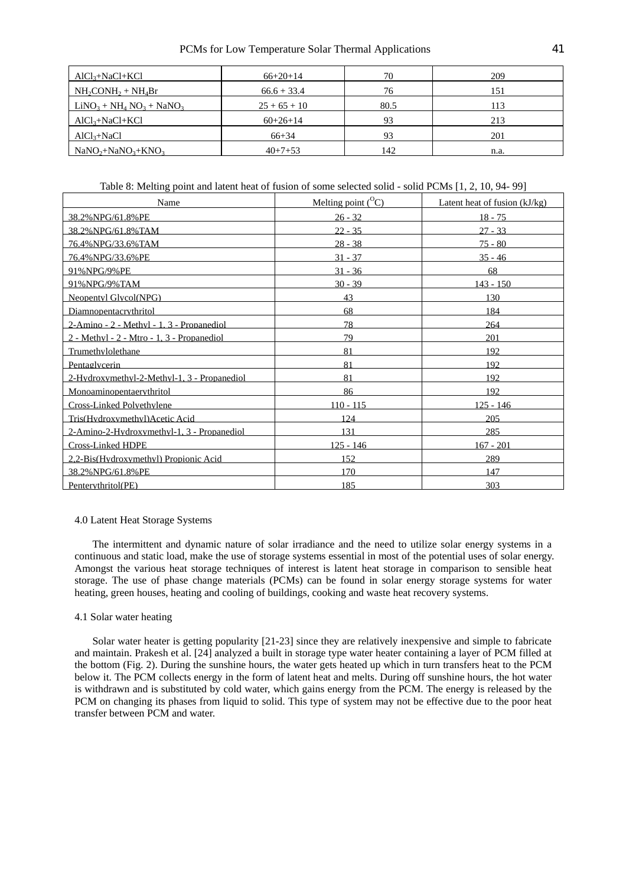| | | | |
|---|---|---|---|
| $AlCl_3$+NaCl+KCl | 66+20+14 | 70 | 209 |
| $NH_2CONH_2$ + $NH_4Br$ | 66.6 + 33.4 | 76 | 151 |
| $LiNO_3$ + $NH_4NO_3$ + $NaNO_3$ | 25 + 65 + 10 | 80.5 | 113 |
| $AlCl_3$+NaCl+KCl | 60+26+14 | 93 | 213 |
| $AlCl_3$+NaCl | 66+34 | 93 | 201 |
| $NaNO_2$+$NaNO_3$+$KNO_3$ | 40+7+53 | 142 | n.a. |

Table 8: Melting point and latent heat of fusion of some selected solid - solid PCMs [1, 2, 10, 94- 99]

| Name | Melting point ($^{O}C$) | Latent heat of fusion (kJ/kg) |
|---|---|---|
| 38.2%NPG/61.8%PE | 26 - 32 | 18 - 75 |
| 38.2%NPG/61.8%TAM | 22 - 35 | 27 - 33 |
| 76.4%NPG/33.6%TAM | 28 - 38 | 75 - 80 |
| 76.4%NPG/33.6%PE | 31 - 37 | 35 - 46 |
| 91%NPG/9%PE | 31 - 36 | 68 |
| 91%NPG/9%TAM | 30 - 39 | 143 - 150 |
| Neopentyl Glycol(NPG) | 43 | 130 |
| Diamnopentacrythritol | 68 | 184 |
| 2-Amino - 2 - Methyl - 1, 3 - Propanediol | 78 | 264 |
| 2 - Methyl - 2 - Mtro - 1, 3 - Propanediol | 79 | 201 |
| Trumethylolethane | 81 | 192 |
| Pentaglycerin | 81 | 192 |
| 2-Hydroxymethyl-2-Methyl-1, 3 - Propanediol | 81 | 192 |
| Monoaminopentaerythritol | 86 | 192 |
| Cross-Linked Polyethylene | 110 - 115 | 125 - 146 |
| Tris(Hydroxymethyl)Acetic Acid | 124 | 205 |
| 2-Amino-2-Hydroxymethyl-1, 3 - Propanediol | 131 | 285 |
| Cross-Linked HDPE | 125 - 146 | 167 - 201 |
| 2,2-Bis(Hydroxymethyl) Propionic Acid | 152 | 289 |
| 38.2%NPG/61.8%PE | 170 | 147 |
| Penterythritol(PE) | 185 | 303 |

## 4.0 Latent Heat Storage Systems

The intermittent and dynamic nature of solar irradiance and the need to utilize solar energy systems in a continuous and static load, make the use of storage systems essential in most of the potential uses of solar energy. Amongst the various heat storage techniques of interest is latent heat storage in comparison to sensible heat storage. The use of phase change materials (PCMs) can be found in solar energy storage systems for water heating, green houses, heating and cooling of buildings, cooking and waste heat recovery systems.

### 4.1 Solar water heating

Solar water heater is getting popularity [21-23] since they are relatively inexpensive and simple to fabricate and maintain. Prakesh et al. [24] analyzed a built in storage type water heater containing a layer of PCM filled at the bottom (Fig. 2). During the sunshine hours, the water gets heated up which in turn transfers heat to the PCM below it. The PCM collects energy in the form of latent heat and melts. During off sunshine hours, the hot water is withdrawn and is substituted by cold water, which gains energy from the PCM. The energy is released by the PCM on changing its phases from liquid to solid. This type of system may not be effective due to the poor heat transfer between PCM and water.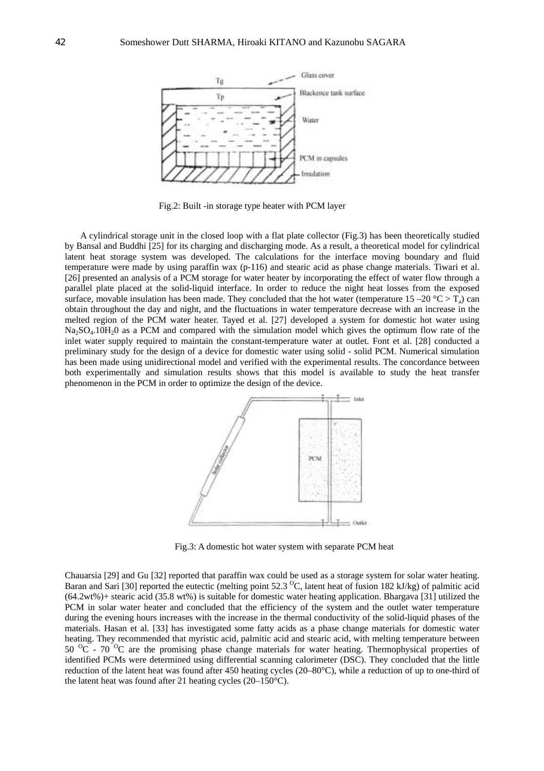Fig.2: Built -in storage type heater with PCM layer

A cylindrical storage unit in the closed loop with a flat plate collector (Fig.3) has been theoretically studied by Bansal and Buddhi [25] for its charging and discharging mode. As a result, a theoretical model for cylindrical latent heat storage system was developed. The calculations for the interface moving boundary and fluid temperature were made by using paraffin wax (p-116) and stearic acid as phase change materials. Tiwari et al. [26] presented an analysis of a PCM storage for water heater by incorporating the effect of water flow through a parallel plate placed at the solid-liquid interface. In order to reduce the night heat losses from the exposed surface, movable insulation has been made. They concluded that the hot water (temperature 15 –20 °C > $T_a$) can obtain throughout the day and night, and the fluctuations in water temperature decrease with an increase in the melted region of the PCM water heater. Tayed et al. [27] developed a system for domestic hot water using $Na_2SO_4.10H_20$ as a PCM and compared with the simulation model which gives the optimum flow rate of the inlet water supply required to maintain the constant-temperature water at outlet. Font et al. [28] conducted a preliminary study for the design of a device for domestic water using solid - solid PCM. Numerical simulation has been made using unidirectional model and verified with the experimental results. The concordance between both experimentally and simulation results shows that this model is available to study the heat transfer phenomenon in the PCM in order to optimize the design of the device.

Fig.3: A domestic hot water system with separate PCM heat

Chauarsia [29] and Gu [32] reported that paraffin wax could be used as a storage system for solar water heating. Baran and Sari [30] reported the eutectic (melting point 52.3 $^{O}$C, latent heat of fusion 182 kJ/kg) of palmitic acid (64.2wt%)+ stearic acid (35.8 wt%) is suitable for domestic water heating application. Bhargava [31] utilized the PCM in solar water heater and concluded that the efficiency of the system and the outlet water temperature during the evening hours increases with the increase in the thermal conductivity of the solid-liquid phases of the materials. Hasan et al. [33] has investigated some fatty acids as a phase change materials for domestic water heating. They recommended that myristic acid, palmitic acid and stearic acid, with melting temperature between 50 $^{O}$C - 70 $^{O}$C are the promising phase change materials for water heating. Thermophysical properties of identified PCMs were determined using differential scanning calorimeter (DSC). They concluded that the little reduction of the latent heat was found after 450 heating cycles (20–80°C), while a reduction of up to one-third of the latent heat was found after 21 heating cycles (20–150°C).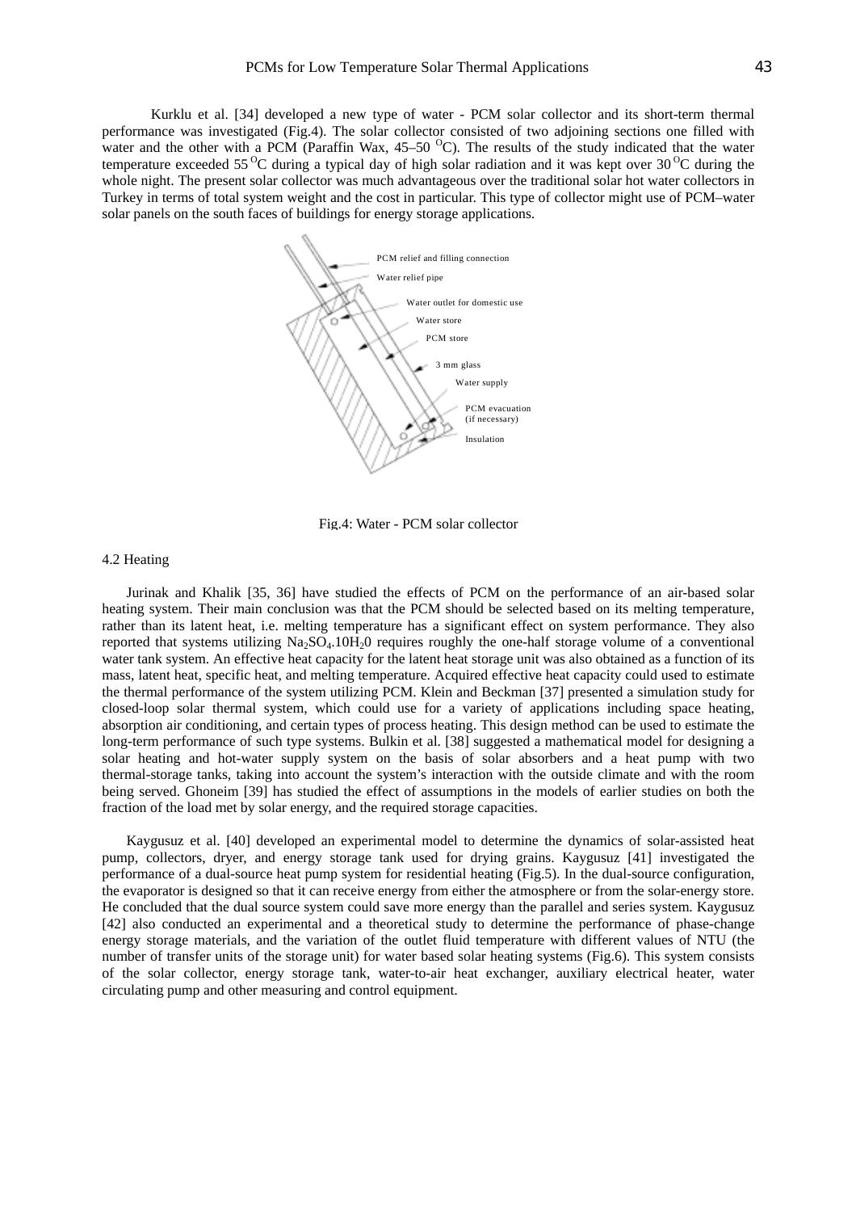Kurklu et al. [34] developed a new type of water - PCM solar collector and its short-term thermal performance was investigated (Fig.4). The solar collector consisted of two adjoining sections one filled with water and the other with a PCM (Paraffin Wax, 45–50 $^{O}$C). The results of the study indicated that the water temperature exceeded 55 $^{O}$C during a typical day of high solar radiation and it was kept over 30 $^{O}$C during the whole night. The present solar collector was much advantageous over the traditional solar hot water collectors in Turkey in terms of total system weight and the cost in particular. This type of collector might use of PCM–water solar panels on the south faces of buildings for energy storage applications.

PCM relief and filling connection
Water relief pipe
Water outlet for domestic use
Water store
PCM store
3 mm glass
Water supply
PCM evacuation (if necessary)
Insulation

Fig.4: Water - PCM solar collector

4.2 Heating

Jurinak and Khalik [35, 36] have studied the effects of PCM on the performance of an air-based solar heating system. Their main conclusion was that the PCM should be selected based on its melting temperature, rather than its latent heat, i.e. melting temperature has a significant effect on system performance. They also reported that systems utilizing $Na_2SO_4.10H_20$ requires roughly the one-half storage volume of a conventional water tank system. An effective heat capacity for the latent heat storage unit was also obtained as a function of its mass, latent heat, specific heat, and melting temperature. Acquired effective heat capacity could used to estimate the thermal performance of the system utilizing PCM. Klein and Beckman [37] presented a simulation study for closed-loop solar thermal system, which could use for a variety of applications including space heating, absorption air conditioning, and certain types of process heating. This design method can be used to estimate the long-term performance of such type systems. Bulkin et al. [38] suggested a mathematical model for designing a solar heating and hot-water supply system on the basis of solar absorbers and a heat pump with two thermal-storage tanks, taking into account the system's interaction with the outside climate and with the room being served. Ghoneim [39] has studied the effect of assumptions in the models of earlier studies on both the fraction of the load met by solar energy, and the required storage capacities.

Kaygusuz et al. [40] developed an experimental model to determine the dynamics of solar-assisted heat pump, collectors, dryer, and energy storage tank used for drying grains. Kaygusuz [41] investigated the performance of a dual-source heat pump system for residential heating (Fig.5). In the dual-source configuration, the evaporator is designed so that it can receive energy from either the atmosphere or from the solar-energy store. He concluded that the dual source system could save more energy than the parallel and series system. Kaygusuz [42] also conducted an experimental and a theoretical study to determine the performance of phase-change energy storage materials, and the variation of the outlet fluid temperature with different values of NTU (the number of transfer units of the storage unit) for water based solar heating systems (Fig.6). This system consists of the solar collector, energy storage tank, water-to-air heat exchanger, auxiliary electrical heater, water circulating pump and other measuring and control equipment.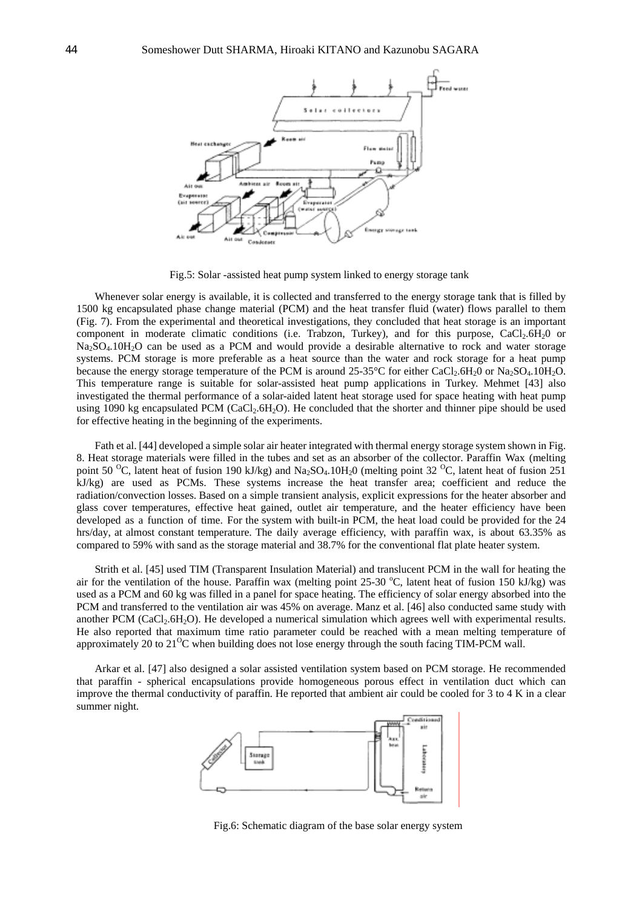Fig.5: Solar -assisted heat pump system linked to energy storage tank

Whenever solar energy is available, it is collected and transferred to the energy storage tank that is filled by 1500 kg encapsulated phase change material (PCM) and the heat transfer fluid (water) flows parallel to them (Fig. 7). From the experimental and theoretical investigations, they concluded that heat storage is an important component in moderate climatic conditions (i.e. Trabzon, Turkey), and for this purpose, $CaCl_2.6H_20$ or $Na_2SO_4.10H_2O$ can be used as a PCM and would provide a desirable alternative to rock and water storage systems. PCM storage is more preferable as a heat source than the water and rock storage for a heat pump because the energy storage temperature of the PCM is around 25-35°C for either $CaCl_2.6H_20$ or $Na_2SO_4.10H_2O$. This temperature range is suitable for solar-assisted heat pump applications in Turkey. Mehmet [43] also investigated the thermal performance of a solar-aided latent heat storage used for space heating with heat pump using 1090 kg encapsulated PCM ($CaCl_2.6H_2O$). He concluded that the shorter and thinner pipe should be used for effective heating in the beginning of the experiments.

Fath et al. [44] developed a simple solar air heater integrated with thermal energy storage system shown in Fig. 8. Heat storage materials were filled in the tubes and set as an absorber of the collector. Paraffin Wax (melting point 50 $^{O}$C, latent heat of fusion 190 kJ/kg) and $Na_2SO_4.10H_20$ (melting point 32 $^{O}$C, latent heat of fusion 251 kJ/kg) are used as PCMs. These systems increase the heat transfer area; coefficient and reduce the radiation/convection losses. Based on a simple transient analysis, explicit expressions for the heater absorber and glass cover temperatures, effective heat gained, outlet air temperature, and the heater efficiency have been developed as a function of time. For the system with built-in PCM, the heat load could be provided for the 24 hrs/day, at almost constant temperature. The daily average efficiency, with paraffin wax, is about 63.35% as compared to 59% with sand as the storage material and 38.7% for the conventional flat plate heater system.

Strith et al. [45] used TIM (Transparent Insulation Material) and translucent PCM in the wall for heating the air for the ventilation of the house. Paraffin wax (melting point 25-30 $^{o}$C, latent heat of fusion 150 kJ/kg) was used as a PCM and 60 kg was filled in a panel for space heating. The efficiency of solar energy absorbed into the PCM and transferred to the ventilation air was 45% on average. Manz et al. [46] also conducted same study with another PCM ($CaCl_2.6H_2O$). He developed a numerical simulation which agrees well with experimental results. He also reported that maximum time ratio parameter could be reached with a mean melting temperature of approximately 20 to 21$^{O}$C when building does not lose energy through the south facing TIM-PCM wall.

Arkar et al. [47] also designed a solar assisted ventilation system based on PCM storage. He recommended that paraffin - spherical encapsulations provide homogeneous porous effect in ventilation duct which can improve the thermal conductivity of paraffin. He reported that ambient air could be cooled for 3 to 4 K in a clear summer night.

Fig.6: Schematic diagram of the base solar energy system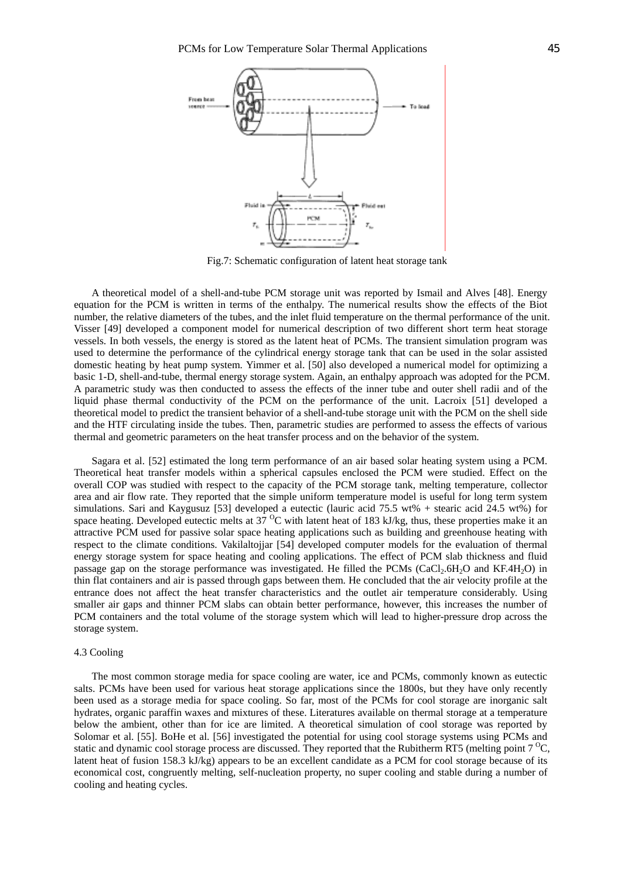Fig.7: Schematic configuration of latent heat storage tank

A theoretical model of a shell-and-tube PCM storage unit was reported by Ismail and Alves [48]. Energy equation for the PCM is written in terms of the enthalpy. The numerical results show the effects of the Biot number, the relative diameters of the tubes, and the inlet fluid temperature on the thermal performance of the unit. Visser [49] developed a component model for numerical description of two different short term heat storage vessels. In both vessels, the energy is stored as the latent heat of PCMs. The transient simulation program was used to determine the performance of the cylindrical energy storage tank that can be used in the solar assisted domestic heating by heat pump system. Yimmer et al. [50] also developed a numerical model for optimizing a basic 1-D, shell-and-tube, thermal energy storage system. Again, an enthalpy approach was adopted for the PCM. A parametric study was then conducted to assess the effects of the inner tube and outer shell radii and of the liquid phase thermal conductivity of the PCM on the performance of the unit. Lacroix [51] developed a theoretical model to predict the transient behavior of a shell-and-tube storage unit with the PCM on the shell side and the HTF circulating inside the tubes. Then, parametric studies are performed to assess the effects of various thermal and geometric parameters on the heat transfer process and on the behavior of the system.

Sagara et al. [52] estimated the long term performance of an air based solar heating system using a PCM. Theoretical heat transfer models within a spherical capsules enclosed the PCM were studied. Effect on the overall COP was studied with respect to the capacity of the PCM storage tank, melting temperature, collector area and air flow rate. They reported that the simple uniform temperature model is useful for long term system simulations. Sari and Kaygusuz [53] developed a eutectic (lauric acid 75.5 wt% + stearic acid 24.5 wt%) for space heating. Developed eutectic melts at 37 $^{O}$C with latent heat of 183 kJ/kg, thus, these properties make it an attractive PCM used for passive solar space heating applications such as building and greenhouse heating with respect to the climate conditions. Vakilaltojjar [54] developed computer models for the evaluation of thermal energy storage system for space heating and cooling applications. The effect of PCM slab thickness and fluid passage gap on the storage performance was investigated. He filled the PCMs ($CaCl_2.6H_2O$ and $KF.4H_2O$) in thin flat containers and air is passed through gaps between them. He concluded that the air velocity profile at the entrance does not affect the heat transfer characteristics and the outlet air temperature considerably. Using smaller air gaps and thinner PCM slabs can obtain better performance, however, this increases the number of PCM containers and the total volume of the storage system which will lead to higher-pressure drop across the storage system.

### 4.3 Cooling

The most common storage media for space cooling are water, ice and PCMs, commonly known as eutectic salts. PCMs have been used for various heat storage applications since the 1800s, but they have only recently been used as a storage media for space cooling. So far, most of the PCMs for cool storage are inorganic salt hydrates, organic paraffin waxes and mixtures of these. Literatures available on thermal storage at a temperature below the ambient, other than for ice are limited. A theoretical simulation of cool storage was reported by Solomar et al. [55]. BoHe et al. [56] investigated the potential for using cool storage systems using PCMs and static and dynamic cool storage process are discussed. They reported that the Rubitherm RT5 (melting point 7 $^{O}$C, latent heat of fusion 158.3 kJ/kg) appears to be an excellent candidate as a PCM for cool storage because of its economical cost, congruently melting, self-nucleation property, no super cooling and stable during a number of cooling and heating cycles.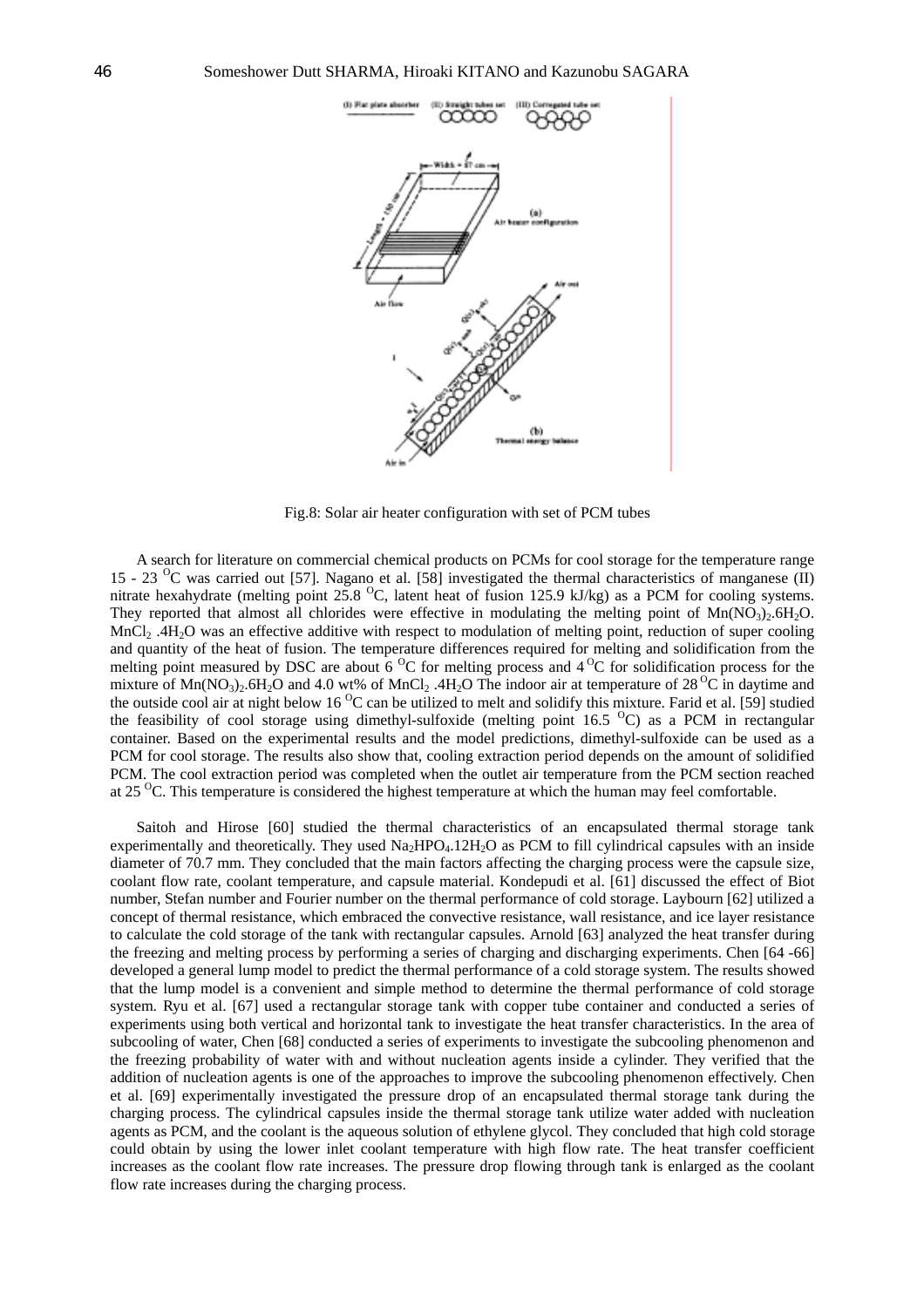Fig.8: Solar air heater configuration with set of PCM tubes

A search for literature on commercial chemical products on PCMs for cool storage for the temperature range 15 - 23 $^{O}C$ was carried out [57]. Nagano et al. [58] investigated the thermal characteristics of manganese (II) nitrate hexahydrate (melting point 25.8 $^{O}C$, latent heat of fusion 125.9 kJ/kg) as a PCM for cooling systems. They reported that almost all chlorides were effective in modulating the melting point of $Mn(NO_3)_2.6H_2O$. $MnCl_2 .4H_2O$ was an effective additive with respect to modulation of melting point, reduction of super cooling and quantity of the heat of fusion. The temperature differences required for melting and solidification from the melting point measured by DSC are about 6 $^{O}C$ for melting process and 4 $^{O}C$ for solidification process for the mixture of $Mn(NO_3)_2.6H_2O$ and 4.0 wt% of $MnCl_2 .4H_2O$ The indoor air at temperature of 28 $^{O}C$ in daytime and the outside cool air at night below 16 $^{O}C$ can be utilized to melt and solidify this mixture. Farid et al. [59] studied the feasibility of cool storage using dimethyl-sulfoxide (melting point 16.5 $^{O}C$) as a PCM in rectangular container. Based on the experimental results and the model predictions, dimethyl-sulfoxide can be used as a PCM for cool storage. The results also show that, cooling extraction period depends on the amount of solidified PCM. The cool extraction period was completed when the outlet air temperature from the PCM section reached at 25 $^{O}C$. This temperature is considered the highest temperature at which the human may feel comfortable.

Saitoh and Hirose [60] studied the thermal characteristics of an encapsulated thermal storage tank experimentally and theoretically. They used $Na_2HPO_4.12H_2O$ as PCM to fill cylindrical capsules with an inside diameter of 70.7 mm. They concluded that the main factors affecting the charging process were the capsule size, coolant flow rate, coolant temperature, and capsule material. Kondepudi et al. [61] discussed the effect of Biot number, Stefan number and Fourier number on the thermal performance of cold storage. Laybourn [62] utilized a concept of thermal resistance, which embraced the convective resistance, wall resistance, and ice layer resistance to calculate the cold storage of the tank with rectangular capsules. Arnold [63] analyzed the heat transfer during the freezing and melting process by performing a series of charging and discharging experiments. Chen [64 -66] developed a general lump model to predict the thermal performance of a cold storage system. The results showed that the lump model is a convenient and simple method to determine the thermal performance of cold storage system. Ryu et al. [67] used a rectangular storage tank with copper tube container and conducted a series of experiments using both vertical and horizontal tank to investigate the heat transfer characteristics. In the area of subcooling of water, Chen [68] conducted a series of experiments to investigate the subcooling phenomenon and the freezing probability of water with and without nucleation agents inside a cylinder. They verified that the addition of nucleation agents is one of the approaches to improve the subcooling phenomenon effectively. Chen et al. [69] experimentally investigated the pressure drop of an encapsulated thermal storage tank during the charging process. The cylindrical capsules inside the thermal storage tank utilize water added with nucleation agents as PCM, and the coolant is the aqueous solution of ethylene glycol. They concluded that high cold storage could obtain by using the lower inlet coolant temperature with high flow rate. The heat transfer coefficient increases as the coolant flow rate increases. The pressure drop flowing through tank is enlarged as the coolant flow rate increases during the charging process.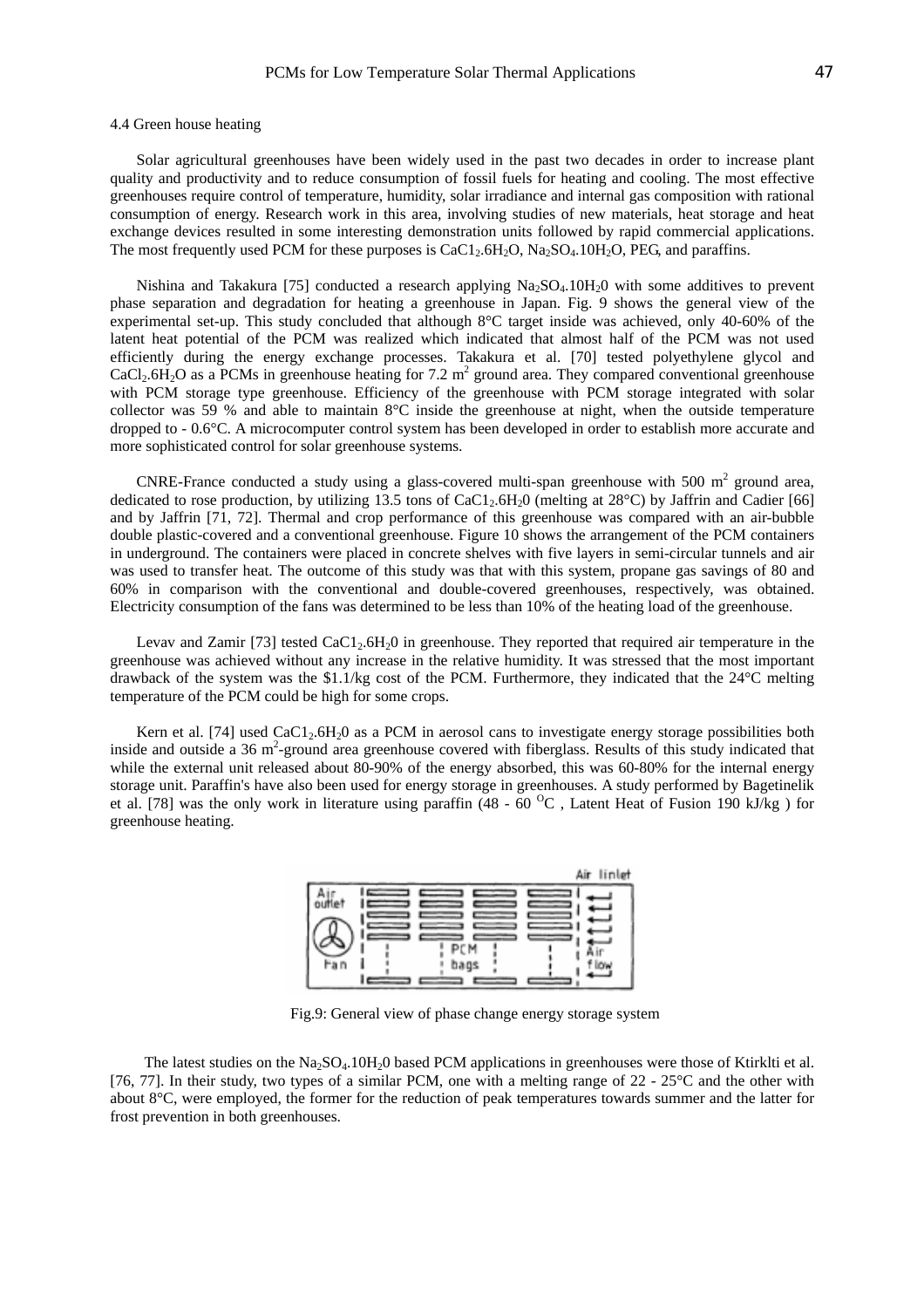4.4 Green house heating

Solar agricultural greenhouses have been widely used in the past two decades in order to increase plant quality and productivity and to reduce consumption of fossil fuels for heating and cooling. The most effective greenhouses require control of temperature, humidity, solar irradiance and internal gas composition with rational consumption of energy. Research work in this area, involving studies of new materials, heat storage and heat exchange devices resulted in some interesting demonstration units followed by rapid commercial applications. The most frequently used PCM for these purposes is $CaC1_2.6H_2O$, $Na_2SO_4.10H_2O$, PEG, and paraffins.

Nishina and Takakura [75] conducted a research applying $Na_2SO_4.10H_20$ with some additives to prevent phase separation and degradation for heating a greenhouse in Japan. Fig. 9 shows the general view of the experimental set-up. This study concluded that although 8°C target inside was achieved, only 40-60% of the latent heat potential of the PCM was realized which indicated that almost half of the PCM was not used efficiently during the energy exchange processes. Takakura et al. [70] tested polyethylene glycol and $CaCl_2.6H_2O$ as a PCMs in greenhouse heating for 7.2 $m^2$ ground area. They compared conventional greenhouse with PCM storage type greenhouse. Efficiency of the greenhouse with PCM storage integrated with solar collector was 59 % and able to maintain 8°C inside the greenhouse at night, when the outside temperature dropped to - 0.6°C. A microcomputer control system has been developed in order to establish more accurate and more sophisticated control for solar greenhouse systems.

CNRE-France conducted a study using a glass-covered multi-span greenhouse with 500 $m^2$ ground area, dedicated to rose production, by utilizing 13.5 tons of $CaC1_2.6H_20$ (melting at 28°C) by Jaffrin and Cadier [66] and by Jaffrin [71, 72]. Thermal and crop performance of this greenhouse was compared with an air-bubble double plastic-covered and a conventional greenhouse. Figure 10 shows the arrangement of the PCM containers in underground. The containers were placed in concrete shelves with five layers in semi-circular tunnels and air was used to transfer heat. The outcome of this study was that with this system, propane gas savings of 80 and 60% in comparison with the conventional and double-covered greenhouses, respectively, was obtained. Electricity consumption of the fans was determined to be less than 10% of the heating load of the greenhouse.

Levav and Zamir [73] tested $CaC1_2.6H_20$ in greenhouse. They reported that required air temperature in the greenhouse was achieved without any increase in the relative humidity. It was stressed that the most important drawback of the system was the $1.1/kg cost of the PCM. Furthermore, they indicated that the 24°C melting temperature of the PCM could be high for some crops.

Kern et al. [74] used $CaC1_2.6H_20$ as a PCM in aerosol cans to investigate energy storage possibilities both inside and outside a 36 $m^2$-ground area greenhouse covered with fiberglass. Results of this study indicated that while the external unit released about 80-90% of the energy absorbed, this was 60-80% for the internal energy storage unit. Paraffin's have also been used for energy storage in greenhouses. A study performed by Bagetinelik et al. [78] was the only work in literature using paraffin (48 - 60 $^{O}C$ , Latent Heat of Fusion 190 kJ/kg ) for greenhouse heating.

Fig.9: General view of phase change energy storage system

The latest studies on the $Na_2SO_4.10H_20$ based PCM applications in greenhouses were those of Ktirklti et al. [76, 77]. In their study, two types of a similar PCM, one with a melting range of 22 - 25°C and the other with about 8°C, were employed, the former for the reduction of peak temperatures towards summer and the latter for frost prevention in both greenhouses.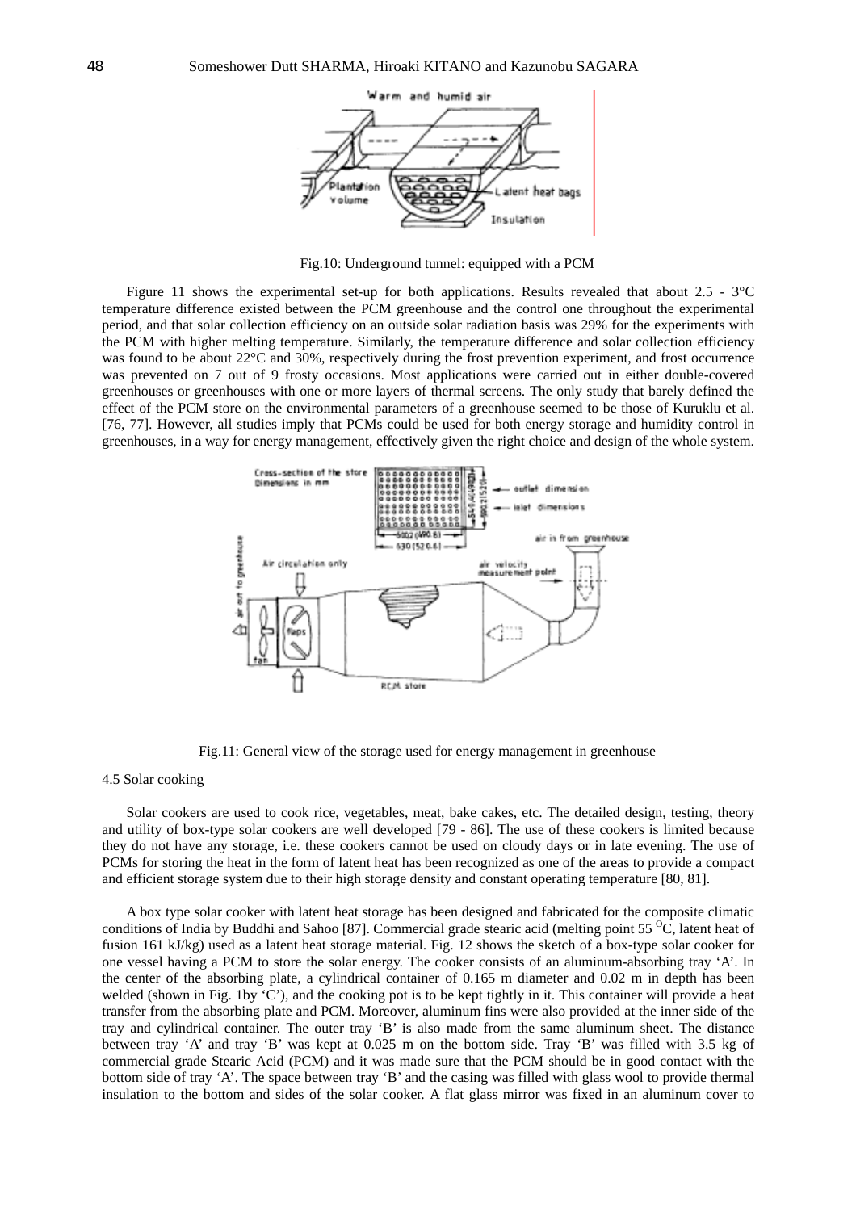Fig.10: Underground tunnel: equipped with a PCM

Figure 11 shows the experimental set-up for both applications. Results revealed that about 2.5 - 3°C temperature difference existed between the PCM greenhouse and the control one throughout the experimental period, and that solar collection efficiency on an outside solar radiation basis was 29% for the experiments with the PCM with higher melting temperature. Similarly, the temperature difference and solar collection efficiency was found to be about 22°C and 30%, respectively during the frost prevention experiment, and frost occurrence was prevented on 7 out of 9 frosty occasions. Most applications were carried out in either double-covered greenhouses or greenhouses with one or more layers of thermal screens. The only study that barely defined the effect of the PCM store on the environmental parameters of a greenhouse seemed to be those of Kuruklu et al. [76, 77]. However, all studies imply that PCMs could be used for both energy storage and humidity control in greenhouses, in a way for energy management, effectively given the right choice and design of the whole system.

Fig.11: General view of the storage used for energy management in greenhouse

4.5 Solar cooking

Solar cookers are used to cook rice, vegetables, meat, bake cakes, etc. The detailed design, testing, theory and utility of box-type solar cookers are well developed [79 - 86]. The use of these cookers is limited because they do not have any storage, i.e. these cookers cannot be used on cloudy days or in late evening. The use of PCMs for storing the heat in the form of latent heat has been recognized as one of the areas to provide a compact and efficient storage system due to their high storage density and constant operating temperature [80, 81].

A box type solar cooker with latent heat storage has been designed and fabricated for the composite climatic conditions of India by Buddhi and Sahoo [87]. Commercial grade stearic acid (melting point 55 $^{O}$C, latent heat of fusion 161 kJ/kg) used as a latent heat storage material. Fig. 12 shows the sketch of a box-type solar cooker for one vessel having a PCM to store the solar energy. The cooker consists of an aluminum-absorbing tray 'A'. In the center of the absorbing plate, a cylindrical container of 0.165 m diameter and 0.02 m in depth has been welded (shown in Fig. 1by 'C'), and the cooking pot is to be kept tightly in it. This container will provide a heat transfer from the absorbing plate and PCM. Moreover, aluminum fins were also provided at the inner side of the tray and cylindrical container. The outer tray 'B' is also made from the same aluminum sheet. The distance between tray 'A' and tray 'B' was kept at 0.025 m on the bottom side. Tray 'B' was filled with 3.5 kg of commercial grade Stearic Acid (PCM) and it was made sure that the PCM should be in good contact with the bottom side of tray 'A'. The space between tray 'B' and the casing was filled with glass wool to provide thermal insulation to the bottom and sides of the solar cooker. A flat glass mirror was fixed in an aluminum cover to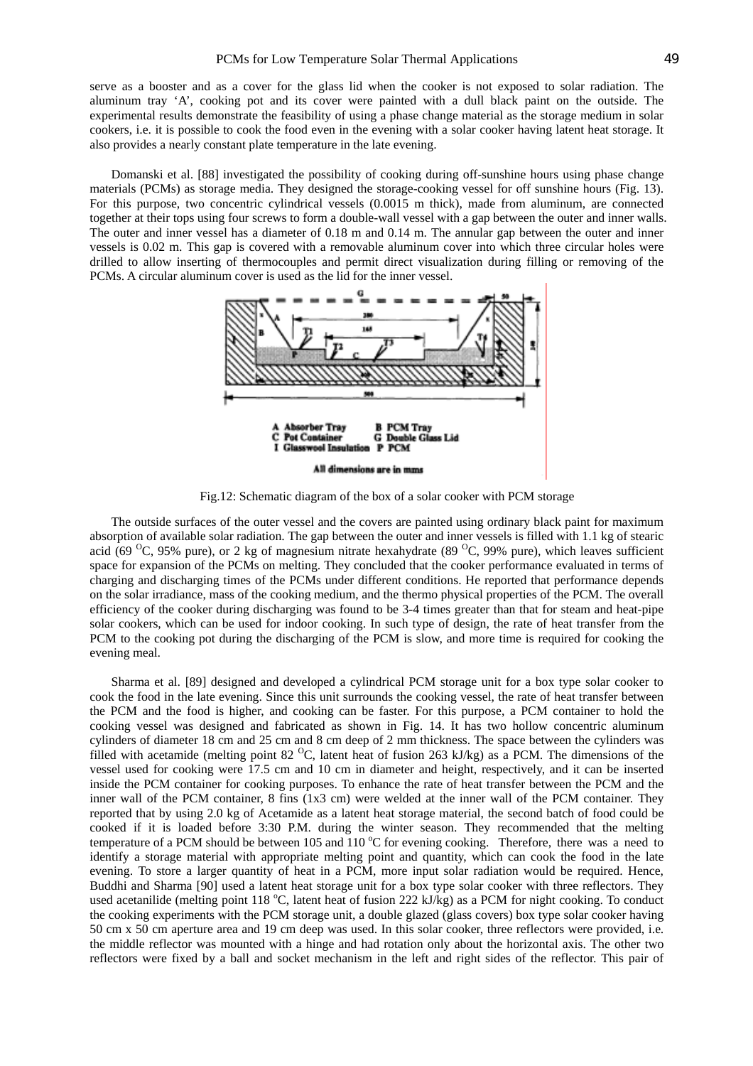serve as a booster and as a cover for the glass lid when the cooker is not exposed to solar radiation. The aluminum tray 'A', cooking pot and its cover were painted with a dull black paint on the outside. The experimental results demonstrate the feasibility of using a phase change material as the storage medium in solar cookers, i.e. it is possible to cook the food even in the evening with a solar cooker having latent heat storage. It also provides a nearly constant plate temperature in the late evening.

Domanski et al. [88] investigated the possibility of cooking during off-sunshine hours using phase change materials (PCMs) as storage media. They designed the storage-cooking vessel for off sunshine hours (Fig. 13). For this purpose, two concentric cylindrical vessels (0.0015 m thick), made from aluminum, are connected together at their tops using four screws to form a double-wall vessel with a gap between the outer and inner walls. The outer and inner vessel has a diameter of 0.18 m and 0.14 m. The annular gap between the outer and inner vessels is 0.02 m. This gap is covered with a removable aluminum cover into which three circular holes were drilled to allow inserting of thermocouples and permit direct visualization during filling or removing of the PCMs. A circular aluminum cover is used as the lid for the inner vessel.

A Absorber Tray B PCM Tray
C Pot Container G Double Glass Lid
I Glasswool Insulation P PCM

All dimensions are in mms

Fig.12: Schematic diagram of the box of a solar cooker with PCM storage

The outside surfaces of the outer vessel and the covers are painted using ordinary black paint for maximum absorption of available solar radiation. The gap between the outer and inner vessels is filled with 1.1 kg of stearic acid (69 $^{O}$C, 95% pure), or 2 kg of magnesium nitrate hexahydrate (89 $^{O}$C, 99% pure), which leaves sufficient space for expansion of the PCMs on melting. They concluded that the cooker performance evaluated in terms of charging and discharging times of the PCMs under different conditions. He reported that performance depends on the solar irradiance, mass of the cooking medium, and the thermo physical properties of the PCM. The overall efficiency of the cooker during discharging was found to be 3-4 times greater than that for steam and heat-pipe solar cookers, which can be used for indoor cooking. In such type of design, the rate of heat transfer from the PCM to the cooking pot during the discharging of the PCM is slow, and more time is required for cooking the evening meal.

Sharma et al. [89] designed and developed a cylindrical PCM storage unit for a box type solar cooker to cook the food in the late evening. Since this unit surrounds the cooking vessel, the rate of heat transfer between the PCM and the food is higher, and cooking can be faster. For this purpose, a PCM container to hold the cooking vessel was designed and fabricated as shown in Fig. 14. It has two hollow concentric aluminum cylinders of diameter 18 cm and 25 cm and 8 cm deep of 2 mm thickness. The space between the cylinders was filled with acetamide (melting point 82 $^{O}$C, latent heat of fusion 263 kJ/kg) as a PCM. The dimensions of the vessel used for cooking were 17.5 cm and 10 cm in diameter and height, respectively, and it can be inserted inside the PCM container for cooking purposes. To enhance the rate of heat transfer between the PCM and the inner wall of the PCM container, 8 fins (1x3 cm) were welded at the inner wall of the PCM container. They reported that by using 2.0 kg of Acetamide as a latent heat storage material, the second batch of food could be cooked if it is loaded before 3:30 P.M. during the winter season. They recommended that the melting temperature of a PCM should be between 105 and 110 $^{o}$C for evening cooking. Therefore, there was a need to identify a storage material with appropriate melting point and quantity, which can cook the food in the late evening. To store a larger quantity of heat in a PCM, more input solar radiation would be required. Hence, Buddhi and Sharma [90] used a latent heat storage unit for a box type solar cooker with three reflectors. They used acetanilide (melting point 118 $^{o}$C, latent heat of fusion 222 kJ/kg) as a PCM for night cooking. To conduct the cooking experiments with the PCM storage unit, a double glazed (glass covers) box type solar cooker having 50 cm x 50 cm aperture area and 19 cm deep was used. In this solar cooker, three reflectors were provided, i.e. the middle reflector was mounted with a hinge and had rotation only about the horizontal axis. The other two reflectors were fixed by a ball and socket mechanism in the left and right sides of the reflector. This pair of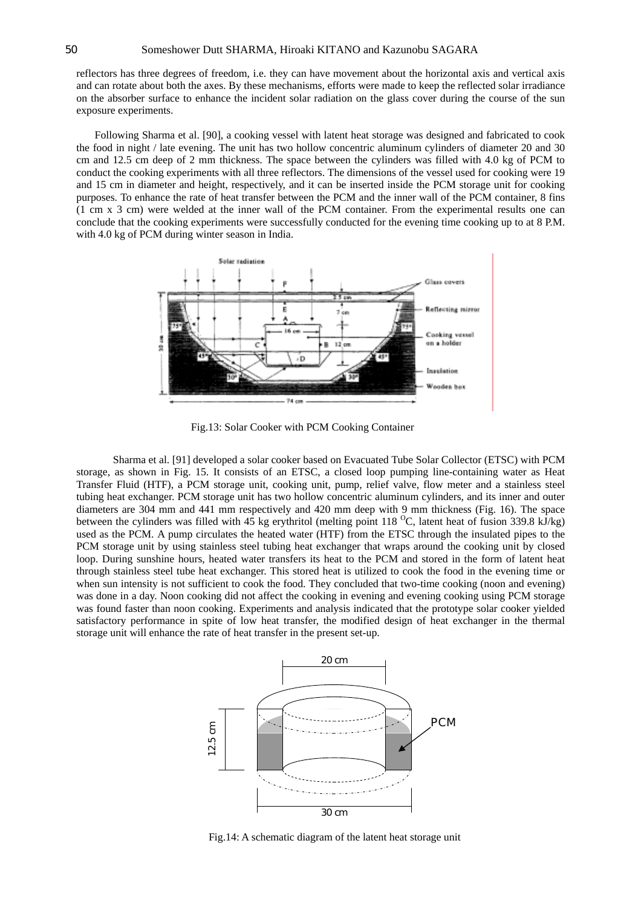reflectors has three degrees of freedom, i.e. they can have movement about the horizontal axis and vertical axis and can rotate about both the axes. By these mechanisms, efforts were made to keep the reflected solar irradiance on the absorber surface to enhance the incident solar radiation on the glass cover during the course of the sun exposure experiments.

Following Sharma et al. [90], a cooking vessel with latent heat storage was designed and fabricated to cook the food in night / late evening. The unit has two hollow concentric aluminum cylinders of diameter 20 and 30 cm and 12.5 cm deep of 2 mm thickness. The space between the cylinders was filled with 4.0 kg of PCM to conduct the cooking experiments with all three reflectors. The dimensions of the vessel used for cooking were 19 and 15 cm in diameter and height, respectively, and it can be inserted inside the PCM storage unit for cooking purposes. To enhance the rate of heat transfer between the PCM and the inner wall of the PCM container, 8 fins (1 cm x 3 cm) were welded at the inner wall of the PCM container. From the experimental results one can conclude that the cooking experiments were successfully conducted for the evening time cooking up to at 8 P.M. with 4.0 kg of PCM during winter season in India.

Fig.13: Solar Cooker with PCM Cooking Container

Sharma et al. [91] developed a solar cooker based on Evacuated Tube Solar Collector (ETSC) with PCM storage, as shown in Fig. 15. It consists of an ETSC, a closed loop pumping line-containing water as Heat Transfer Fluid (HTF), a PCM storage unit, cooking unit, pump, relief valve, flow meter and a stainless steel tubing heat exchanger. PCM storage unit has two hollow concentric aluminum cylinders, and its inner and outer diameters are 304 mm and 441 mm respectively and 420 mm deep with 9 mm thickness (Fig. 16). The space between the cylinders was filled with 45 kg erythritol (melting point 118 $^{O}$C, latent heat of fusion 339.8 kJ/kg) used as the PCM. A pump circulates the heated water (HTF) from the ETSC through the insulated pipes to the PCM storage unit by using stainless steel tubing heat exchanger that wraps around the cooking unit by closed loop. During sunshine hours, heated water transfers its heat to the PCM and stored in the form of latent heat through stainless steel tube heat exchanger. This stored heat is utilized to cook the food in the evening time or when sun intensity is not sufficient to cook the food. They concluded that two-time cooking (noon and evening) was done in a day. Noon cooking did not affect the cooking in evening and evening cooking using PCM storage was found faster than noon cooking. Experiments and analysis indicated that the prototype solar cooker yielded satisfactory performance in spite of low heat transfer, the modified design of heat exchanger in the thermal storage unit will enhance the rate of heat transfer in the present set-up.

Fig.14: A schematic diagram of the latent heat storage unit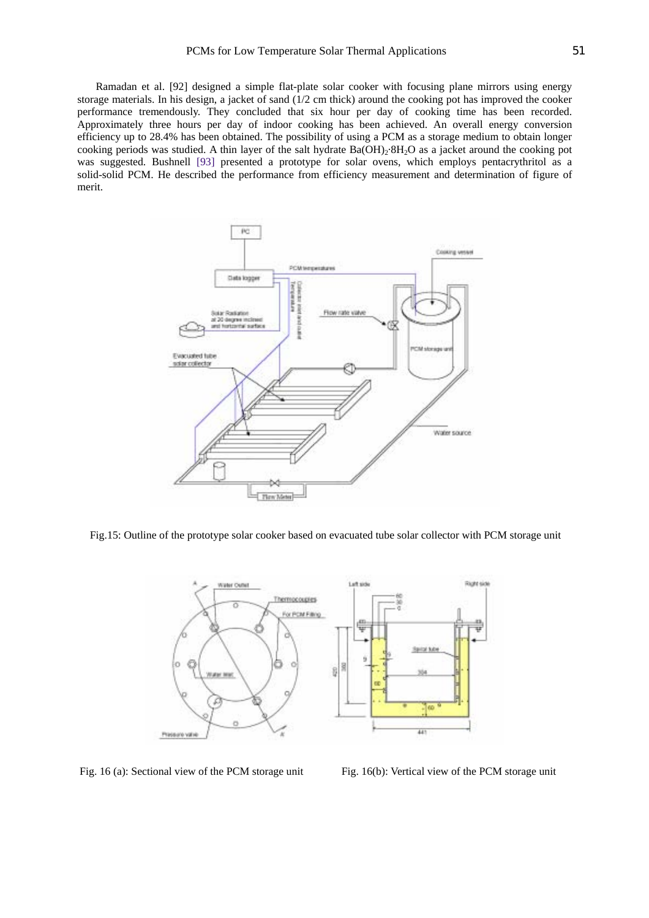Ramadan et al. [92] designed a simple flat-plate solar cooker with focusing plane mirrors using energy storage materials. In his design, a jacket of sand (1/2 cm thick) around the cooking pot has improved the cooker performance tremendously. They concluded that six hour per day of cooking time has been recorded. Approximately three hours per day of indoor cooking has been achieved. An overall energy conversion efficiency up to 28.4% has been obtained. The possibility of using a PCM as a storage medium to obtain longer cooking periods was studied. A thin layer of the salt hydrate $Ba(OH)_2 \cdot 8H_2O$ as a jacket around the cooking pot was suggested. Bushnell [93] presented a prototype for solar ovens, which employs pentacrythritol as a solid-solid PCM. He described the performance from efficiency measurement and determination of figure of merit.

Fig.15: Outline of the prototype solar cooker based on evacuated tube solar collector with PCM storage unit

Fig. 16 (a): Sectional view of the PCM storage unit

Fig. 16(b): Vertical view of the PCM storage unit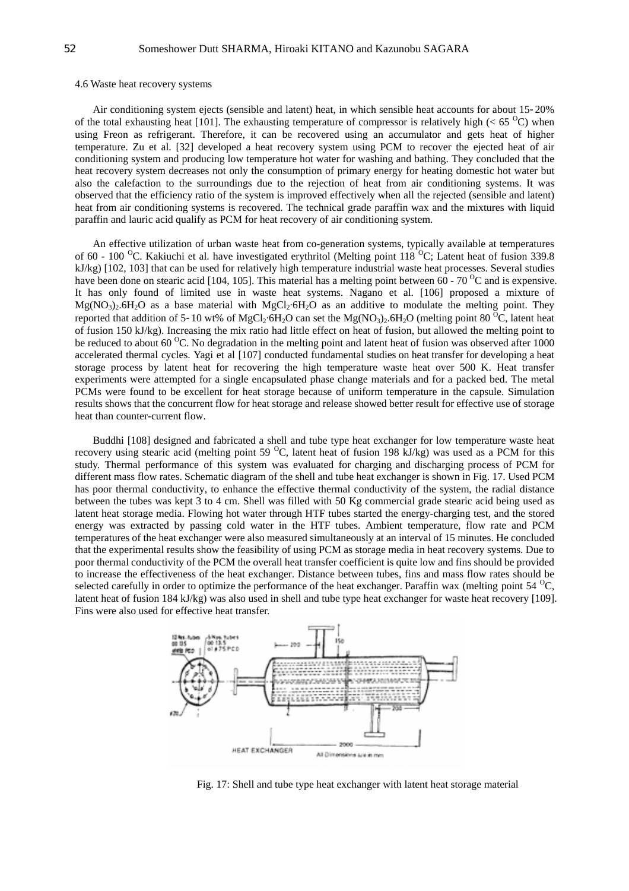### 4.6 Waste heat recovery systems

Air conditioning system ejects (sensible and latent) heat, in which sensible heat accounts for about 15-20% of the total exhausting heat [101]. The exhausting temperature of compressor is relatively high (< 65 $^{O}$C) when using Freon as refrigerant. Therefore, it can be recovered using an accumulator and gets heat of higher temperature. Zu et al. [32] developed a heat recovery system using PCM to recover the ejected heat of air conditioning system and producing low temperature hot water for washing and bathing. They concluded that the heat recovery system decreases not only the consumption of primary energy for heating domestic hot water but also the calefaction to the surroundings due to the rejection of heat from air conditioning systems. It was observed that the efficiency ratio of the system is improved effectively when all the rejected (sensible and latent) heat from air conditioning systems is recovered. The technical grade paraffin wax and the mixtures with liquid paraffin and lauric acid qualify as PCM for heat recovery of air conditioning system.

An effective utilization of urban waste heat from co-generation systems, typically available at temperatures of 60 - 100 $^{O}$C. Kakiuchi et al. have investigated erythritol (Melting point 118 $^{O}$C; Latent heat of fusion 339.8 kJ/kg) [102, 103] that can be used for relatively high temperature industrial waste heat processes. Several studies have been done on stearic acid [104, 105]. This material has a melting point between 60 - 70 $^{O}$C and is expensive. It has only found of limited use in waste heat systems. Nagano et al. [106] proposed a mixture of $Mg(NO_3)_2.6H_2O$ as a base material with $MgCl_2 \cdot 6H_2O$ as an additive to modulate the melting point. They reported that addition of 5-10 wt% of $MgCl_2 \cdot 6H_2O$ can set the $Mg(NO_3)_2.6H_2O$ (melting point 80 $^{O}$C, latent heat of fusion 150 kJ/kg). Increasing the mix ratio had little effect on heat of fusion, but allowed the melting point to be reduced to about 60 $^{O}$C. No degradation in the melting point and latent heat of fusion was observed after 1000 accelerated thermal cycles. Yagi et al [107] conducted fundamental studies on heat transfer for developing a heat storage process by latent heat for recovering the high temperature waste heat over 500 K. Heat transfer experiments were attempted for a single encapsulated phase change materials and for a packed bed. The metal PCMs were found to be excellent for heat storage because of uniform temperature in the capsule. Simulation results shows that the concurrent flow for heat storage and release showed better result for effective use of storage heat than counter-current flow.

Buddhi [108] designed and fabricated a shell and tube type heat exchanger for low temperature waste heat recovery using stearic acid (melting point 59 $^{O}$C, latent heat of fusion 198 kJ/kg) was used as a PCM for this study. Thermal performance of this system was evaluated for charging and discharging process of PCM for different mass flow rates. Schematic diagram of the shell and tube heat exchanger is shown in Fig. 17. Used PCM has poor thermal conductivity, to enhance the effective thermal conductivity of the system, the radial distance between the tubes was kept 3 to 4 cm. Shell was filled with 50 Kg commercial grade stearic acid being used as latent heat storage media. Flowing hot water through HTF tubes started the energy-charging test, and the stored energy was extracted by passing cold water in the HTF tubes. Ambient temperature, flow rate and PCM temperatures of the heat exchanger were also measured simultaneously at an interval of 15 minutes. He concluded that the experimental results show the feasibility of using PCM as storage media in heat recovery systems. Due to poor thermal conductivity of the PCM the overall heat transfer coefficient is quite low and fins should be provided to increase the effectiveness of the heat exchanger. Distance between tubes, fins and mass flow rates should be selected carefully in order to optimize the performance of the heat exchanger. Paraffin wax (melting point 54 $^{O}$C, latent heat of fusion 184 kJ/kg) was also used in shell and tube type heat exchanger for waste heat recovery [109]. Fins were also used for effective heat transfer.

Fig. 17: Shell and tube type heat exchanger with latent heat storage material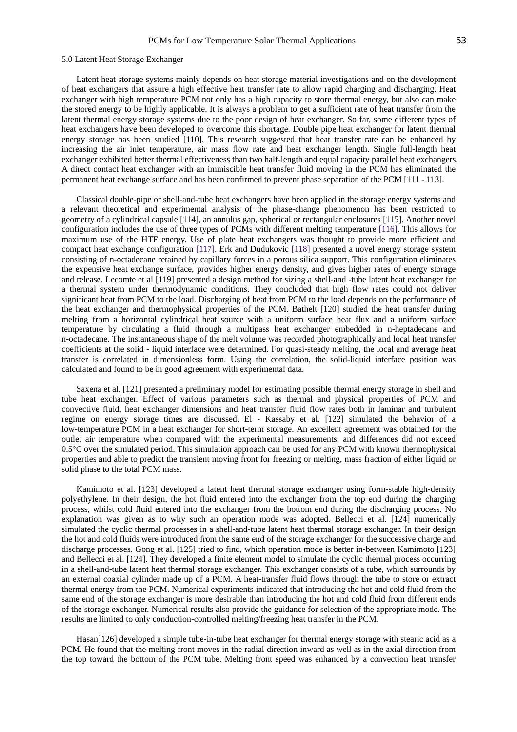## 5.0 Latent Heat Storage Exchanger

Latent heat storage systems mainly depends on heat storage material investigations and on the development of heat exchangers that assure a high effective heat transfer rate to allow rapid charging and discharging. Heat exchanger with high temperature PCM not only has a high capacity to store thermal energy, but also can make the stored energy to be highly applicable. It is always a problem to get a sufficient rate of heat transfer from the latent thermal energy storage systems due to the poor design of heat exchanger. So far, some different types of heat exchangers have been developed to overcome this shortage. Double pipe heat exchanger for latent thermal energy storage has been studied [110]. This research suggested that heat transfer rate can be enhanced by increasing the air inlet temperature, air mass flow rate and heat exchanger length. Single full-length heat exchanger exhibited better thermal effectiveness than two half-length and equal capacity parallel heat exchangers. A direct contact heat exchanger with an immiscible heat transfer fluid moving in the PCM has eliminated the permanent heat exchange surface and has been confirmed to prevent phase separation of the PCM [111 - 113].

Classical double-pipe or shell-and-tube heat exchangers have been applied in the storage energy systems and a relevant theoretical and experimental analysis of the phase-change phenomenon has been restricted to geometry of a cylindrical capsule [114], an annulus gap, spherical or rectangular enclosures [115]. Another novel configuration includes the use of three types of PCMs with different melting temperature [116]. This allows for maximum use of the HTF energy. Use of plate heat exchangers was thought to provide more efficient and compact heat exchange configuration [117]. Erk and Dudukovic [118] presented a novel energy storage system consisting of n-octadecane retained by capillary forces in a porous silica support. This configuration eliminates the expensive heat exchange surface, provides higher energy density, and gives higher rates of energy storage and release. Lecomte et al [119] presented a design method for sizing a shell-and -tube latent heat exchanger for a thermal system under thermodynamic conditions. They concluded that high flow rates could not deliver significant heat from PCM to the load. Discharging of heat from PCM to the load depends on the performance of the heat exchanger and thermophysical properties of the PCM. Bathelt [120] studied the heat transfer during melting from a horizontal cylindrical heat source with a uniform surface heat flux and a uniform surface temperature by circulating a fluid through a multipass heat exchanger embedded in n-heptadecane and n-octadecane. The instantaneous shape of the melt volume was recorded photographically and local heat transfer coefficients at the solid - liquid interface were determined. For quasi-steady melting, the local and average heat transfer is correlated in dimensionless form. Using the correlation, the solid-liquid interface position was calculated and found to be in good agreement with experimental data.

Saxena et al. [121] presented a preliminary model for estimating possible thermal energy storage in shell and tube heat exchanger. Effect of various parameters such as thermal and physical properties of PCM and convective fluid, heat exchanger dimensions and heat transfer fluid flow rates both in laminar and turbulent regime on energy storage times are discussed. El - Kassaby et al. [122] simulated the behavior of a low-temperature PCM in a heat exchanger for short-term storage. An excellent agreement was obtained for the outlet air temperature when compared with the experimental measurements, and differences did not exceed 0.5°C over the simulated period. This simulation approach can be used for any PCM with known thermophysical properties and able to predict the transient moving front for freezing or melting, mass fraction of either liquid or solid phase to the total PCM mass.

Kamimoto et al. [123] developed a latent heat thermal storage exchanger using form-stable high-density polyethylene. In their design, the hot fluid entered into the exchanger from the top end during the charging process, whilst cold fluid entered into the exchanger from the bottom end during the discharging process. No explanation was given as to why such an operation mode was adopted. Bellecci et al. [124] numerically simulated the cyclic thermal processes in a shell-and-tube latent heat thermal storage exchanger. In their design the hot and cold fluids were introduced from the same end of the storage exchanger for the successive charge and discharge processes. Gong et al. [125] tried to find, which operation mode is better in-between Kamimoto [123] and Bellecci et al. [124]. They developed a finite element model to simulate the cyclic thermal process occurring in a shell-and-tube latent heat thermal storage exchanger. This exchanger consists of a tube, which surrounds by an external coaxial cylinder made up of a PCM. A heat-transfer fluid flows through the tube to store or extract thermal energy from the PCM. Numerical experiments indicated that introducing the hot and cold fluid from the same end of the storage exchanger is more desirable than introducing the hot and cold fluid from different ends of the storage exchanger. Numerical results also provide the guidance for selection of the appropriate mode. The results are limited to only conduction-controlled melting/freezing heat transfer in the PCM.

Hasan[126] developed a simple tube-in-tube heat exchanger for thermal energy storage with stearic acid as a PCM. He found that the melting front moves in the radial direction inward as well as in the axial direction from the top toward the bottom of the PCM tube. Melting front speed was enhanced by a convection heat transfer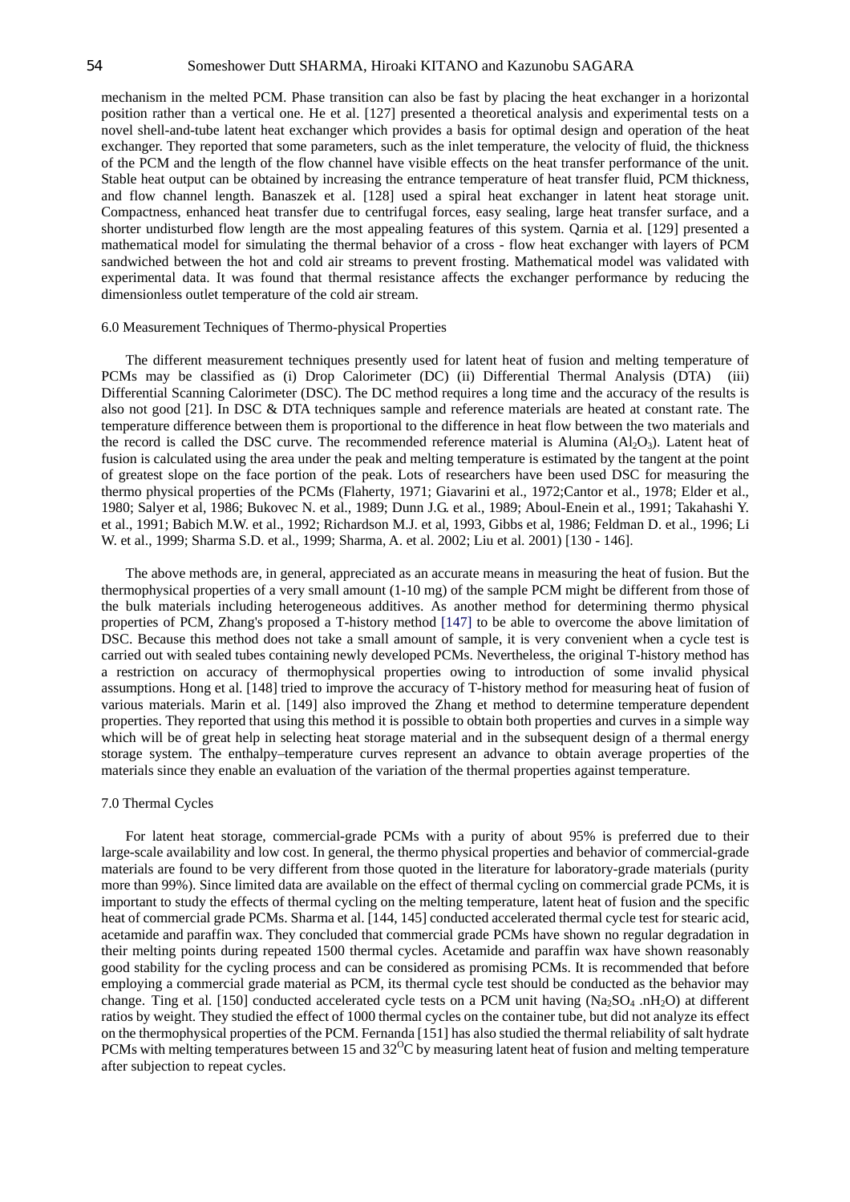mechanism in the melted PCM. Phase transition can also be fast by placing the heat exchanger in a horizontal position rather than a vertical one. He et al. [127] presented a theoretical analysis and experimental tests on a novel shell-and-tube latent heat exchanger which provides a basis for optimal design and operation of the heat exchanger. They reported that some parameters, such as the inlet temperature, the velocity of fluid, the thickness of the PCM and the length of the flow channel have visible effects on the heat transfer performance of the unit. Stable heat output can be obtained by increasing the entrance temperature of heat transfer fluid, PCM thickness, and flow channel length. Banaszek et al. [128] used a spiral heat exchanger in latent heat storage unit. Compactness, enhanced heat transfer due to centrifugal forces, easy sealing, large heat transfer surface, and a shorter undisturbed flow length are the most appealing features of this system. Qarnia et al. [129] presented a mathematical model for simulating the thermal behavior of a cross - flow heat exchanger with layers of PCM sandwiched between the hot and cold air streams to prevent frosting. Mathematical model was validated with experimental data. It was found that thermal resistance affects the exchanger performance by reducing the dimensionless outlet temperature of the cold air stream.

## 6.0 Measurement Techniques of Thermo-physical Properties

The different measurement techniques presently used for latent heat of fusion and melting temperature of PCMs may be classified as (i) Drop Calorimeter (DC) (ii) Differential Thermal Analysis (DTA) (iii) Differential Scanning Calorimeter (DSC). The DC method requires a long time and the accuracy of the results is also not good [21]. In DSC & DTA techniques sample and reference materials are heated at constant rate. The temperature difference between them is proportional to the difference in heat flow between the two materials and the record is called the DSC curve. The recommended reference material is Alumina ($Al_2O_3$). Latent heat of fusion is calculated using the area under the peak and melting temperature is estimated by the tangent at the point of greatest slope on the face portion of the peak. Lots of researchers have been used DSC for measuring the thermo physical properties of the PCMs (Flaherty, 1971; Giavarini et al., 1972;Cantor et al., 1978; Elder et al., 1980; Salyer et al, 1986; Bukovec N. et al., 1989; Dunn J.G. et al., 1989; Aboul-Enein et al., 1991; Takahashi Y. et al., 1991; Babich M.W. et al., 1992; Richardson M.J. et al, 1993, Gibbs et al, 1986; Feldman D. et al., 1996; Li W. et al., 1999; Sharma S.D. et al., 1999; Sharma, A. et al. 2002; Liu et al. 2001) [130 - 146].

The above methods are, in general, appreciated as an accurate means in measuring the heat of fusion. But the thermophysical properties of a very small amount (1-10 mg) of the sample PCM might be different from those of the bulk materials including heterogeneous additives. As another method for determining thermo physical properties of PCM, Zhang's proposed a T-history method [147] to be able to overcome the above limitation of DSC. Because this method does not take a small amount of sample, it is very convenient when a cycle test is carried out with sealed tubes containing newly developed PCMs. Nevertheless, the original T-history method has a restriction on accuracy of thermophysical properties owing to introduction of some invalid physical assumptions. Hong et al. [148] tried to improve the accuracy of T-history method for measuring heat of fusion of various materials. Marin et al. [149] also improved the Zhang et method to determine temperature dependent properties. They reported that using this method it is possible to obtain both properties and curves in a simple way which will be of great help in selecting heat storage material and in the subsequent design of a thermal energy storage system. The enthalpy–temperature curves represent an advance to obtain average properties of the materials since they enable an evaluation of the variation of the thermal properties against temperature.

## 7.0 Thermal Cycles

For latent heat storage, commercial-grade PCMs with a purity of about 95% is preferred due to their large-scale availability and low cost. In general, the thermo physical properties and behavior of commercial-grade materials are found to be very different from those quoted in the literature for laboratory-grade materials (purity more than 99%). Since limited data are available on the effect of thermal cycling on commercial grade PCMs, it is important to study the effects of thermal cycling on the melting temperature, latent heat of fusion and the specific heat of commercial grade PCMs. Sharma et al. [144, 145] conducted accelerated thermal cycle test for stearic acid, acetamide and paraffin wax. They concluded that commercial grade PCMs have shown no regular degradation in their melting points during repeated 1500 thermal cycles. Acetamide and paraffin wax have shown reasonably good stability for the cycling process and can be considered as promising PCMs. It is recommended that before employing a commercial grade material as PCM, its thermal cycle test should be conducted as the behavior may change. Ting et al. [150] conducted accelerated cycle tests on a PCM unit having ($Na_2SO_4 .nH_2O$) at different ratios by weight. They studied the effect of 1000 thermal cycles on the container tube, but did not analyze its effect on the thermophysical properties of the PCM. Fernanda [151] has also studied the thermal reliability of salt hydrate PCMs with melting temperatures between 15 and $32^{O}C$ by measuring latent heat of fusion and melting temperature after subjection to repeat cycles.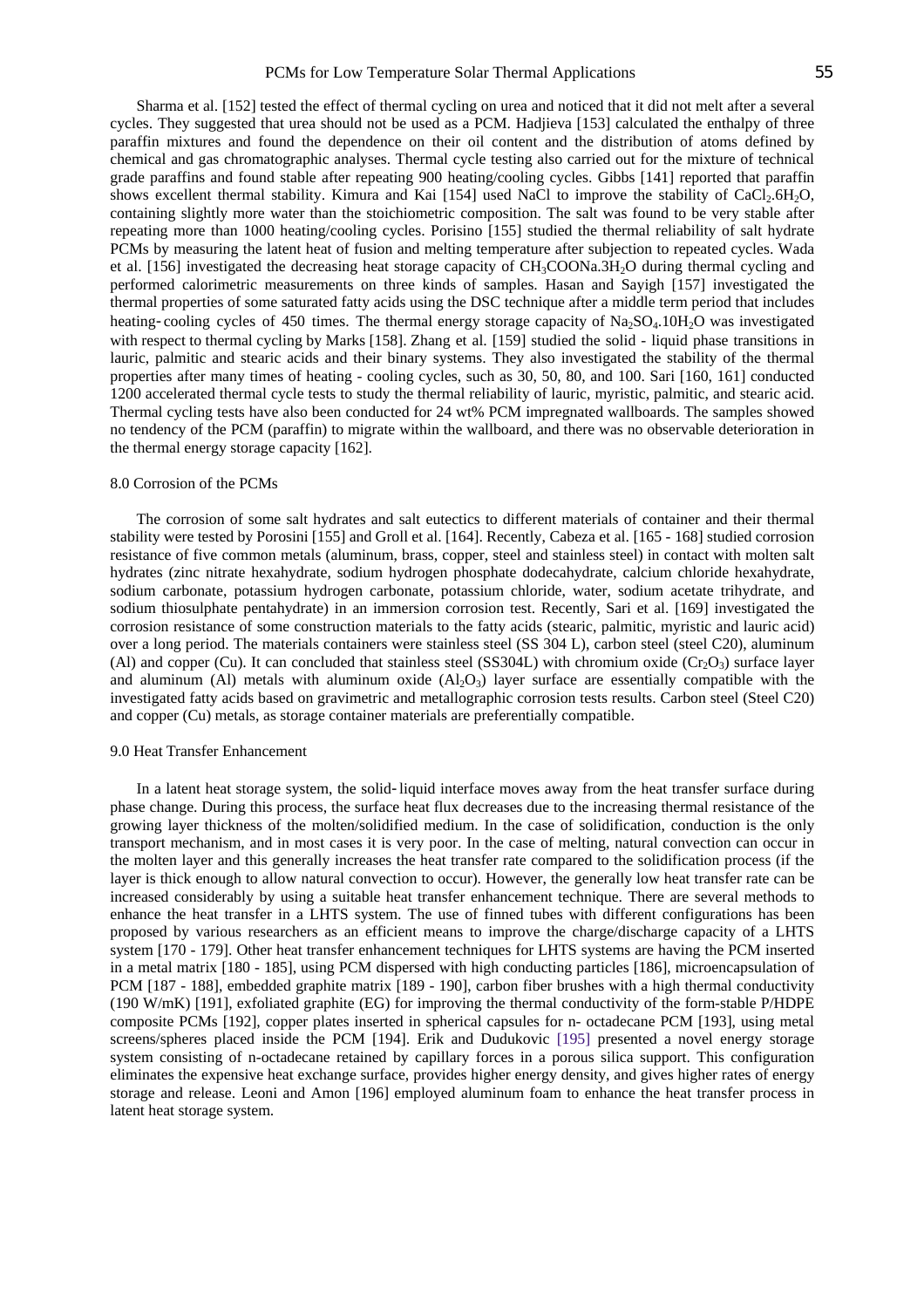Sharma et al. [152] tested the effect of thermal cycling on urea and noticed that it did not melt after a several cycles. They suggested that urea should not be used as a PCM. Hadjieva [153] calculated the enthalpy of three paraffin mixtures and found the dependence on their oil content and the distribution of atoms defined by chemical and gas chromatographic analyses. Thermal cycle testing also carried out for the mixture of technical grade paraffins and found stable after repeating 900 heating/cooling cycles. Gibbs [141] reported that paraffin shows excellent thermal stability. Kimura and Kai [154] used NaCl to improve the stability of $CaCl_2.6H_2O$, containing slightly more water than the stoichiometric composition. The salt was found to be very stable after repeating more than 1000 heating/cooling cycles. Porisino [155] studied the thermal reliability of salt hydrate PCMs by measuring the latent heat of fusion and melting temperature after subjection to repeated cycles. Wada et al. [156] investigated the decreasing heat storage capacity of $CH_3COONa.3H_2O$ during thermal cycling and performed calorimetric measurements on three kinds of samples. Hasan and Sayigh [157] investigated the thermal properties of some saturated fatty acids using the DSC technique after a middle term period that includes heating-cooling cycles of 450 times. The thermal energy storage capacity of $Na_2SO_4.10H_2O$ was investigated with respect to thermal cycling by Marks [158]. Zhang et al. [159] studied the solid - liquid phase transitions in lauric, palmitic and stearic acids and their binary systems. They also investigated the stability of the thermal properties after many times of heating - cooling cycles, such as 30, 50, 80, and 100. Sari [160, 161] conducted 1200 accelerated thermal cycle tests to study the thermal reliability of lauric, myristic, palmitic, and stearic acid. Thermal cycling tests have also been conducted for 24 wt% PCM impregnated wallboards. The samples showed no tendency of the PCM (paraffin) to migrate within the wallboard, and there was no observable deterioration in the thermal energy storage capacity [162].

## 8.0 Corrosion of the PCMs

The corrosion of some salt hydrates and salt eutectics to different materials of container and their thermal stability were tested by Porosini [155] and Groll et al. [164]. Recently, Cabeza et al. [165 - 168] studied corrosion resistance of five common metals (aluminum, brass, copper, steel and stainless steel) in contact with molten salt hydrates (zinc nitrate hexahydrate, sodium hydrogen phosphate dodecahydrate, calcium chloride hexahydrate, sodium carbonate, potassium hydrogen carbonate, potassium chloride, water, sodium acetate trihydrate, and sodium thiosulphate pentahydrate) in an immersion corrosion test. Recently, Sari et al. [169] investigated the corrosion resistance of some construction materials to the fatty acids (stearic, palmitic, myristic and lauric acid) over a long period. The materials containers were stainless steel (SS 304 L), carbon steel (steel C20), aluminum (Al) and copper (Cu). It can concluded that stainless steel (SS304L) with chromium oxide ($Cr_2O_3$) surface layer and aluminum (Al) metals with aluminum oxide ($Al_2O_3$) layer surface are essentially compatible with the investigated fatty acids based on gravimetric and metallographic corrosion tests results. Carbon steel (Steel C20) and copper (Cu) metals, as storage container materials are preferentially compatible.

## 9.0 Heat Transfer Enhancement

In a latent heat storage system, the solid-liquid interface moves away from the heat transfer surface during phase change. During this process, the surface heat flux decreases due to the increasing thermal resistance of the growing layer thickness of the molten/solidified medium. In the case of solidification, conduction is the only transport mechanism, and in most cases it is very poor. In the case of melting, natural convection can occur in the molten layer and this generally increases the heat transfer rate compared to the solidification process (if the layer is thick enough to allow natural convection to occur). However, the generally low heat transfer rate can be increased considerably by using a suitable heat transfer enhancement technique. There are several methods to enhance the heat transfer in a LHTS system. The use of finned tubes with different configurations has been proposed by various researchers as an efficient means to improve the charge/discharge capacity of a LHTS system [170 - 179]. Other heat transfer enhancement techniques for LHTS systems are having the PCM inserted in a metal matrix [180 - 185], using PCM dispersed with high conducting particles [186], microencapsulation of PCM [187 - 188], embedded graphite matrix [189 - 190], carbon fiber brushes with a high thermal conductivity (190 W/mK) [191], exfoliated graphite (EG) for improving the thermal conductivity of the form-stable P/HDPE composite PCMs [192], copper plates inserted in spherical capsules for n- octadecane PCM [193], using metal screens/spheres placed inside the PCM [194]. Erik and Dudukovic [195] presented a novel energy storage system consisting of n-octadecane retained by capillary forces in a porous silica support. This configuration eliminates the expensive heat exchange surface, provides higher energy density, and gives higher rates of energy storage and release. Leoni and Amon [196] employed aluminum foam to enhance the heat transfer process in latent heat storage system.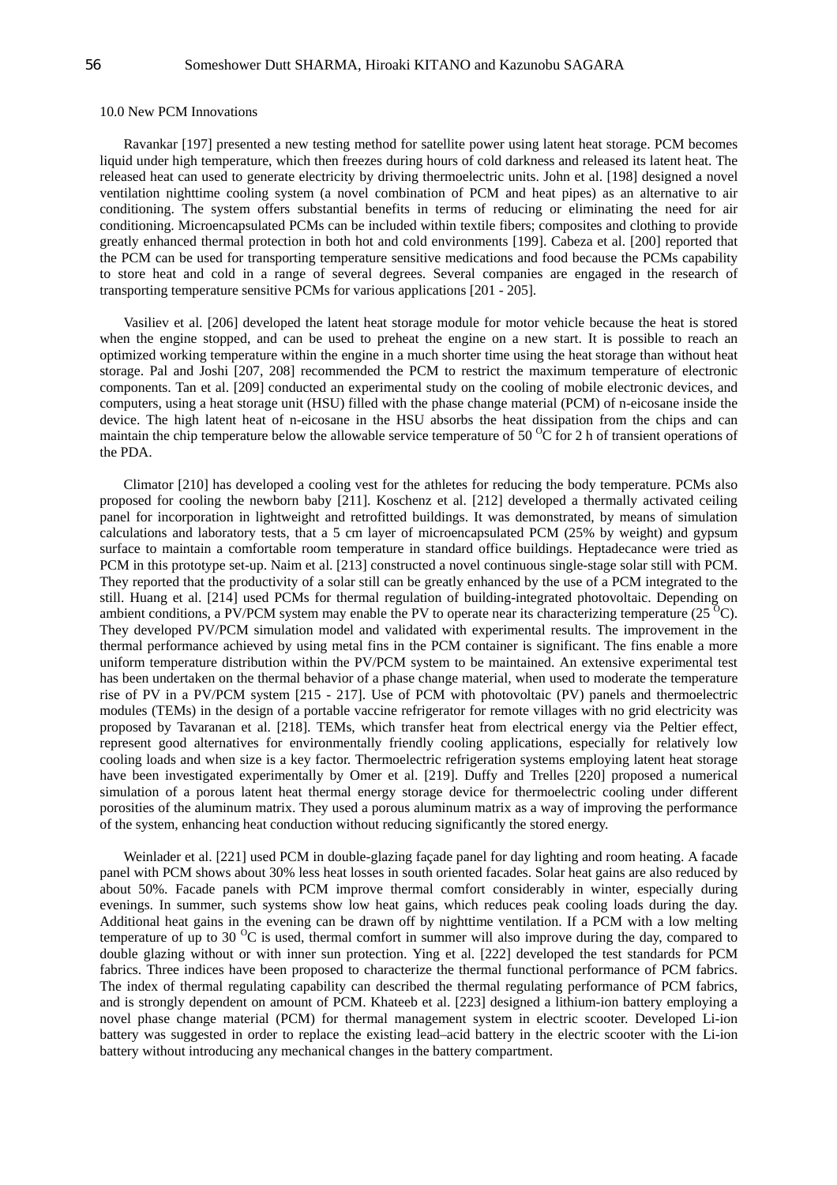## 10.0 New PCM Innovations

Ravankar [197] presented a new testing method for satellite power using latent heat storage. PCM becomes liquid under high temperature, which then freezes during hours of cold darkness and released its latent heat. The released heat can used to generate electricity by driving thermoelectric units. John et al. [198] designed a novel ventilation nighttime cooling system (a novel combination of PCM and heat pipes) as an alternative to air conditioning. The system offers substantial benefits in terms of reducing or eliminating the need for air conditioning. Microencapsulated PCMs can be included within textile fibers; composites and clothing to provide greatly enhanced thermal protection in both hot and cold environments [199]. Cabeza et al. [200] reported that the PCM can be used for transporting temperature sensitive medications and food because the PCMs capability to store heat and cold in a range of several degrees. Several companies are engaged in the research of transporting temperature sensitive PCMs for various applications [201 - 205].

Vasiliev et al. [206] developed the latent heat storage module for motor vehicle because the heat is stored when the engine stopped, and can be used to preheat the engine on a new start. It is possible to reach an optimized working temperature within the engine in a much shorter time using the heat storage than without heat storage. Pal and Joshi [207, 208] recommended the PCM to restrict the maximum temperature of electronic components. Tan et al. [209] conducted an experimental study on the cooling of mobile electronic devices, and computers, using a heat storage unit (HSU) filled with the phase change material (PCM) of n-eicosane inside the device. The high latent heat of n-eicosane in the HSU absorbs the heat dissipation from the chips and can maintain the chip temperature below the allowable service temperature of 50 $^{O}$C for 2 h of transient operations of the PDA.

Climator [210] has developed a cooling vest for the athletes for reducing the body temperature. PCMs also proposed for cooling the newborn baby [211]. Koschenz et al. [212] developed a thermally activated ceiling panel for incorporation in lightweight and retrofitted buildings. It was demonstrated, by means of simulation calculations and laboratory tests, that a 5 cm layer of microencapsulated PCM (25% by weight) and gypsum surface to maintain a comfortable room temperature in standard office buildings. Heptadecance were tried as PCM in this prototype set-up. Naim et al. [213] constructed a novel continuous single-stage solar still with PCM. They reported that the productivity of a solar still can be greatly enhanced by the use of a PCM integrated to the still. Huang et al. [214] used PCMs for thermal regulation of building-integrated photovoltaic. Depending on ambient conditions, a PV/PCM system may enable the PV to operate near its characterizing temperature (25 $^{O}$C). They developed PV/PCM simulation model and validated with experimental results. The improvement in the thermal performance achieved by using metal fins in the PCM container is significant. The fins enable a more uniform temperature distribution within the PV/PCM system to be maintained. An extensive experimental test has been undertaken on the thermal behavior of a phase change material, when used to moderate the temperature rise of PV in a PV/PCM system [215 - 217]. Use of PCM with photovoltaic (PV) panels and thermoelectric modules (TEMs) in the design of a portable vaccine refrigerator for remote villages with no grid electricity was proposed by Tavaranan et al. [218]. TEMs, which transfer heat from electrical energy via the Peltier effect, represent good alternatives for environmentally friendly cooling applications, especially for relatively low cooling loads and when size is a key factor. Thermoelectric refrigeration systems employing latent heat storage have been investigated experimentally by Omer et al. [219]. Duffy and Trelles [220] proposed a numerical simulation of a porous latent heat thermal energy storage device for thermoelectric cooling under different porosities of the aluminum matrix. They used a porous aluminum matrix as a way of improving the performance of the system, enhancing heat conduction without reducing significantly the stored energy.

Weinlader et al. [221] used PCM in double-glazing façade panel for day lighting and room heating. A facade panel with PCM shows about 30% less heat losses in south oriented facades. Solar heat gains are also reduced by about 50%. Facade panels with PCM improve thermal comfort considerably in winter, especially during evenings. In summer, such systems show low heat gains, which reduces peak cooling loads during the day. Additional heat gains in the evening can be drawn off by nighttime ventilation. If a PCM with a low melting temperature of up to 30 $^{O}$C is used, thermal comfort in summer will also improve during the day, compared to double glazing without or with inner sun protection. Ying et al. [222] developed the test standards for PCM fabrics. Three indices have been proposed to characterize the thermal functional performance of PCM fabrics. The index of thermal regulating capability can described the thermal regulating performance of PCM fabrics, and is strongly dependent on amount of PCM. Khateeb et al. [223] designed a lithium-ion battery employing a novel phase change material (PCM) for thermal management system in electric scooter. Developed Li-ion battery was suggested in order to replace the existing lead–acid battery in the electric scooter with the Li-ion battery without introducing any mechanical changes in the battery compartment.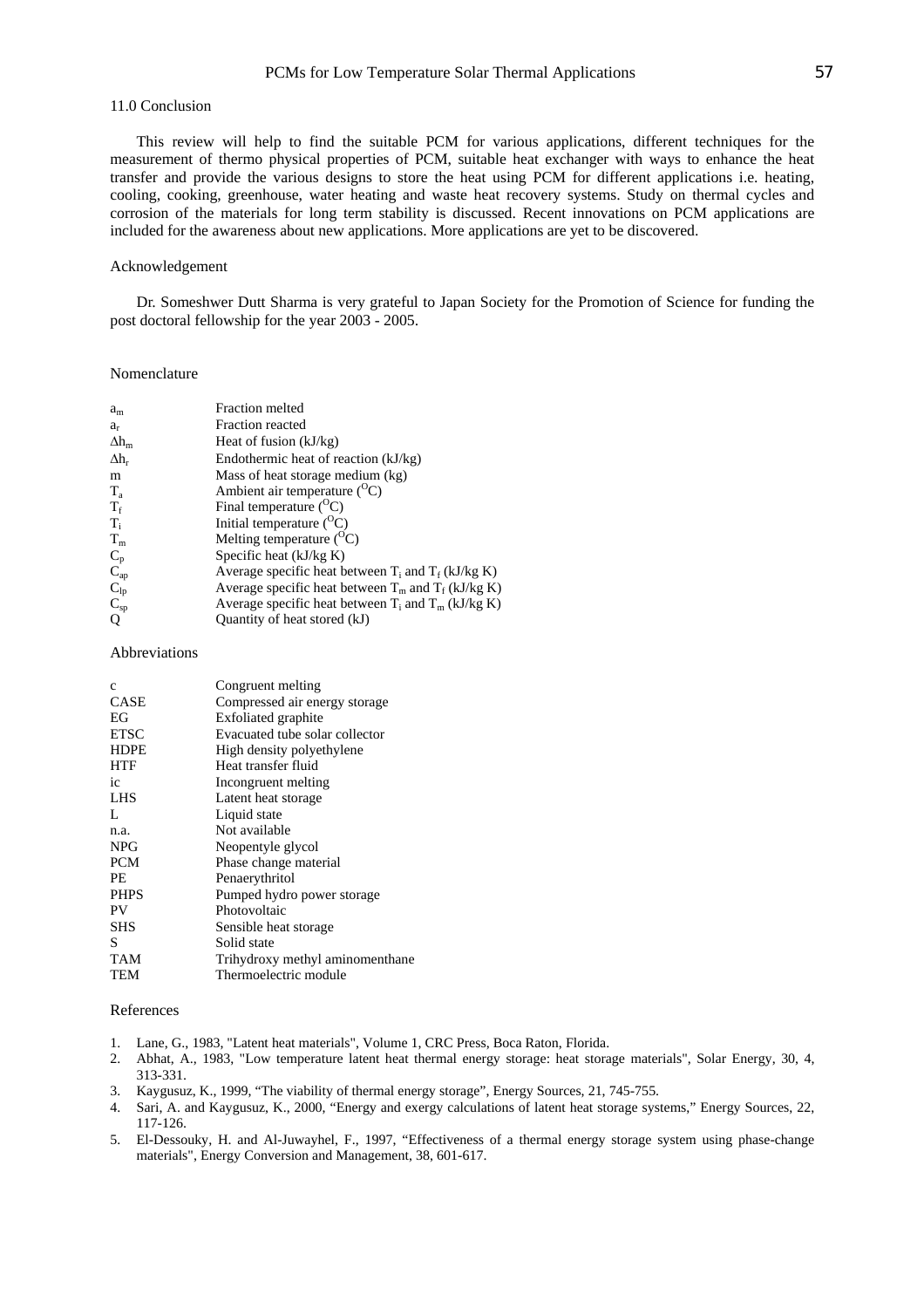## 11.0 Conclusion

This review will help to find the suitable PCM for various applications, different techniques for the measurement of thermo physical properties of PCM, suitable heat exchanger with ways to enhance the heat transfer and provide the various designs to store the heat using PCM for different applications i.e. heating, cooling, cooking, greenhouse, water heating and waste heat recovery systems. Study on thermal cycles and corrosion of the materials for long term stability is discussed. Recent innovations on PCM applications are included for the awareness about new applications. More applications are yet to be discovered.

## Acknowledgement

Dr. Someshwer Dutt Sharma is very grateful to Japan Society for the Promotion of Science for funding the post doctoral fellowship for the year 2003 - 2005.

## Nomenclature

| | |
|---|---|
| $a_m$ | Fraction melted |
| $a_r$ | Fraction reacted |
| $\Delta h_m$ | Heat of fusion (kJ/kg) |
| $\Delta h_r$ | Endothermic heat of reaction (kJ/kg) |
| m | Mass of heat storage medium (kg) |
| $T_a$ | Ambient air temperature ($^{O}$C) |
| $T_f$ | Final temperature ($^{O}$C) |
| $T_i$ | Initial temperature ($^{O}$C) |
| $T_m$ | Melting temperature ($^{O}$C) |
| $C_p$ | Specific heat (kJ/kg K) |
| $C_{ap}$ | Average specific heat between $T_i$ and $T_f$ (kJ/kg K) |
| $C_{lp}$ | Average specific heat between $T_m$ and $T_f$ (kJ/kg K) |
| $C_{sp}$ | Average specific heat between $T_i$ and $T_m$ (kJ/kg K) |
| Q | Quantity of heat stored (kJ) |

## Abbreviations

| | |
|---|---|
| c | Congruent melting |
| CASE | Compressed air energy storage |
| EG | Exfoliated graphite |
| ETSC | Evacuated tube solar collector |
| HDPE | High density polyethylene |
| HTF | Heat transfer fluid |
| ic | Incongruent melting |
| LHS | Latent heat storage |
| L | Liquid state |
| n.a. | Not available |
| NPG | Neopentyle glycol |
| PCM | Phase change material |
| PE | Penaerythritol |
| PHPS | Pumped hydro power storage |
| PV | Photovoltaic |
| SHS | Sensible heat storage |
| S | Solid state |
| TAM | Trihydroxy methyl aminomenthane |
| TEM | Thermoelectric module |

## References

1. Lane, G., 1983, "Latent heat materials", Volume 1, CRC Press, Boca Raton, Florida.
2. Abhat, A., 1983, "Low temperature latent heat thermal energy storage: heat storage materials", Solar Energy, 30, 4, 313-331.
3. Kaygusuz, K., 1999, "The viability of thermal energy storage", Energy Sources, 21, 745-755.
4. Sari, A. and Kaygusuz, K., 2000, "Energy and exergy calculations of latent heat storage systems," Energy Sources, 22, 117-126.
5. El-Dessouky, H. and Al-Juwayhel, F., 1997, "Effectiveness of a thermal energy storage system using phase-change materials", Energy Conversion and Management, 38, 601-617.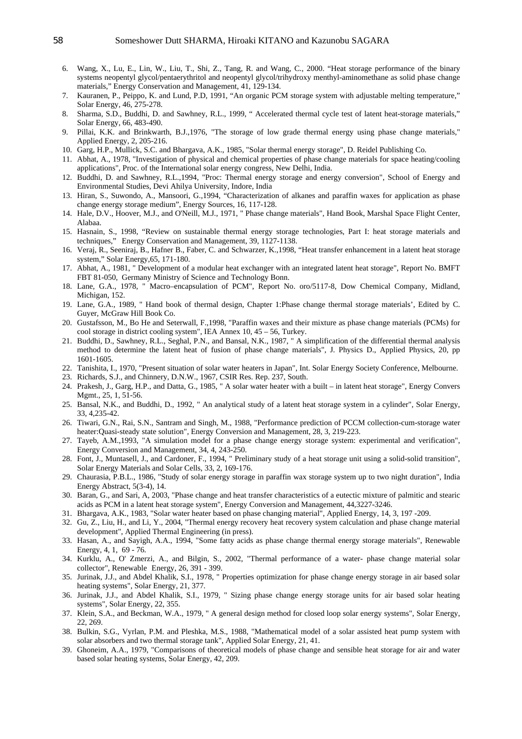6. Wang, X., Lu, E., Lin, W., Liu, T., Shi, Z., Tang, R. and Wang, C., 2000. "Heat storage performance of the binary systems neopentyl glycol/pentaerythritol and neopentyl glycol/trihydroxy menthyl-aminomethane as solid phase change materials," Energy Conservation and Management, 41, 129-134.
7. Kauranen, P., Peippo, K. and Lund, P.D, 1991, "An organic PCM storage system with adjustable melting temperature," Solar Energy, 46, 275-278.
8. Sharma, S.D., Buddhi, D. and Sawhney, R.L., 1999, " Accelerated thermal cycle test of latent heat-storage materials," Solar Energy, 66, 483-490.
9. Pillai, K.K. and Brinkwarth, B.J.,1976, "The storage of low grade thermal energy using phase change materials," Applied Energy, 2, 205-216.
10. Garg, H.P., Mullick, S.C. and Bhargava, A.K., 1985, "Solar thermal energy storage", D. Reidel Publishing Co.
11. Abhat, A., 1978, "Investigation of physical and chemical properties of phase change materials for space heating/cooling applications", Proc. of the International solar energy congress, New Delhi, India.
12. Buddhi, D. and Sawhney, R.L.,1994, "Proc: Thermal energy storage and energy conversion", School of Energy and Environmental Studies, Devi Ahilya University, Indore, India
13. Hiran, S., Suwondo, A., Mansoori, G.,1994, "Characterization of alkanes and paraffin waxes for application as phase change energy storage medium", Energy Sources, 16, 117-128.
14. Hale, D.V., Hoover, M.J., and O'Neill, M.J., 1971, " Phase change materials", Hand Book, Marshal Space Flight Center, Alabaa.
15. Hasnain, S., 1998, "Review on sustainable thermal energy storage technologies, Part I: heat storage materials and techniques," Energy Conservation and Management, 39, 1127-1138.
16. Veraj, R., Seeniraj, B., Hafner B., Faber, C. and Schwarzer, K.,1998, "Heat transfer enhancement in a latent heat storage system," Solar Energy,65, 171-180.
17. Abhat, A., 1981, " Development of a modular heat exchanger with an integrated latent heat storage", Report No. BMFT FBT 81-050, Germany Ministry of Science and Technology Bonn.
18. Lane, G.A., 1978, " Macro–encapsulation of PCM", Report No. oro/5117-8, Dow Chemical Company, Midland, Michigan, 152.
19. Lane, G.A., 1989, " Hand book of thermal design, Chapter 1:Phase change thermal storage materials', Edited by C. Guyer, McGraw Hill Book Co.
20. Gustafsson, M., Bo He and Seterwall, F.,1998, "Paraffin waxes and their mixture as phase change materials (PCMs) for cool storage in district cooling system", IEA Annex 10, 45 – 56, Turkey.
21. Buddhi, D., Sawhney, R.L., Seghal, P.N., and Bansal, N.K., 1987, " A simplification of the differential thermal analysis method to determine the latent heat of fusion of phase change materials", J. Physics D., Applied Physics, 20, pp 1601-1605.
22. Tanishita, I., 1970, "Present situation of solar water heaters in Japan", Int. Solar Energy Society Conference, Melbourne.
23. Richards, S.J., and Chinnery, D.N.W., 1967, CSIR Res. Rep. 237, South.
24. Prakesh, J., Garg, H.P., and Datta, G., 1985, " A solar water heater with a built – in latent heat storage", Energy Convers Mgmt., 25, 1, 51-56.
25. Bansal, N.K., and Buddhi, D., 1992, " An analytical study of a latent heat storage system in a cylinder", Solar Energy, 33, 4,235-42.
26. Tiwari, G.N., Rai, S.N., Santram and Singh, M., 1988, "Performance prediction of PCCM collection-cum-storage water heater:Quasi-steady state solution", Energy Conversion and Management, 28, 3, 219-223.
27. Tayeb, A.M.,1993, "A simulation model for a phase change energy storage system: experimental and verification", Energy Conversion and Management, 34, 4, 243-250.
28. Font, J., Muntasell, J., and Cardoner, F., 1994, " Preliminary study of a heat storage unit using a solid-solid transition", Solar Energy Materials and Solar Cells, 33, 2, 169-176.
29. Chaurasia, P.B.L., 1986, "Study of solar energy storage in paraffin wax storage system up to two night duration", India Energy Abstract, 5(3-4), 14.
30. Baran, G., and Sari, A, 2003, "Phase change and heat transfer characteristics of a eutectic mixture of palmitic and stearic acids as PCM in a latent heat storage system", Energy Conversion and Management, 44,3227-3246.
31. Bhargava, A.K., 1983, "Solar water heater based on phase changing material", Applied Energy, 14, 3, 197 -209.
32. Gu, Z., Liu, H., and Li, Y., 2004, "Thermal energy recovery heat recovery system calculation and phase change material development", Applied Thermal Engineering (in press).
33. Hasan, A., and Sayigh, A.A., 1994, "Some fatty acids as phase change thermal energy storage materials", Renewable Energy, 4, 1, 69 - 76.
34. Kurklu, A., O' Zmerzi, A., and Bilgin, S., 2002, "Thermal performance of a water- phase change material solar collector", Renewable Energy, 26, 391 - 399.
35. Jurinak, J.J., and Abdel Khalik, S.I., 1978, " Properties optimization for phase change energy storage in air based solar heating systems", Solar Energy, 21, 377.
36. Jurinak, J.J., and Abdel Khalik, S.I., 1979, " Sizing phase change energy storage units for air based solar heating systems", Solar Energy, 22, 355.
37. Klein, S.A., and Beckman, W.A., 1979, " A general design method for closed loop solar energy systems", Solar Energy, 22, 269.
38. Bulkin, S.G., Vyrlan, P.M. and Pleshka, M.S., 1988, "Mathematical model of a solar assisted heat pump system with solar absorbers and two thermal storage tank", Applied Solar Energy, 21, 41.
39. Ghoneim, A.A., 1979, "Comparisons of theoretical models of phase change and sensible heat storage for air and water based solar heating systems, Solar Energy, 42, 209.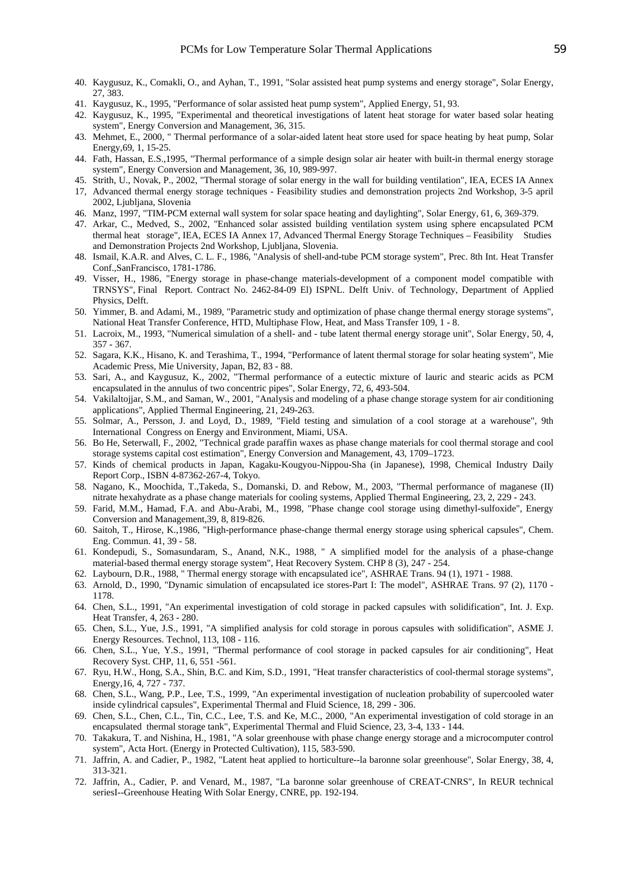40. Kaygusuz, K., Comakli, O., and Ayhan, T., 1991, "Solar assisted heat pump systems and energy storage", Solar Energy, 27, 383.
41. Kaygusuz, K., 1995, "Performance of solar assisted heat pump system", Applied Energy, 51, 93.
42. Kaygusuz, K., 1995, "Experimental and theoretical investigations of latent heat storage for water based solar heating system", Energy Conversion and Management, 36, 315.
43. Mehmet, E., 2000, " Thermal performance of a solar-aided latent heat store used for space heating by heat pump, Solar Energy,69, 1, 15-25.
44. Fath, Hassan, E.S.,1995, "Thermal performance of a simple design solar air heater with built-in thermal energy storage system", Energy Conversion and Management, 36, 10, 989-997.
45. Strith, U., Novak, P., 2002, "Thermal storage of solar energy in the wall for building ventilation", IEA, ECES IA Annex 17, Advanced thermal energy storage techniques - Feasibility studies and demonstration projects 2nd Workshop, 3-5 april 2002, Ljubljana, Slovenia
46. Manz, 1997, "TIM-PCM external wall system for solar space heating and daylighting", Solar Energy, 61, 6, 369-379.
47. Arkar, C., Medved, S., 2002, "Enhanced solar assisted building ventilation system using sphere encapsulated PCM thermal heat storage", IEA, ECES IA Annex 17, Advanced Thermal Energy Storage Techniques – Feasibility Studies and Demonstration Projects 2nd Workshop, Ljubljana, Slovenia.
48. Ismail, K.A.R. and Alves, C. L. F., 1986, "Analysis of shell-and-tube PCM storage system", Prec. 8th Int. Heat Transfer Conf.,SanFrancisco, 1781-1786.
49. Visser, H., 1986, "Energy storage in phase-change materials-development of a component model compatible with TRNSYS", Final Report. Contract No. 2462-84-09 El) ISPNL. Delft Univ. of Technology, Department of Applied Physics, Delft.
50. Yimmer, B. and Adami, M., 1989, "Parametric study and optimization of phase change thermal energy storage systems", National Heat Transfer Conference, HTD, Multiphase Flow, Heat, and Mass Transfer 109, 1 - 8.
51. Lacroix, M., 1993, "Numerical simulation of a shell- and - tube latent thermal energy storage unit", Solar Energy, 50, 4, 357 - 367.
52. Sagara, K.K., Hisano, K. and Terashima, T., 1994, "Performance of latent thermal storage for solar heating system", Mie Academic Press, Mie University, Japan, B2, 83 - 88.
53. Sari, A., and Kaygusuz, K., 2002, "Thermal performance of a eutectic mixture of lauric and stearic acids as PCM encapsulated in the annulus of two concentric pipes", Solar Energy, 72, 6, 493-504.
54. Vakilaltojjar, S.M., and Saman, W., 2001, "Analysis and modeling of a phase change storage system for air conditioning applications", Applied Thermal Engineering, 21, 249-263.
55. Solmar, A., Persson, J. and Loyd, D., 1989, "Field testing and simulation of a cool storage at a warehouse", 9th International Congress on Energy and Environment, Miami, USA.
56. Bo He, Seterwall, F., 2002, "Technical grade paraffin waxes as phase change materials for cool thermal storage and cool storage systems capital cost estimation", Energy Conversion and Management, 43, 1709–1723.
57. Kinds of chemical products in Japan, Kagaku-Kougyou-Nippou-Sha (in Japanese), 1998, Chemical Industry Daily Report Corp., ISBN 4-87362-267-4, Tokyo.
58. Nagano, K., Moochida, T.,Takeda, S., Domanski, D. and Rebow, M., 2003, "Thermal performance of maganese (II) nitrate hexahydrate as a phase change materials for cooling systems, Applied Thermal Engineering, 23, 2, 229 - 243.
59. Farid, M.M., Hamad, F.A. and Abu-Arabi, M., 1998, "Phase change cool storage using dimethyl-sulfoxide", Energy Conversion and Management,39, 8, 819-826.
60. Saitoh, T., Hirose, K.,1986, "High-performance phase-change thermal energy storage using spherical capsules", Chem. Eng. Commun. 41, 39 - 58.
61. Kondepudi, S., Somasundaram, S., Anand, N.K., 1988, " A simplified model for the analysis of a phase-change material-based thermal energy storage system", Heat Recovery System. CHP 8 (3), 247 - 254.
62. Laybourn, D.R., 1988, " Thermal energy storage with encapsulated ice", ASHRAE Trans. 94 (1), 1971 - 1988.
63. Arnold, D., 1990, "Dynamic simulation of encapsulated ice stores-Part I: The model", ASHRAE Trans. 97 (2), 1170 - 1178.
64. Chen, S.L., 1991, "An experimental investigation of cold storage in packed capsules with solidification", Int. J. Exp. Heat Transfer, 4, 263 - 280.
65. Chen, S.L., Yue, J.S., 1991, "A simplified analysis for cold storage in porous capsules with solidification", ASME J. Energy Resources. Technol, 113, 108 - 116.
66. Chen, S.L., Yue, Y.S., 1991, "Thermal performance of cool storage in packed capsules for air conditioning", Heat Recovery Syst. CHP, 11, 6, 551 -561.
67. Ryu, H.W., Hong, S.A., Shin, B.C. and Kim, S.D., 1991, "Heat transfer characteristics of cool-thermal storage systems", Energy,16, 4, 727 - 737.
68. Chen, S.L., Wang, P.P., Lee, T.S., 1999, "An experimental investigation of nucleation probability of supercooled water inside cylindrical capsules", Experimental Thermal and Fluid Science, 18, 299 - 306.
69. Chen, S.L., Chen, C.L., Tin, C.C., Lee, T.S. and Ke, M.C., 2000, "An experimental investigation of cold storage in an encapsulated thermal storage tank", Experimental Thermal and Fluid Science, 23, 3-4, 133 - 144.
70. Takakura, T. and Nishina, H., 1981, "A solar greenhouse with phase change energy storage and a microcomputer control system", Acta Hort. (Energy in Protected Cultivation), 115, 583-590.
71. Jaffrin, A. and Cadier, P., 1982, "Latent heat applied to horticulture--la baronne solar greenhouse", Solar Energy, 38, 4, 313-321.
72. Jaffrin, A., Cadier, P. and Venard, M., 1987, "La baronne solar greenhouse of CREAT-CNRS", In REUR technical seriesI--Greenhouse Heating With Solar Energy, CNRE, pp. 192-194.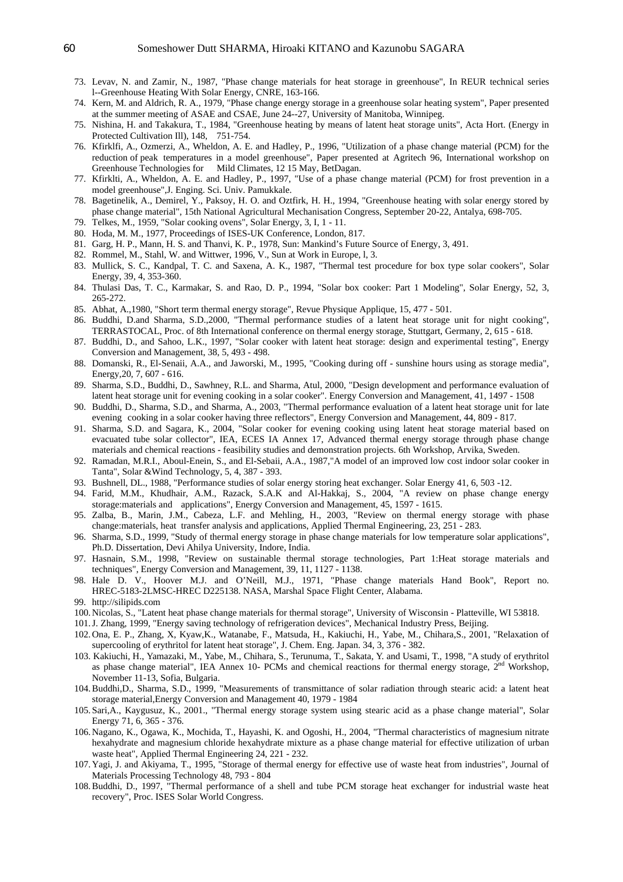73. Levav, N. and Zamir, N., 1987, "Phase change materials for heat storage in greenhouse", In REUR technical series l--Greenhouse Heating With Solar Energy, CNRE, 163-166.
74. Kern, M. and Aldrich, R. A., 1979, "Phase change energy storage in a greenhouse solar heating system", Paper presented at the summer meeting of ASAE and CSAE, June 24--27, University of Manitoba, Winnipeg.
75. Nishina, H. and Takakura, T., 1984, "Greenhouse heating by means of latent heat storage units", Acta Hort. (Energy in Protected Cultivation Ill), 148, 751-754.
76. Kfirklfi, A., Ozmerzi, A., Wheldon, A. E. and Hadley, P., 1996, "Utilization of a phase change material (PCM) for the reduction of peak temperatures in a model greenhouse", Paper presented at Agritech 96, International workshop on Greenhouse Technologies for Mild Climates, 12 15 May, BetDagan.
77. Kfirklti, A., Wheldon, A. E. and Hadley, P., 1997, "Use of a phase change material (PCM) for frost prevention in a model greenhouse",J. Enging. Sci. Univ. Pamukkale.
78. Bagetinelik, A., Demirel, Y., Paksoy, H. O. and Oztfirk, H. H., 1994, "Greenhouse heating with solar energy stored by phase change material", 15th National Agricultural Mechanisation Congress, September 20-22, Antalya, 698-705.
79. Telkes, M., 1959, "Solar cooking ovens", Solar Energy, 3, I, 1 - 11.
80. Hoda, M. M., 1977, Proceedings of ISES-UK Conference, London, 817.
81. Garg, H. P., Mann, H. S. and Thanvi, K. P., 1978, Sun: Mankind's Future Source of Energy, 3, 491.
82. Rommel, M., Stahl, W. and Wittwer, 1996, V., Sun at Work in Europe, l, 3.
83. Mullick, S. C., Kandpal, T. C. and Saxena, A. K., 1987, "Thermal test procedure for box type solar cookers", Solar Energy, 39, 4, 353-360.
84. Thulasi Das, T. C., Karmakar, S. and Rao, D. P., 1994, "Solar box cooker: Part 1 Modeling", Solar Energy, 52, 3, 265-272.
85. Abhat, A.,1980, "Short term thermal energy storage", Revue Physique Applique, 15, 477 - 501.
86. Buddhi, D.and Sharma, S.D.,2000, "Thermal performance studies of a latent heat storage unit for night cooking", TERRASTOCAL, Proc. of 8th International conference on thermal energy storage, Stuttgart, Germany, 2, 615 - 618.
87. Buddhi, D., and Sahoo, L.K., 1997, "Solar cooker with latent heat storage: design and experimental testing", Energy Conversion and Management, 38, 5, 493 - 498.
88. Domanski, R., El-Senaii, A.A., and Jaworski, M., 1995, "Cooking during off - sunshine hours using as storage media", Energy,20, 7, 607 - 616.
89. Sharma, S.D., Buddhi, D., Sawhney, R.L. and Sharma, Atul, 2000, "Design development and performance evaluation of latent heat storage unit for evening cooking in a solar cooker". Energy Conversion and Management, 41, 1497 - 1508
90. Buddhi, D., Sharma, S.D., and Sharma, A., 2003, "Thermal performance evaluation of a latent heat storage unit for late evening cooking in a solar cooker having three reflectors", Energy Conversion and Management, 44, 809 - 817.
91. Sharma, S.D. and Sagara, K., 2004, "Solar cooker for evening cooking using latent heat storage material based on evacuated tube solar collector", IEA, ECES IA Annex 17, Advanced thermal energy storage through phase change materials and chemical reactions - feasibility studies and demonstration projects. 6th Workshop, Arvika, Sweden.
92. Ramadan, M.R.I., Aboul-Enein, S., and El-Sebaii, A.A., 1987,"A model of an improved low cost indoor solar cooker in Tanta", Solar &Wind Technology, 5, 4, 387 - 393.
93. Bushnell, DL., 1988, "Performance studies of solar energy storing heat exchanger. Solar Energy 41, 6, 503 -12.
94. Farid, M.M., Khudhair, A.M., Razack, S.A.K and Al-Hakkaj, S., 2004, "A review on phase change energy storage:materials and applications", Energy Conversion and Management, 45, 1597 - 1615.
95. Zalba, B., Marin, J.M., Cabeza, L.F. and Mehling, H., 2003, "Review on thermal energy storage with phase change:materials, heat transfer analysis and applications, Applied Thermal Engineering, 23, 251 - 283.
96. Sharma, S.D., 1999, "Study of thermal energy storage in phase change materials for low temperature solar applications", Ph.D. Dissertation, Devi Ahilya University, Indore, India.
97. Hasnain, S.M., 1998, "Review on sustainable thermal storage technologies, Part 1:Heat storage materials and techniques", Energy Conversion and Management, 39, 11, 1127 - 1138.
98. Hale D. V., Hoover M.J. and O'Neill, M.J., 1971, "Phase change materials Hand Book", Report no. HREC-5183-2LMSC-HREC D225138. NASA, Marshal Space Flight Center, Alabama.
99. http://silipids.com
100. Nicolas, S., "Latent heat phase change materials for thermal storage", University of Wisconsin - Platteville, WI 53818.
101. J. Zhang, 1999, "Energy saving technology of refrigeration devices", Mechanical Industry Press, Beijing.
102. Ona, E. P., Zhang, X, Kyaw,K., Watanabe, F., Matsuda, H., Kakiuchi, H., Yabe, M., Chihara,S., 2001, "Relaxation of supercooling of erythritol for latent heat storage", J. Chem. Eng. Japan. 34, 3, 376 - 382.
103. Kakiuchi, H., Yamazaki, M., Yabe, M., Chihara, S., Terunuma, T., Sakata, Y. and Usami, T., 1998, "A study of erythritol as phase change material", IEA Annex 10- PCMs and chemical reactions for thermal energy storage, 2nd Workshop, November 11-13, Sofia, Bulgaria.
104. Buddhi,D., Sharma, S.D., 1999, "Measurements of transmittance of solar radiation through stearic acid: a latent heat storage material,Energy Conversion and Management 40, 1979 - 1984
105. Sari,A., Kaygusuz, K., 2001., "Thermal energy storage system using stearic acid as a phase change material", Solar Energy 71, 6, 365 - 376.
106. Nagano, K., Ogawa, K., Mochida, T., Hayashi, K. and Ogoshi, H., 2004, "Thermal characteristics of magnesium nitrate hexahydrate and magnesium chloride hexahydrate mixture as a phase change material for effective utilization of urban waste heat", Applied Thermal Engineering 24, 221 - 232.
107. Yagi, J. and Akiyama, T., 1995, "Storage of thermal energy for effective use of waste heat from industries", Journal of Materials Processing Technology 48, 793 - 804
108. Buddhi, D., 1997, "Thermal performance of a shell and tube PCM storage heat exchanger for industrial waste heat recovery", Proc. ISES Solar World Congress.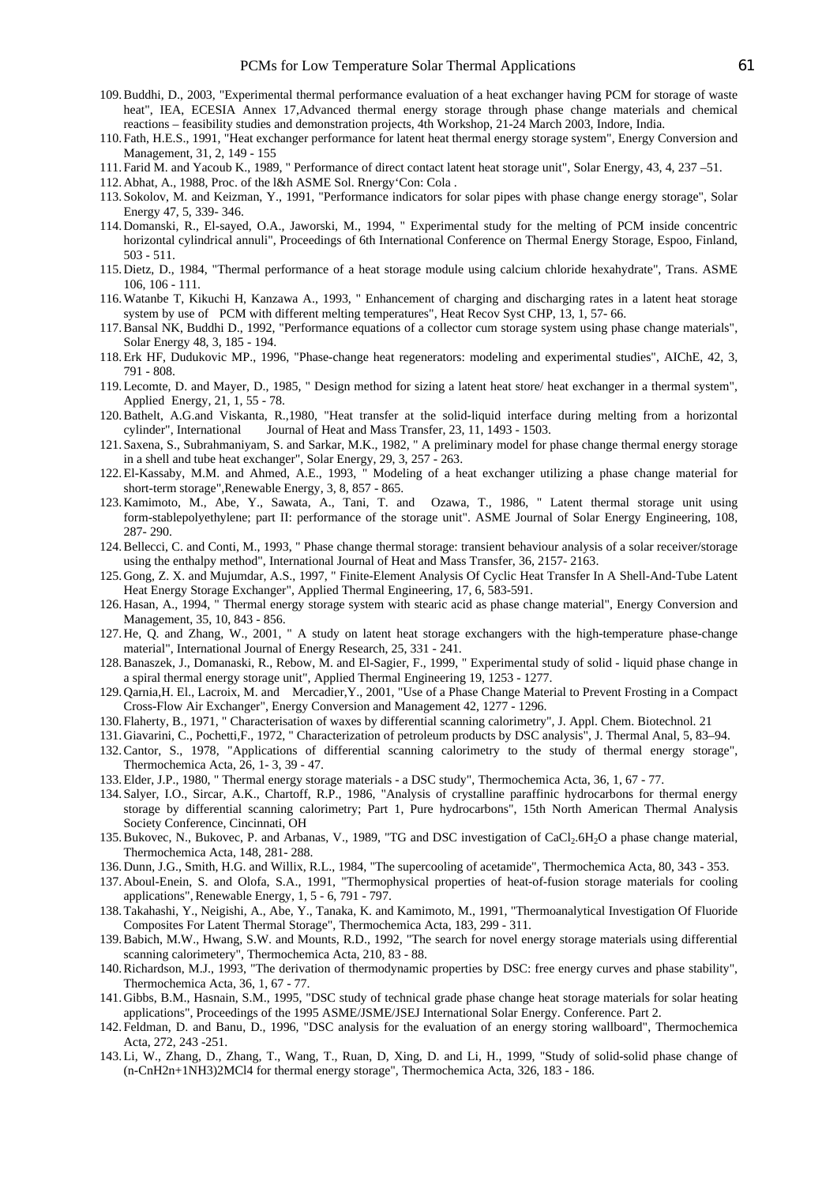109. Buddhi, D., 2003, "Experimental thermal performance evaluation of a heat exchanger having PCM for storage of waste heat", IEA, ECESIA Annex 17,Advanced thermal energy storage through phase change materials and chemical reactions – feasibility studies and demonstration projects, 4th Workshop, 21-24 March 2003, Indore, India.
110. Fath, H.E.S., 1991, "Heat exchanger performance for latent heat thermal energy storage system", Energy Conversion and Management, 31, 2, 149 - 155
111. Farid M. and Yacoub K., 1989, " Performance of direct contact latent heat storage unit", Solar Energy, 43, 4, 237 –51.
112. Abhat, A., 1988, Proc. of the l&h ASME Sol. Rnergy'Con: Cola .
113. Sokolov, M. and Keizman, Y., 1991, "Performance indicators for solar pipes with phase change energy storage", Solar Energy 47, 5, 339- 346.
114. Domanski, R., El-sayed, O.A., Jaworski, M., 1994, " Experimental study for the melting of PCM inside concentric horizontal cylindrical annuli", Proceedings of 6th International Conference on Thermal Energy Storage, Espoo, Finland, 503 - 511.
115. Dietz, D., 1984, "Thermal performance of a heat storage module using calcium chloride hexahydrate", Trans. ASME 106, 106 - 111.
116. Watanbe T, Kikuchi H, Kanzawa A., 1993, " Enhancement of charging and discharging rates in a latent heat storage system by use of PCM with different melting temperatures", Heat Recov Syst CHP, 13, 1, 57- 66.
117. Bansal NK, Buddhi D., 1992, "Performance equations of a collector cum storage system using phase change materials", Solar Energy 48, 3, 185 - 194.
118. Erk HF, Dudukovic MP., 1996, "Phase-change heat regenerators: modeling and experimental studies", AIChE, 42, 3, 791 - 808.
119. Lecomte, D. and Mayer, D., 1985, " Design method for sizing a latent heat store/ heat exchanger in a thermal system", Applied Energy, 21, 1, 55 - 78.
120. Bathelt, A.G.and Viskanta, R.,1980, "Heat transfer at the solid-liquid interface during melting from a horizontal cylinder", International Journal of Heat and Mass Transfer, 23, 11, 1493 - 1503.
121. Saxena, S., Subrahmaniyam, S. and Sarkar, M.K., 1982, " A preliminary model for phase change thermal energy storage in a shell and tube heat exchanger", Solar Energy, 29, 3, 257 - 263.
122. El-Kassaby, M.M. and Ahmed, A.E., 1993, " Modeling of a heat exchanger utilizing a phase change material for short-term storage",Renewable Energy, 3, 8, 857 - 865.
123. Kamimoto, M., Abe, Y., Sawata, A., Tani, T. and Ozawa, T., 1986, " Latent thermal storage unit using form-stablepolyethylene; part II: performance of the storage unit". ASME Journal of Solar Energy Engineering, 108, 287- 290.
124. Bellecci, C. and Conti, M., 1993, " Phase change thermal storage: transient behaviour analysis of a solar receiver/storage using the enthalpy method", International Journal of Heat and Mass Transfer, 36, 2157- 2163.
125. Gong, Z. X. and Mujumdar, A.S., 1997, " Finite-Element Analysis Of Cyclic Heat Transfer In A Shell-And-Tube Latent Heat Energy Storage Exchanger", Applied Thermal Engineering, 17, 6, 583-591.
126. Hasan, A., 1994, " Thermal energy storage system with stearic acid as phase change material", Energy Conversion and Management, 35, 10, 843 - 856.
127. He, Q. and Zhang, W., 2001, " A study on latent heat storage exchangers with the high-temperature phase-change material", International Journal of Energy Research, 25, 331 - 241.
128. Banaszek, J., Domanaski, R., Rebow, M. and El-Sagier, F., 1999, " Experimental study of solid - liquid phase change in a spiral thermal energy storage unit", Applied Thermal Engineering 19, 1253 - 1277.
129. Qarnia,H. El., Lacroix, M. and Mercadier,Y., 2001, "Use of a Phase Change Material to Prevent Frosting in a Compact Cross-Flow Air Exchanger", Energy Conversion and Management 42, 1277 - 1296.
130. Flaherty, B., 1971, " Characterisation of waxes by differential scanning calorimetry", J. Appl. Chem. Biotechnol. 21
131. Giavarini, C., Pochetti,F., 1972, " Characterization of petroleum products by DSC analysis", J. Thermal Anal, 5, 83–94.
132. Cantor, S., 1978, "Applications of differential scanning calorimetry to the study of thermal energy storage", Thermochemica Acta, 26, 1- 3, 39 - 47.
133. Elder, J.P., 1980, " Thermal energy storage materials - a DSC study", Thermochemica Acta, 36, 1, 67 - 77.
134. Salyer, I.O., Sircar, A.K., Chartoff, R.P., 1986, "Analysis of crystalline paraffinic hydrocarbons for thermal energy storage by differential scanning calorimetry; Part 1, Pure hydrocarbons", 15th North American Thermal Analysis Society Conference, Cincinnati, OH
135. Bukovec, N., Bukovec, P. and Arbanas, V., 1989, "TG and DSC investigation of $CaCl_2.6H_2O$ a phase change material, Thermochemica Acta, 148, 281- 288.
136. Dunn, J.G., Smith, H.G. and Willix, R.L., 1984, "The supercooling of acetamide", Thermochemica Acta, 80, 343 - 353.
137. Aboul-Enein, S. and Olofa, S.A., 1991, "Thermophysical properties of heat-of-fusion storage materials for cooling applications", Renewable Energy, 1, 5 - 6, 791 - 797.
138. Takahashi, Y., Neigishi, A., Abe, Y., Tanaka, K. and Kamimoto, M., 1991, "Thermoanalytical Investigation Of Fluoride Composites For Latent Thermal Storage", Thermochemica Acta, 183, 299 - 311.
139. Babich, M.W., Hwang, S.W. and Mounts, R.D., 1992, "The search for novel energy storage materials using differential scanning calorimetery", Thermochemica Acta, 210, 83 - 88.
140. Richardson, M.J., 1993, "The derivation of thermodynamic properties by DSC: free energy curves and phase stability", Thermochemica Acta, 36, 1, 67 - 77.
141. Gibbs, B.M., Hasnain, S.M., 1995, "DSC study of technical grade phase change heat storage materials for solar heating applications", Proceedings of the 1995 ASME/JSME/JSEJ International Solar Energy. Conference. Part 2.
142. Feldman, D. and Banu, D., 1996, "DSC analysis for the evaluation of an energy storing wallboard", Thermochemica Acta, 272, 243 -251.
143. Li, W., Zhang, D., Zhang, T., Wang, T., Ruan, D, Xing, D. and Li, H., 1999, "Study of solid-solid phase change of (n-CnH2n+1NH3)2MCl4 for thermal energy storage", Thermochemica Acta, 326, 183 - 186.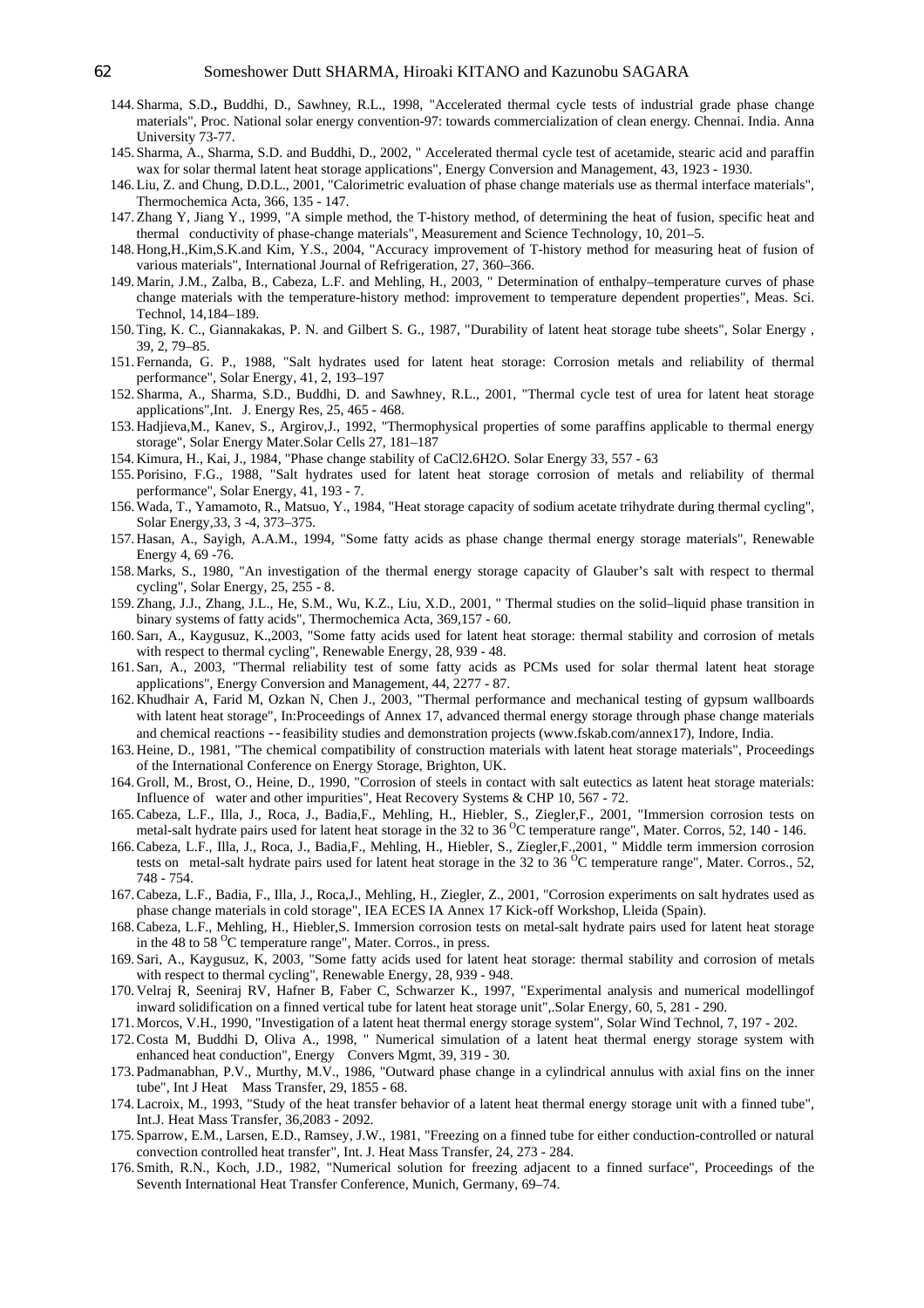144. Sharma, S.D., Buddhi, D., Sawhney, R.L., 1998, "Accelerated thermal cycle tests of industrial grade phase change materials", Proc. National solar energy convention-97: towards commercialization of clean energy. Chennai. India. Anna University 73-77.
145. Sharma, A., Sharma, S.D. and Buddhi, D., 2002, " Accelerated thermal cycle test of acetamide, stearic acid and paraffin wax for solar thermal latent heat storage applications", Energy Conversion and Management, 43, 1923 - 1930.
146. Liu, Z. and Chung, D.D.L., 2001, "Calorimetric evaluation of phase change materials use as thermal interface materials", Thermochemica Acta, 366, 135 - 147.
147. Zhang Y, Jiang Y., 1999, "A simple method, the T-history method, of determining the heat of fusion, specific heat and thermal conductivity of phase-change materials", Measurement and Science Technology, 10, 201–5.
148. Hong,H.,Kim,S.K.and Kim, Y.S., 2004, "Accuracy improvement of T-history method for measuring heat of fusion of various materials", International Journal of Refrigeration, 27, 360–366.
149. Marin, J.M., Zalba, B., Cabeza, L.F. and Mehling, H., 2003, " Determination of enthalpy–temperature curves of phase change materials with the temperature-history method: improvement to temperature dependent properties", Meas. Sci. Technol, 14,184–189.
150. Ting, K. C., Giannakakas, P. N. and Gilbert S. G., 1987, "Durability of latent heat storage tube sheets", Solar Energy , 39, 2, 79–85.
151. Fernanda, G. P., 1988, "Salt hydrates used for latent heat storage: Corrosion metals and reliability of thermal performance", Solar Energy, 41, 2, 193–197
152. Sharma, A., Sharma, S.D., Buddhi, D. and Sawhney, R.L., 2001, "Thermal cycle test of urea for latent heat storage applications",Int. J. Energy Res, 25, 465 - 468.
153. Hadjieva,M., Kanev, S., Argirov,J., 1992, "Thermophysical properties of some paraffins applicable to thermal energy storage", Solar Energy Mater.Solar Cells 27, 181–187
154. Kimura, H., Kai, J., 1984, "Phase change stability of CaCl2.6H2O. Solar Energy 33, 557 - 63
155. Porisino, F.G., 1988, "Salt hydrates used for latent heat storage corrosion of metals and reliability of thermal performance", Solar Energy, 41, 193 - 7.
156. Wada, T., Yamamoto, R., Matsuo, Y., 1984, "Heat storage capacity of sodium acetate trihydrate during thermal cycling", Solar Energy,33, 3 -4, 373–375.
157. Hasan, A., Sayigh, A.A.M., 1994, "Some fatty acids as phase change thermal energy storage materials", Renewable Energy 4, 69 -76.
158. Marks, S., 1980, "An investigation of the thermal energy storage capacity of Glauber's salt with respect to thermal cycling", Solar Energy, 25, 255 - 8.
159. Zhang, J.J., Zhang, J.L., He, S.M., Wu, K.Z., Liu, X.D., 2001, " Thermal studies on the solid–liquid phase transition in binary systems of fatty acids", Thermochemica Acta, 369,157 - 60.
160. Sarı, A., Kaygusuz, K.,2003, "Some fatty acids used for latent heat storage: thermal stability and corrosion of metals with respect to thermal cycling", Renewable Energy, 28, 939 - 48.
161. Sarı, A., 2003, "Thermal reliability test of some fatty acids as PCMs used for solar thermal latent heat storage applications", Energy Conversion and Management, 44, 2277 - 87.
162. Khudhair A, Farid M, Ozkan N, Chen J., 2003, "Thermal performance and mechanical testing of gypsum wallboards with latent heat storage", In:Proceedings of Annex 17, advanced thermal energy storage through phase change materials and chemical reactions -- feasibility studies and demonstration projects (www.fskab.com/annex17), Indore, India.
163. Heine, D., 1981, "The chemical compatibility of construction materials with latent heat storage materials", Proceedings of the International Conference on Energy Storage, Brighton, UK.
164. Groll, M., Brost, O., Heine, D., 1990, "Corrosion of steels in contact with salt eutectics as latent heat storage materials: Influence of water and other impurities", Heat Recovery Systems & CHP 10, 567 - 72.
165. Cabeza, L.F., Illa, J., Roca, J., Badia,F., Mehling, H., Hiebler, S., Ziegler,F., 2001, "Immersion corrosion tests on metal-salt hydrate pairs used for latent heat storage in the 32 to 36 $^{O}$C temperature range", Mater. Corros, 52, 140 - 146.
166. Cabeza, L.F., Illa, J., Roca, J., Badia,F., Mehling, H., Hiebler, S., Ziegler,F.,2001, " Middle term immersion corrosion tests on metal-salt hydrate pairs used for latent heat storage in the 32 to 36 $^{O}$C temperature range", Mater. Corros., 52, 748 - 754.
167. Cabeza, L.F., Badia, F., Illa, J., Roca,J., Mehling, H., Ziegler, Z., 2001, "Corrosion experiments on salt hydrates used as phase change materials in cold storage", IEA ECES IA Annex 17 Kick-off Workshop, Lleida (Spain).
168. Cabeza, L.F., Mehling, H., Hiebler,S. Immersion corrosion tests on metal-salt hydrate pairs used for latent heat storage in the 48 to 58 $^{O}$C temperature range", Mater. Corros., in press.
169. Sari, A., Kaygusuz, K, 2003, "Some fatty acids used for latent heat storage: thermal stability and corrosion of metals with respect to thermal cycling", Renewable Energy, 28, 939 - 948.
170. Velraj R, Seeniraj RV, Hafner B, Faber C, Schwarzer K., 1997, "Experimental analysis and numerical modellingof inward solidification on a finned vertical tube for latent heat storage unit",.Solar Energy, 60, 5, 281 - 290.
171. Morcos, V.H., 1990, "Investigation of a latent heat thermal energy storage system", Solar Wind Technol, 7, 197 - 202.
172. Costa M, Buddhi D, Oliva A., 1998, " Numerical simulation of a latent heat thermal energy storage system with enhanced heat conduction", Energy Convers Mgmt, 39, 319 - 30.
173. Padmanabhan, P.V., Murthy, M.V., 1986, "Outward phase change in a cylindrical annulus with axial fins on the inner tube", Int J Heat Mass Transfer, 29, 1855 - 68.
174. Lacroix, M., 1993, "Study of the heat transfer behavior of a latent heat thermal energy storage unit with a finned tube", Int.J. Heat Mass Transfer, 36,2083 - 2092.
175. Sparrow, E.M., Larsen, E.D., Ramsey, J.W., 1981, "Freezing on a finned tube for either conduction-controlled or natural convection controlled heat transfer", Int. J. Heat Mass Transfer, 24, 273 - 284.
176. Smith, R.N., Koch, J.D., 1982, "Numerical solution for freezing adjacent to a finned surface", Proceedings of the Seventh International Heat Transfer Conference, Munich, Germany, 69–74.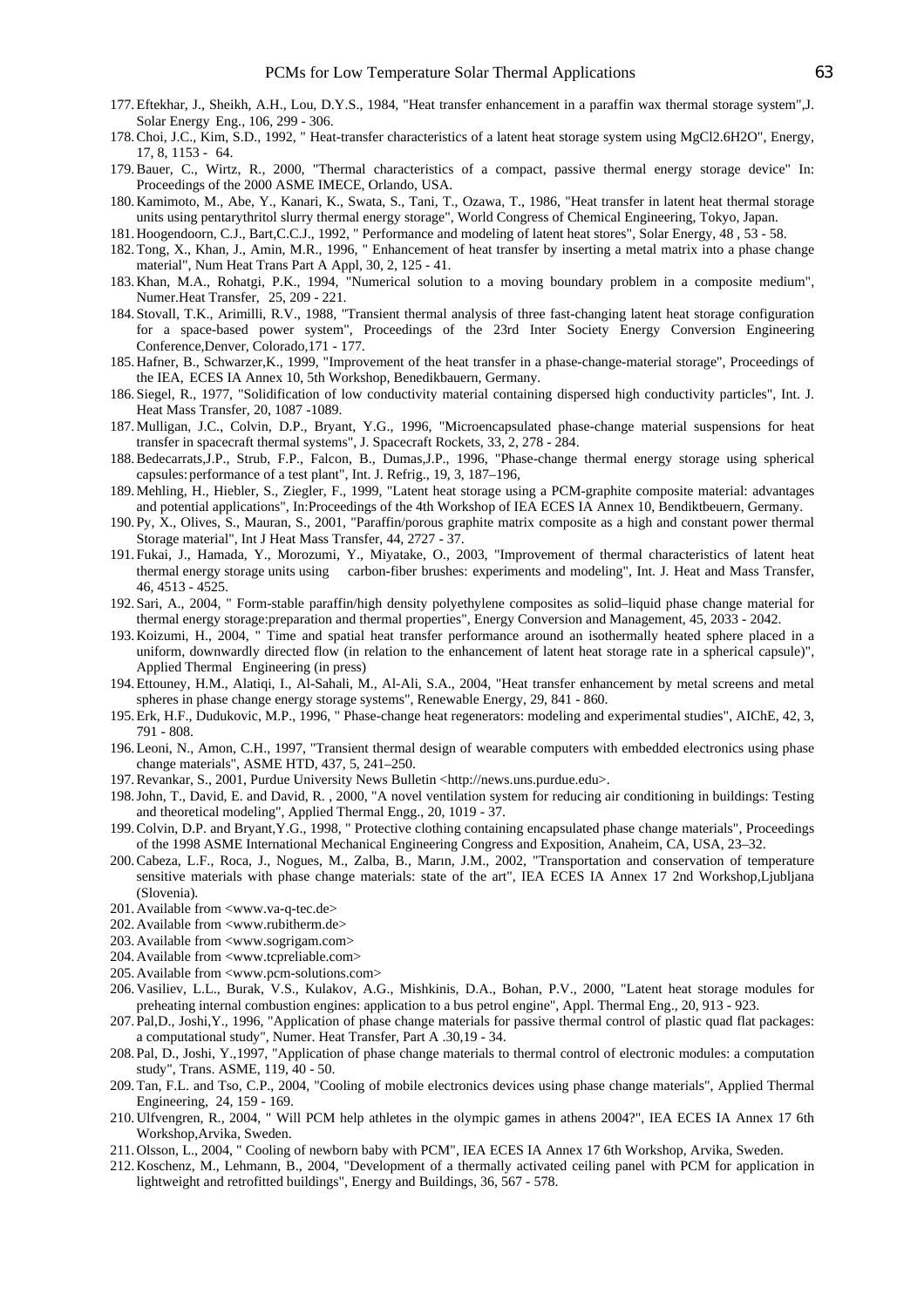177. Eftekhar, J., Sheikh, A.H., Lou, D.Y.S., 1984, "Heat transfer enhancement in a paraffin wax thermal storage system",J. Solar Energy Eng., 106, 299 - 306.
178. Choi, J.C., Kim, S.D., 1992, " Heat-transfer characteristics of a latent heat storage system using $MgCl_2.6H_2O$", Energy, 17, 8, 1153 - 64.
179. Bauer, C., Wirtz, R., 2000, "Thermal characteristics of a compact, passive thermal energy storage device" In: Proceedings of the 2000 ASME IMECE, Orlando, USA.
180. Kamimoto, M., Abe, Y., Kanari, K., Swata, S., Tani, T., Ozawa, T., 1986, "Heat transfer in latent heat thermal storage units using pentarythritol slurry thermal energy storage", World Congress of Chemical Engineering, Tokyo, Japan.
181. Hoogendoorn, C.J., Bart,C.C.J., 1992, " Performance and modeling of latent heat stores", Solar Energy, 48 , 53 - 58.
182. Tong, X., Khan, J., Amin, M.R., 1996, " Enhancement of heat transfer by inserting a metal matrix into a phase change material", Num Heat Trans Part A Appl, 30, 2, 125 - 41.
183. Khan, M.A., Rohatgi, P.K., 1994, "Numerical solution to a moving boundary problem in a composite medium", Numer.Heat Transfer, 25, 209 - 221.
184. Stovall, T.K., Arimilli, R.V., 1988, "Transient thermal analysis of three fast-changing latent heat storage configuration for a space-based power system", Proceedings of the 23rd Inter Society Energy Conversion Engineering Conference,Denver, Colorado,171 - 177.
185. Hafner, B., Schwarzer,K., 1999, "Improvement of the heat transfer in a phase-change-material storage", Proceedings of the IEA, ECES IA Annex 10, 5th Workshop, Benedikbauern, Germany.
186. Siegel, R., 1977, "Solidification of low conductivity material containing dispersed high conductivity particles", Int. J. Heat Mass Transfer, 20, 1087 -1089.
187. Mulligan, J.C., Colvin, D.P., Bryant, Y.G., 1996, "Microencapsulated phase-change material suspensions for heat transfer in spacecraft thermal systems", J. Spacecraft Rockets, 33, 2, 278 - 284.
188. Bedecarrats,J.P., Strub, F.P., Falcon, B., Dumas,J.P., 1996, "Phase-change thermal energy storage using spherical capsules: performance of a test plant", Int. J. Refrig., 19, 3, 187–196,
189. Mehling, H., Hiebler, S., Ziegler, F., 1999, "Latent heat storage using a PCM-graphite composite material: advantages and potential applications", In:Proceedings of the 4th Workshop of IEA ECES IA Annex 10, Bendiktbeuern, Germany.
190. Py, X., Olives, S., Mauran, S., 2001, "Paraffin/porous graphite matrix composite as a high and constant power thermal Storage material", Int J Heat Mass Transfer, 44, 2727 - 37.
191. Fukai, J., Hamada, Y., Morozumi, Y., Miyatake, O., 2003, "Improvement of thermal characteristics of latent heat thermal energy storage units using carbon-fiber brushes: experiments and modeling", Int. J. Heat and Mass Transfer, 46, 4513 - 4525.
192. Sari, A., 2004, " Form-stable paraffin/high density polyethylene composites as solid–liquid phase change material for thermal energy storage:preparation and thermal properties", Energy Conversion and Management, 45, 2033 - 2042.
193. Koizumi, H., 2004, " Time and spatial heat transfer performance around an isothermally heated sphere placed in a uniform, downwardly directed flow (in relation to the enhancement of latent heat storage rate in a spherical capsule)", Applied Thermal Engineering (in press)
194. Ettouney, H.M., Alatiqi, I., Al-Sahali, M., Al-Ali, S.A., 2004, "Heat transfer enhancement by metal screens and metal spheres in phase change energy storage systems", Renewable Energy, 29, 841 - 860.
195. Erk, H.F., Dudukovic, M.P., 1996, " Phase-change heat regenerators: modeling and experimental studies", AIChE, 42, 3, 791 - 808.
196. Leoni, N., Amon, C.H., 1997, "Transient thermal design of wearable computers with embedded electronics using phase change materials", ASME HTD, 437, 5, 241–250.
197. Revankar, S., 2001, Purdue University News Bulletin <http://news.uns.purdue.edu>.
198. John, T., David, E. and David, R. , 2000, "A novel ventilation system for reducing air conditioning in buildings: Testing and theoretical modeling", Applied Thermal Engg., 20, 1019 - 37.
199. Colvin, D.P. and Bryant,Y.G., 1998, " Protective clothing containing encapsulated phase change materials", Proceedings of the 1998 ASME International Mechanical Engineering Congress and Exposition, Anaheim, CA, USA, 23–32.
200. Cabeza, L.F., Roca, J., Nogues, M., Zalba, B., Marın, J.M., 2002, "Transportation and conservation of temperature sensitive materials with phase change materials: state of the art", IEA ECES IA Annex 17 2nd Workshop,Ljubljana (Slovenia).
201. Available from <www.va-q-tec.de>
202. Available from <www.rubitherm.de>
203. Available from <www.sogrigam.com>
204. Available from <www.tcpreliable.com>
205. Available from <www.pcm-solutions.com>
206. Vasiliev, L.L., Burak, V.S., Kulakov, A.G., Mishkinis, D.A., Bohan, P.V., 2000, "Latent heat storage modules for preheating internal combustion engines: application to a bus petrol engine", Appl. Thermal Eng., 20, 913 - 923.
207. Pal,D., Joshi,Y., 1996, "Application of phase change materials for passive thermal control of plastic quad flat packages: a computational study", Numer. Heat Transfer, Part A .30,19 - 34.
208. Pal, D., Joshi, Y.,1997, "Application of phase change materials to thermal control of electronic modules: a computation study", Trans. ASME, 119, 40 - 50.
209. Tan, F.L. and Tso, C.P., 2004, "Cooling of mobile electronics devices using phase change materials", Applied Thermal Engineering, 24, 159 - 169.
210. Ulfvengren, R., 2004, " Will PCM help athletes in the olympic games in athens 2004?", IEA ECES IA Annex 17 6th Workshop,Arvika, Sweden.
211. Olsson, L., 2004, " Cooling of newborn baby with PCM", IEA ECES IA Annex 17 6th Workshop, Arvika, Sweden.
212. Koschenz, M., Lehmann, B., 2004, "Development of a thermally activated ceiling panel with PCM for application in lightweight and retrofitted buildings", Energy and Buildings, 36, 567 - 578.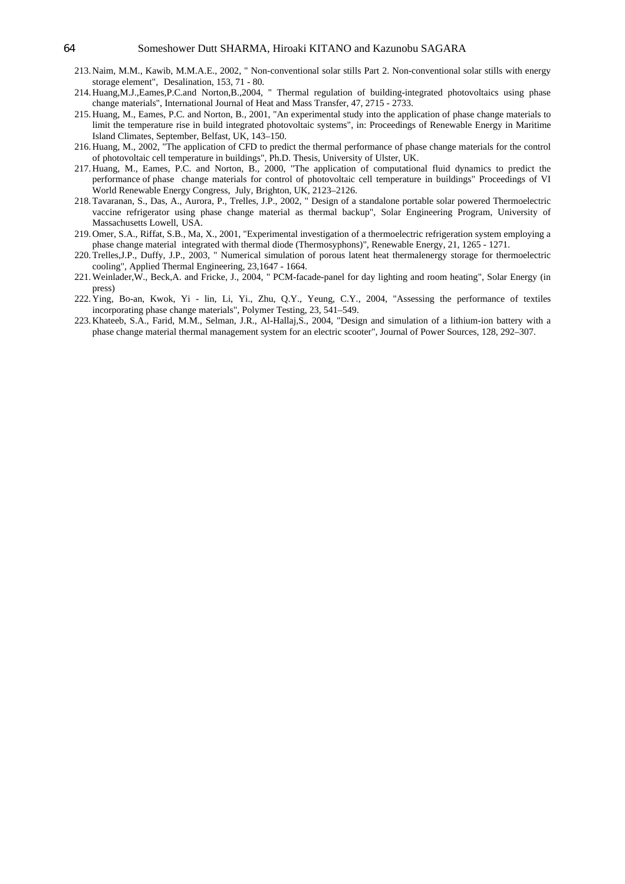213. Naim, M.M., Kawib, M.M.A.E., 2002, " Non-conventional solar stills Part 2. Non-conventional solar stills with energy storage element", Desalination, 153, 71 - 80.
214. Huang,M.J.,Eames,P.C.and Norton,B.,2004, " Thermal regulation of building-integrated photovoltaics using phase change materials", International Journal of Heat and Mass Transfer, 47, 2715 - 2733.
215. Huang, M., Eames, P.C. and Norton, B., 2001, "An experimental study into the application of phase change materials to limit the temperature rise in build integrated photovoltaic systems", in: Proceedings of Renewable Energy in Maritime Island Climates, September, Belfast, UK, 143–150.
216. Huang, M., 2002, "The application of CFD to predict the thermal performance of phase change materials for the control of photovoltaic cell temperature in buildings", Ph.D. Thesis, University of Ulster, UK.
217. Huang, M., Eames, P.C. and Norton, B., 2000, "The application of computational fluid dynamics to predict the performance of phase change materials for control of photovoltaic cell temperature in buildings" Proceedings of VI World Renewable Energy Congress, July, Brighton, UK, 2123–2126.
218. Tavaranan, S., Das, A., Aurora, P., Trelles, J.P., 2002, " Design of a standalone portable solar powered Thermoelectric vaccine refrigerator using phase change material as thermal backup", Solar Engineering Program, University of Massachusetts Lowell, USA.
219. Omer, S.A., Riffat, S.B., Ma, X., 2001, "Experimental investigation of a thermoelectric refrigeration system employing a phase change material integrated with thermal diode (Thermosyphons)", Renewable Energy, 21, 1265 - 1271.
220. Trelles,J.P., Duffy, J.P., 2003, " Numerical simulation of porous latent heat thermalenergy storage for thermoelectric cooling", Applied Thermal Engineering, 23,1647 - 1664.
221. Weinlader,W., Beck,A. and Fricke, J., 2004, " PCM-facade-panel for day lighting and room heating", Solar Energy (in press)
222. Ying, Bo-an, Kwok, Yi - lin, Li, Yi., Zhu, Q.Y., Yeung, C.Y., 2004, "Assessing the performance of textiles incorporating phase change materials", Polymer Testing, 23, 541–549.
223. Khateeb, S.A., Farid, M.M., Selman, J.R., Al-Hallaj,S., 2004, "Design and simulation of a lithium-ion battery with a phase change material thermal management system for an electric scooter", Journal of Power Sources, 128, 292–307.